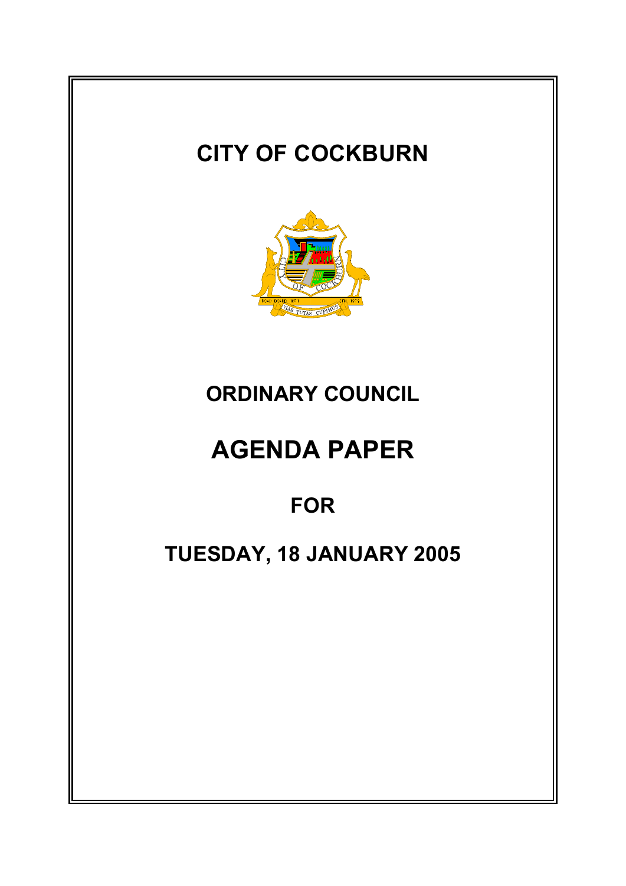# CITY OF COCKBURN

## ORDINARY COUNCIL

# AGENDA PAPER

## FOR

## TUESDAY, 18 JANUARY 2005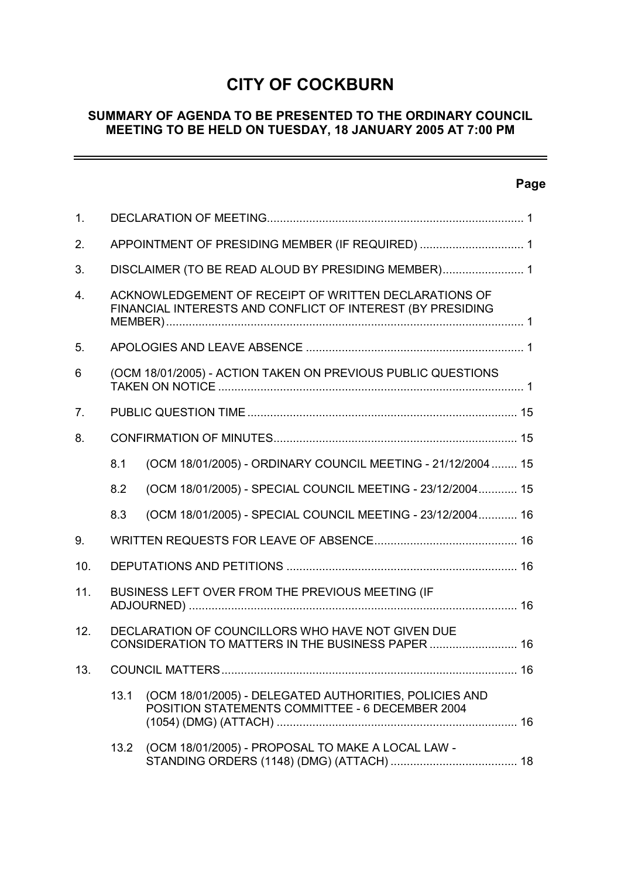# CITY OF COCKBURN

## SUMMARY OF AGENDA TO BE PRESENTED TO THE ORDINARY COUNCIL MEETING TO BE HELD ON TUESDAY, 18 JANUARY 2005 AT 7:00 PM

| | | | Page |
|---|---|---|---|
| 1. | DECLARATION OF MEETING | | 1 |
| 2. | APPOINTMENT OF PRESIDING MEMBER (IF REQUIRED) | | 1 |
| 3. | DISCLAIMER (TO BE READ ALOUD BY PRESIDING MEMBER) | | 1 |
| 4. | ACKNOWLEDGEMENT OF RECEIPT OF WRITTEN DECLARATIONS OF FINANCIAL INTERESTS AND CONFLICT OF INTEREST (BY PRESIDING MEMBER) | | 1 |
| 5. | APOLOGIES AND LEAVE ABSENCE | | 1 |
| 6 | (OCM 18/01/2005) - ACTION TAKEN ON PREVIOUS PUBLIC QUESTIONS TAKEN ON NOTICE | | 1 |
| 7. | PUBLIC QUESTION TIME | | 15 |
| 8. | CONFIRMATION OF MINUTES | | 15 |
| | 8.1 | (OCM 18/01/2005) - ORDINARY COUNCIL MEETING - 21/12/2004 | 15 |
| | 8.2 | (OCM 18/01/2005) - SPECIAL COUNCIL MEETING - 23/12/2004 | 15 |
| | 8.3 | (OCM 18/01/2005) - SPECIAL COUNCIL MEETING - 23/12/2004 | 16 |
| 9. | WRITTEN REQUESTS FOR LEAVE OF ABSENCE | | 16 |
| 10. | DEPUTATIONS AND PETITIONS | | 16 |
| 11. | BUSINESS LEFT OVER FROM THE PREVIOUS MEETING (IF ADJOURNED) | | 16 |
| 12. | DECLARATION OF COUNCILLORS WHO HAVE NOT GIVEN DUE CONSIDERATION TO MATTERS IN THE BUSINESS PAPER | | 16 |
| 13. | COUNCIL MATTERS | | 16 |
| | 13.1 | (OCM 18/01/2005) - DELEGATED AUTHORITIES, POLICIES AND POSITION STATEMENTS COMMITTEE - 6 DECEMBER 2004 (1054) (DMG) (ATTACH) | 16 |
| | 13.2 | (OCM 18/01/2005) - PROPOSAL TO MAKE A LOCAL LAW - STANDING ORDERS (1148) (DMG) (ATTACH) | 18 |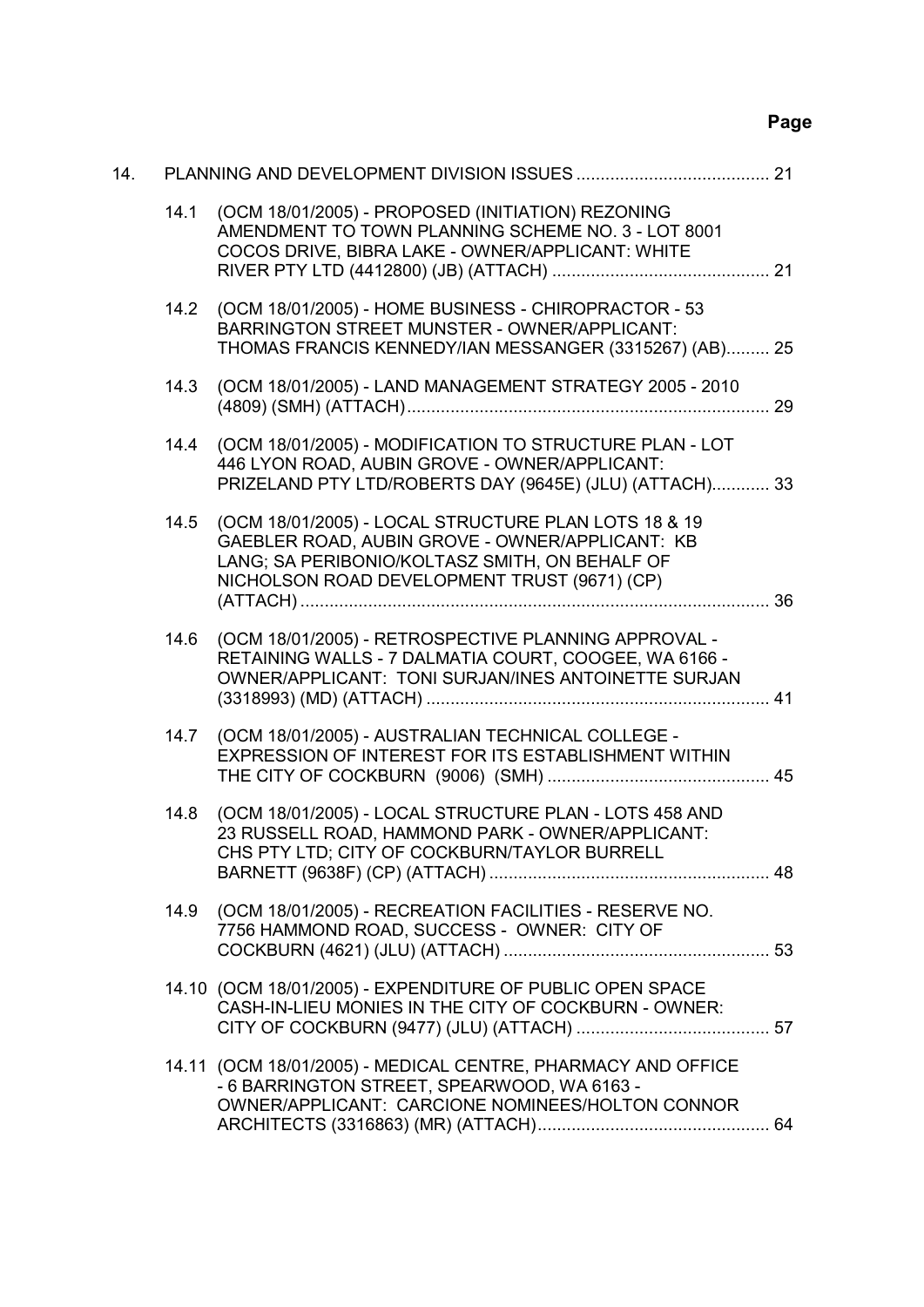| | | | Page |
|---|---|---|---|
| 14. | | PLANNING AND DEVELOPMENT DIVISION ISSUES | 21 |
| | 14.1 | (OCM 18/01/2005) - PROPOSED (INITIATION) REZONING AMENDMENT TO TOWN PLANNING SCHEME NO. 3 - LOT 8001 COCOS DRIVE, BIBRA LAKE - OWNER/APPLICANT: WHITE RIVER PTY LTD (4412800) (JB) (ATTACH) | 21 |
| | 14.2 | (OCM 18/01/2005) - HOME BUSINESS - CHIROPRACTOR - 53 BARRINGTON STREET MUNSTER - OWNER/APPLICANT: THOMAS FRANCIS KENNEDY/IAN MESSANGER (3315267) (AB) | 25 |
| | 14.3 | (OCM 18/01/2005) - LAND MANAGEMENT STRATEGY 2005 - 2010 (4809) (SMH) (ATTACH) | 29 |
| | 14.4 | (OCM 18/01/2005) - MODIFICATION TO STRUCTURE PLAN - LOT 446 LYON ROAD, AUBIN GROVE - OWNER/APPLICANT: PRIZELAND PTY LTD/ROBERTS DAY (9645E) (JLU) (ATTACH) | 33 |
| | 14.5 | (OCM 18/01/2005) - LOCAL STRUCTURE PLAN LOTS 18 & 19 GAEBLER ROAD, AUBIN GROVE - OWNER/APPLICANT: KB LANG; SA PERIBONIO/KOLTASZ SMITH, ON BEHALF OF NICHOLSON ROAD DEVELOPMENT TRUST (9671) (CP) (ATTACH) | 36 |
| | 14.6 | (OCM 18/01/2005) - RETROSPECTIVE PLANNING APPROVAL - RETAINING WALLS - 7 DALMATIA COURT, COOGEE, WA 6166 - OWNER/APPLICANT: TONI SURJAN/INES ANTOINETTE SURJAN (3318993) (MD) (ATTACH) | 41 |
| | 14.7 | (OCM 18/01/2005) - AUSTRALIAN TECHNICAL COLLEGE - EXPRESSION OF INTEREST FOR ITS ESTABLISHMENT WITHIN THE CITY OF COCKBURN (9006) (SMH) | 45 |
| | 14.8 | (OCM 18/01/2005) - LOCAL STRUCTURE PLAN - LOTS 458 AND 23 RUSSELL ROAD, HAMMOND PARK - OWNER/APPLICANT: CHS PTY LTD; CITY OF COCKBURN/TAYLOR BURRELL BARNETT (9638F) (CP) (ATTACH) | 48 |
| | 14.9 | (OCM 18/01/2005) - RECREATION FACILITIES - RESERVE NO. 7756 HAMMOND ROAD, SUCCESS - OWNER: CITY OF COCKBURN (4621) (JLU) (ATTACH) | 53 |
| | 14.10 | (OCM 18/01/2005) - EXPENDITURE OF PUBLIC OPEN SPACE CASH-IN-LIEU MONIES IN THE CITY OF COCKBURN - OWNER: CITY OF COCKBURN (9477) (JLU) (ATTACH) | 57 |
| | 14.11 | (OCM 18/01/2005) - MEDICAL CENTRE, PHARMACY AND OFFICE - 6 BARRINGTON STREET, SPEARWOOD, WA 6163 - OWNER/APPLICANT: CARCIONE NOMINEES/HOLTON CONNOR ARCHITECTS (3316863) (MR) (ATTACH) | 64 |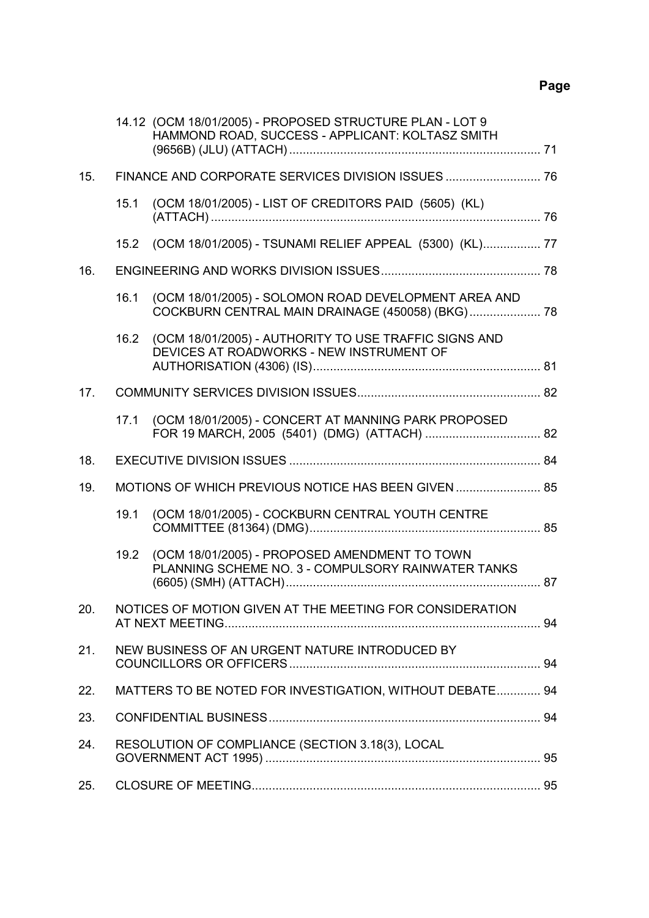**Page**

|  |  |  |  |
|---|---|---|---|
|  | 14.12 | (OCM 18/01/2005) - PROPOSED STRUCTURE PLAN - LOT 9 HAMMOND ROAD, SUCCESS - APPLICANT: KOLTASZ SMITH (9656B) (JLU) (ATTACH) | 71 |
| 15. | FINANCE AND CORPORATE SERVICES DIVISION ISSUES |  | 76 |
|  | 15.1 | (OCM 18/01/2005) - LIST OF CREDITORS PAID (5605) (KL) (ATTACH) | 76 |
|  | 15.2 | (OCM 18/01/2005) - TSUNAMI RELIEF APPEAL (5300) (KL) | 77 |
| 16. | ENGINEERING AND WORKS DIVISION ISSUES |  | 78 |
|  | 16.1 | (OCM 18/01/2005) - SOLOMON ROAD DEVELOPMENT AREA AND COCKBURN CENTRAL MAIN DRAINAGE (450058) (BKG) | 78 |
|  | 16.2 | (OCM 18/01/2005) - AUTHORITY TO USE TRAFFIC SIGNS AND DEVICES AT ROADWORKS - NEW INSTRUMENT OF AUTHORISATION (4306) (IS) | 81 |
| 17. | COMMUNITY SERVICES DIVISION ISSUES |  | 82 |
|  | 17.1 | (OCM 18/01/2005) - CONCERT AT MANNING PARK PROPOSED FOR 19 MARCH, 2005 (5401) (DMG) (ATTACH) | 82 |
| 18. | EXECUTIVE DIVISION ISSUES |  | 84 |
| 19. | MOTIONS OF WHICH PREVIOUS NOTICE HAS BEEN GIVEN |  | 85 |
|  | 19.1 | (OCM 18/01/2005) - COCKBURN CENTRAL YOUTH CENTRE COMMITTEE (81364) (DMG) | 85 |
|  | 19.2 | (OCM 18/01/2005) - PROPOSED AMENDMENT TO TOWN PLANNING SCHEME NO. 3 - COMPULSORY RAINWATER TANKS (6605) (SMH) (ATTACH) | 87 |
| 20. | NOTICES OF MOTION GIVEN AT THE MEETING FOR CONSIDERATION AT NEXT MEETING |  | 94 |
| 21. | NEW BUSINESS OF AN URGENT NATURE INTRODUCED BY COUNCILLORS OR OFFICERS |  | 94 |
| 22. | MATTERS TO BE NOTED FOR INVESTIGATION, WITHOUT DEBATE |  | 94 |
| 23. | CONFIDENTIAL BUSINESS |  | 94 |
| 24. | RESOLUTION OF COMPLIANCE (SECTION 3.18(3), LOCAL GOVERNMENT ACT 1995) |  | 95 |
| 25. | CLOSURE OF MEETING |  | 95 |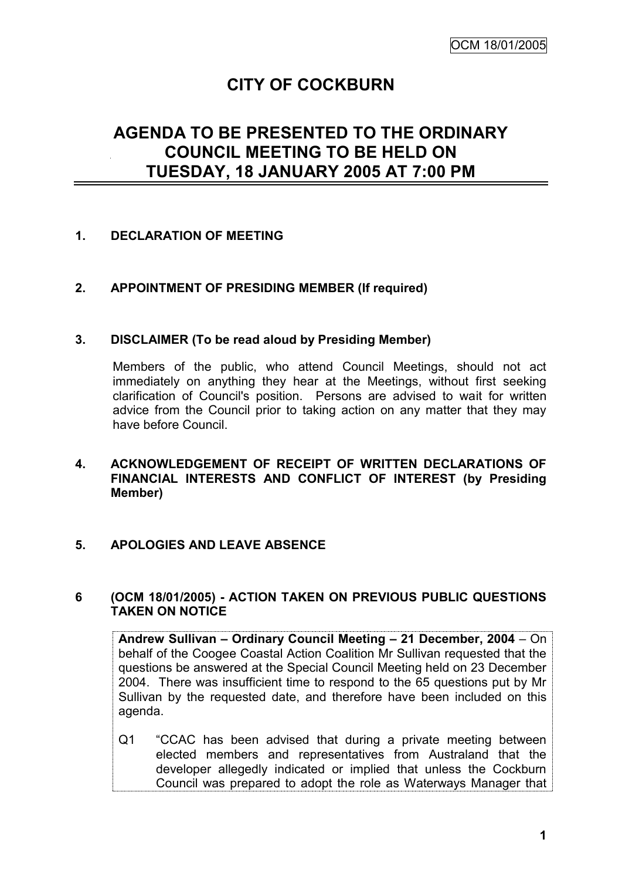# CITY OF COCKBURN

## AGENDA TO BE PRESENTED TO THE ORDINARY COUNCIL MEETING TO BE HELD ON TUESDAY, 18 JANUARY 2005 AT 7:00 PM

**1. DECLARATION OF MEETING**

**2. APPOINTMENT OF PRESIDING MEMBER (If required)**

**3. DISCLAIMER (To be read aloud by Presiding Member)**

Members of the public, who attend Council Meetings, should not act immediately on anything they hear at the Meetings, without first seeking clarification of Council's position. Persons are advised to wait for written advice from the Council prior to taking action on any matter that they may have before Council.

**4. ACKNOWLEDGEMENT OF RECEIPT OF WRITTEN DECLARATIONS OF FINANCIAL INTERESTS AND CONFLICT OF INTEREST (by Presiding Member)**

**5. APOLOGIES AND LEAVE ABSENCE**

**6 (OCM 18/01/2005) - ACTION TAKEN ON PREVIOUS PUBLIC QUESTIONS TAKEN ON NOTICE**

**Andrew Sullivan – Ordinary Council Meeting – 21 December, 2004** – On behalf of the Coogee Coastal Action Coalition Mr Sullivan requested that the questions be answered at the Special Council Meeting held on 23 December 2004. There was insufficient time to respond to the 65 questions put by Mr Sullivan by the requested date, and therefore have been included on this agenda.

Q1 "CCAC has been advised that during a private meeting between elected members and representatives from Australand that the developer allegedly indicated or implied that unless the Cockburn Council was prepared to adopt the role as Waterways Manager that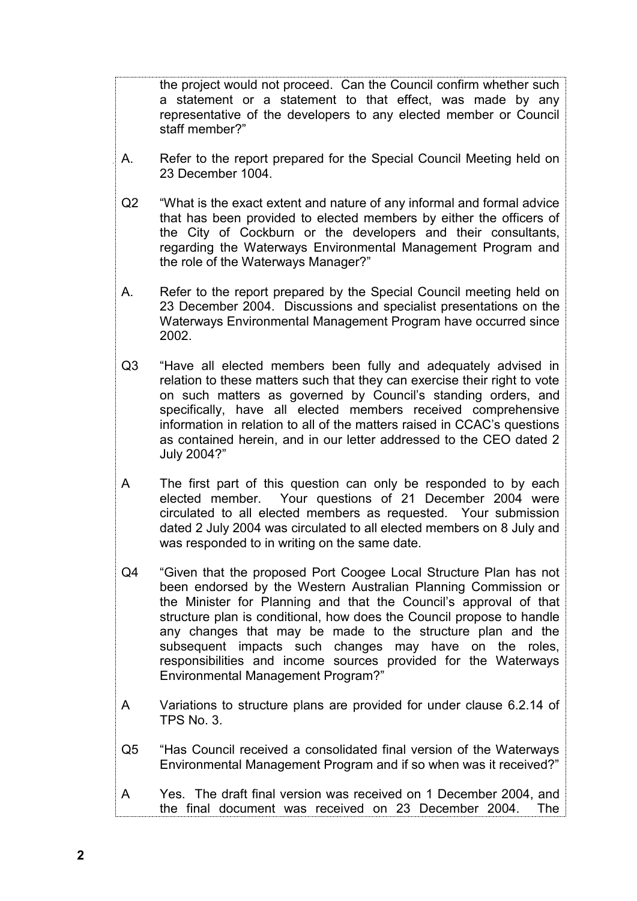the project would not proceed. Can the Council confirm whether such a statement or a statement to that effect, was made by any representative of the developers to any elected member or Council staff member?"

A. Refer to the report prepared for the Special Council Meeting held on 23 December 1004.

Q2 "What is the exact extent and nature of any informal and formal advice that has been provided to elected members by either the officers of the City of Cockburn or the developers and their consultants, regarding the Waterways Environmental Management Program and the role of the Waterways Manager?"

A. Refer to the report prepared by the Special Council meeting held on 23 December 2004. Discussions and specialist presentations on the Waterways Environmental Management Program have occurred since 2002.

Q3 "Have all elected members been fully and adequately advised in relation to these matters such that they can exercise their right to vote on such matters as governed by Council's standing orders, and specifically, have all elected members received comprehensive information in relation to all of the matters raised in CCAC's questions as contained herein, and in our letter addressed to the CEO dated 2 July 2004?"

A The first part of this question can only be responded to by each elected member. Your questions of 21 December 2004 were circulated to all elected members as requested. Your submission dated 2 July 2004 was circulated to all elected members on 8 July and was responded to in writing on the same date.

Q4 "Given that the proposed Port Coogee Local Structure Plan has not been endorsed by the Western Australian Planning Commission or the Minister for Planning and that the Council's approval of that structure plan is conditional, how does the Council propose to handle any changes that may be made to the structure plan and the subsequent impacts such changes may have on the roles, responsibilities and income sources provided for the Waterways Environmental Management Program?"

A Variations to structure plans are provided for under clause 6.2.14 of TPS No. 3.

Q5 "Has Council received a consolidated final version of the Waterways Environmental Management Program and if so when was it received?"

A Yes. The draft final version was received on 1 December 2004, and the final document was received on 23 December 2004. The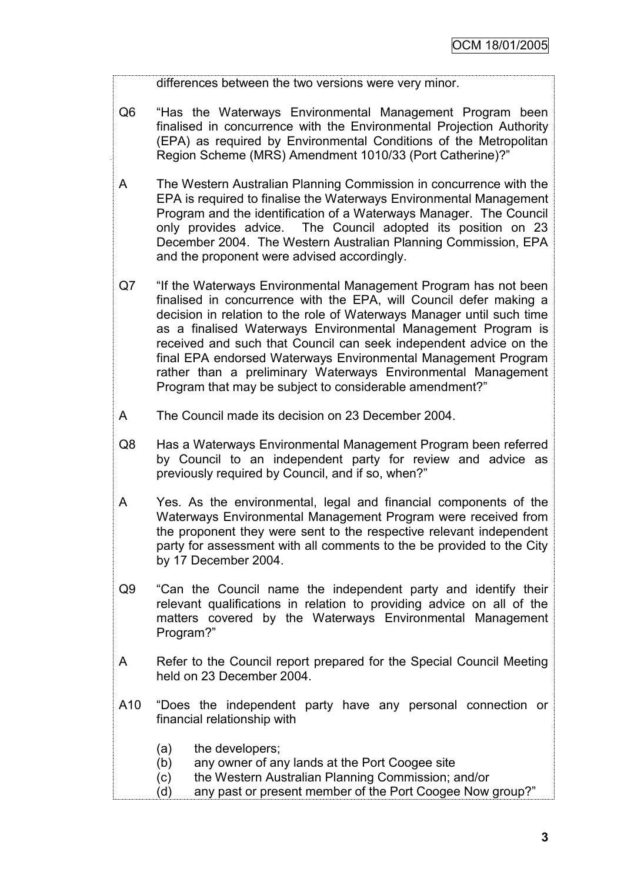differences between the two versions were very minor.

Q6 "Has the Waterways Environmental Management Program been finalised in concurrence with the Environmental Projection Authority (EPA) as required by Environmental Conditions of the Metropolitan Region Scheme (MRS) Amendment 1010/33 (Port Catherine)?"

A The Western Australian Planning Commission in concurrence with the EPA is required to finalise the Waterways Environmental Management Program and the identification of a Waterways Manager. The Council only provides advice. The Council adopted its position on 23 December 2004. The Western Australian Planning Commission, EPA and the proponent were advised accordingly.

Q7 "If the Waterways Environmental Management Program has not been finalised in concurrence with the EPA, will Council defer making a decision in relation to the role of Waterways Manager until such time as a finalised Waterways Environmental Management Program is received and such that Council can seek independent advice on the final EPA endorsed Waterways Environmental Management Program rather than a preliminary Waterways Environmental Management Program that may be subject to considerable amendment?"

A The Council made its decision on 23 December 2004.

Q8 Has a Waterways Environmental Management Program been referred by Council to an independent party for review and advice as previously required by Council, and if so, when?"

A Yes. As the environmental, legal and financial components of the Waterways Environmental Management Program were received from the proponent they were sent to the respective relevant independent party for assessment with all comments to the be provided to the City by 17 December 2004.

Q9 "Can the Council name the independent party and identify their relevant qualifications in relation to providing advice on all of the matters covered by the Waterways Environmental Management Program?"

A Refer to the Council report prepared for the Special Council Meeting held on 23 December 2004.

A10 "Does the independent party have any personal connection or financial relationship with

(a) the developers;
(b) any owner of any lands at the Port Coogee site
(c) the Western Australian Planning Commission; and/or
(d) any past or present member of the Port Coogee Now group?"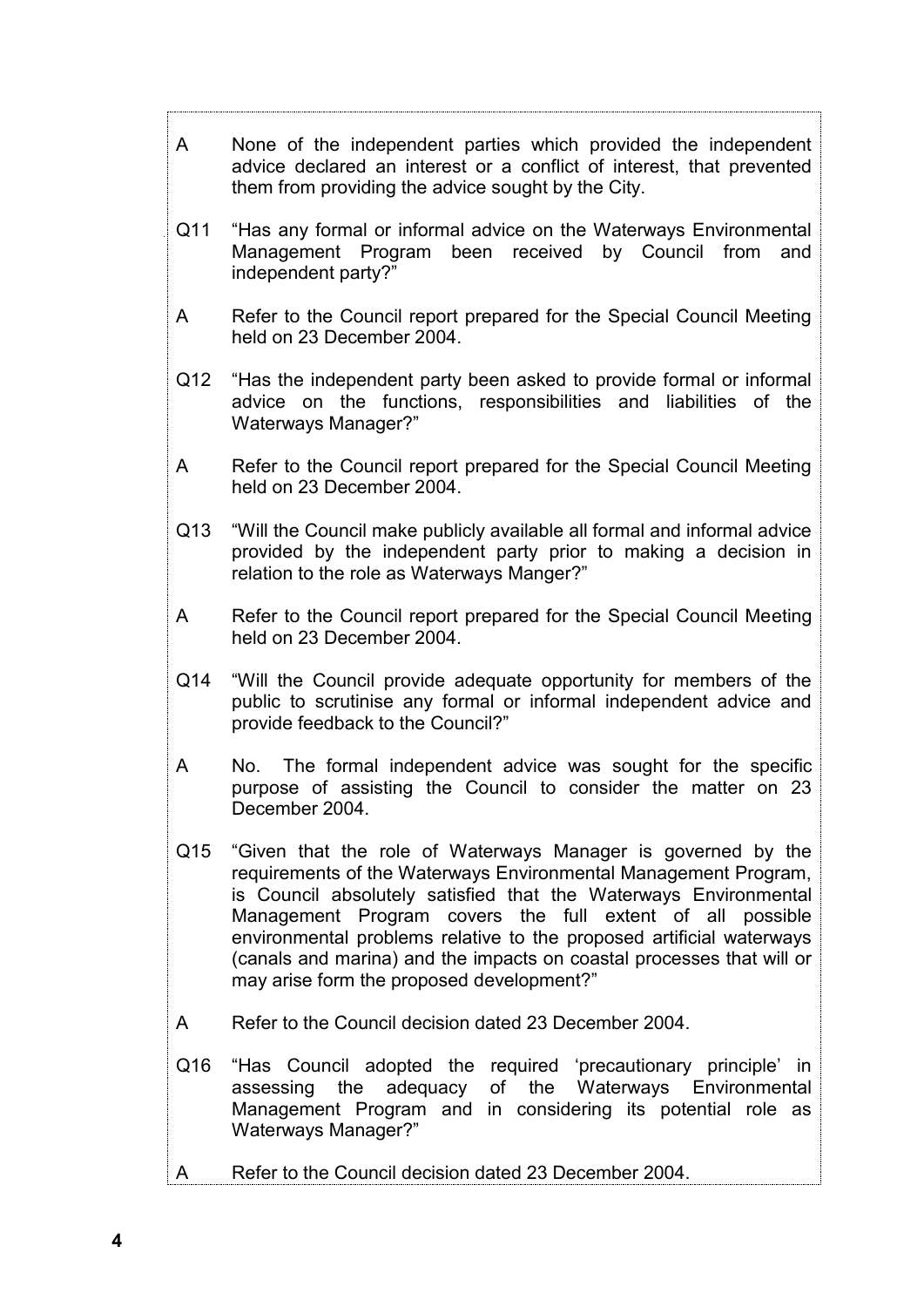A None of the independent parties which provided the independent advice declared an interest or a conflict of interest, that prevented them from providing the advice sought by the City.

Q11 "Has any formal or informal advice on the Waterways Environmental Management Program been received by Council from and independent party?"

A Refer to the Council report prepared for the Special Council Meeting held on 23 December 2004.

Q12 "Has the independent party been asked to provide formal or informal advice on the functions, responsibilities and liabilities of the Waterways Manager?"

A Refer to the Council report prepared for the Special Council Meeting held on 23 December 2004.

Q13 "Will the Council make publicly available all formal and informal advice provided by the independent party prior to making a decision in relation to the role as Waterways Manger?"

A Refer to the Council report prepared for the Special Council Meeting held on 23 December 2004.

Q14 "Will the Council provide adequate opportunity for members of the public to scrutinise any formal or informal independent advice and provide feedback to the Council?"

A No. The formal independent advice was sought for the specific purpose of assisting the Council to consider the matter on 23 December 2004.

Q15 "Given that the role of Waterways Manager is governed by the requirements of the Waterways Environmental Management Program, is Council absolutely satisfied that the Waterways Environmental Management Program covers the full extent of all possible environmental problems relative to the proposed artificial waterways (canals and marina) and the impacts on coastal processes that will or may arise form the proposed development?"

A Refer to the Council decision dated 23 December 2004.

Q16 "Has Council adopted the required 'precautionary principle' in assessing the adequacy of the Waterways Environmental Management Program and in considering its potential role as Waterways Manager?"

A Refer to the Council decision dated 23 December 2004.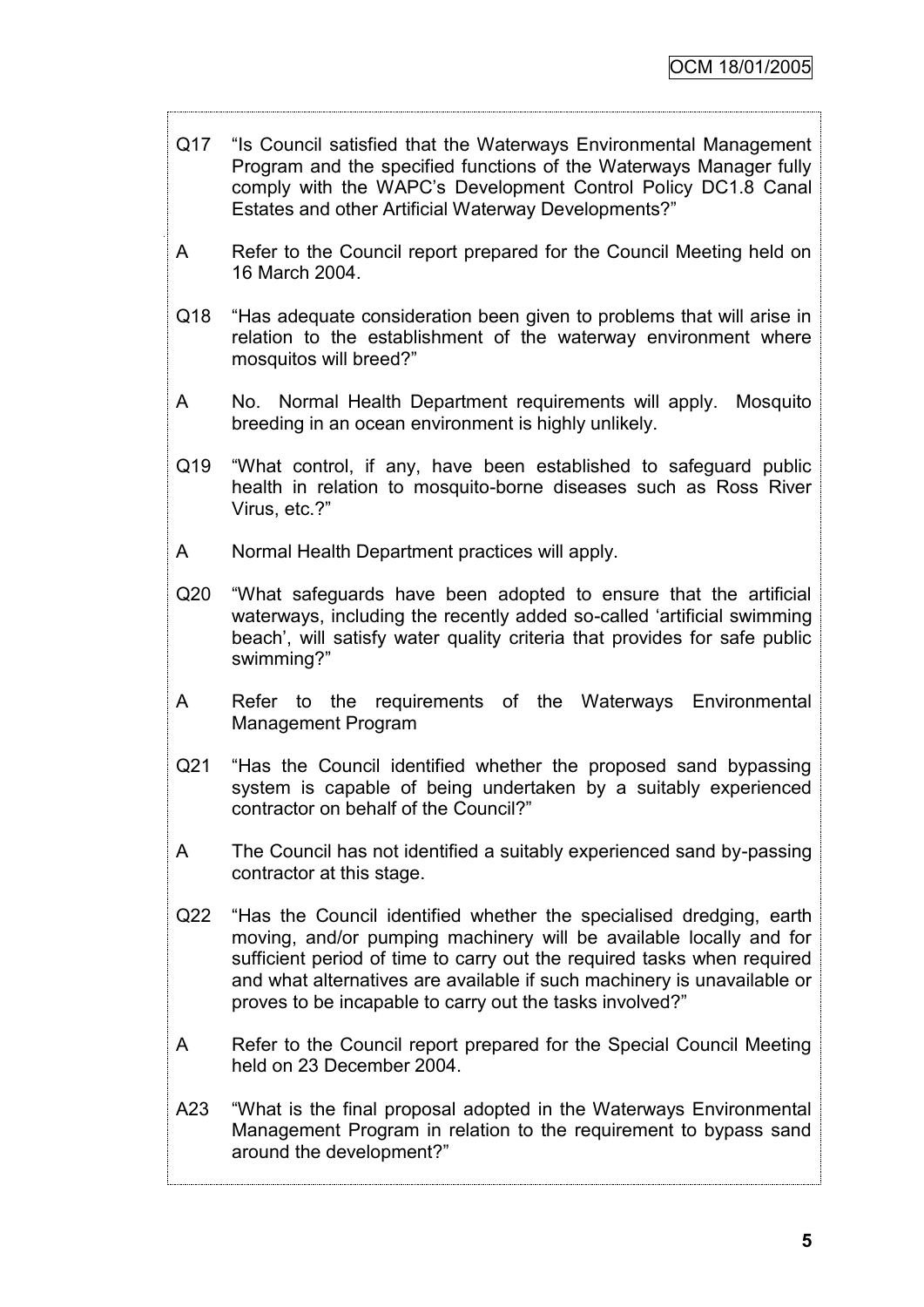Q17 "Is Council satisfied that the Waterways Environmental Management Program and the specified functions of the Waterways Manager fully comply with the WAPC's Development Control Policy DC1.8 Canal Estates and other Artificial Waterway Developments?"

A Refer to the Council report prepared for the Council Meeting held on 16 March 2004.

Q18 "Has adequate consideration been given to problems that will arise in relation to the establishment of the waterway environment where mosquitos will breed?"

A No. Normal Health Department requirements will apply. Mosquito breeding in an ocean environment is highly unlikely.

Q19 "What control, if any, have been established to safeguard public health in relation to mosquito-borne diseases such as Ross River Virus, etc.?"

A Normal Health Department practices will apply.

Q20 "What safeguards have been adopted to ensure that the artificial waterways, including the recently added so-called 'artificial swimming beach', will satisfy water quality criteria that provides for safe public swimming?"

A Refer to the requirements of the Waterways Environmental Management Program

Q21 "Has the Council identified whether the proposed sand bypassing system is capable of being undertaken by a suitably experienced contractor on behalf of the Council?"

A The Council has not identified a suitably experienced sand by-passing contractor at this stage.

Q22 "Has the Council identified whether the specialised dredging, earth moving, and/or pumping machinery will be available locally and for sufficient period of time to carry out the required tasks when required and what alternatives are available if such machinery is unavailable or proves to be incapable to carry out the tasks involved?"

A Refer to the Council report prepared for the Special Council Meeting held on 23 December 2004.

A23 "What is the final proposal adopted in the Waterways Environmental Management Program in relation to the requirement to bypass sand around the development?"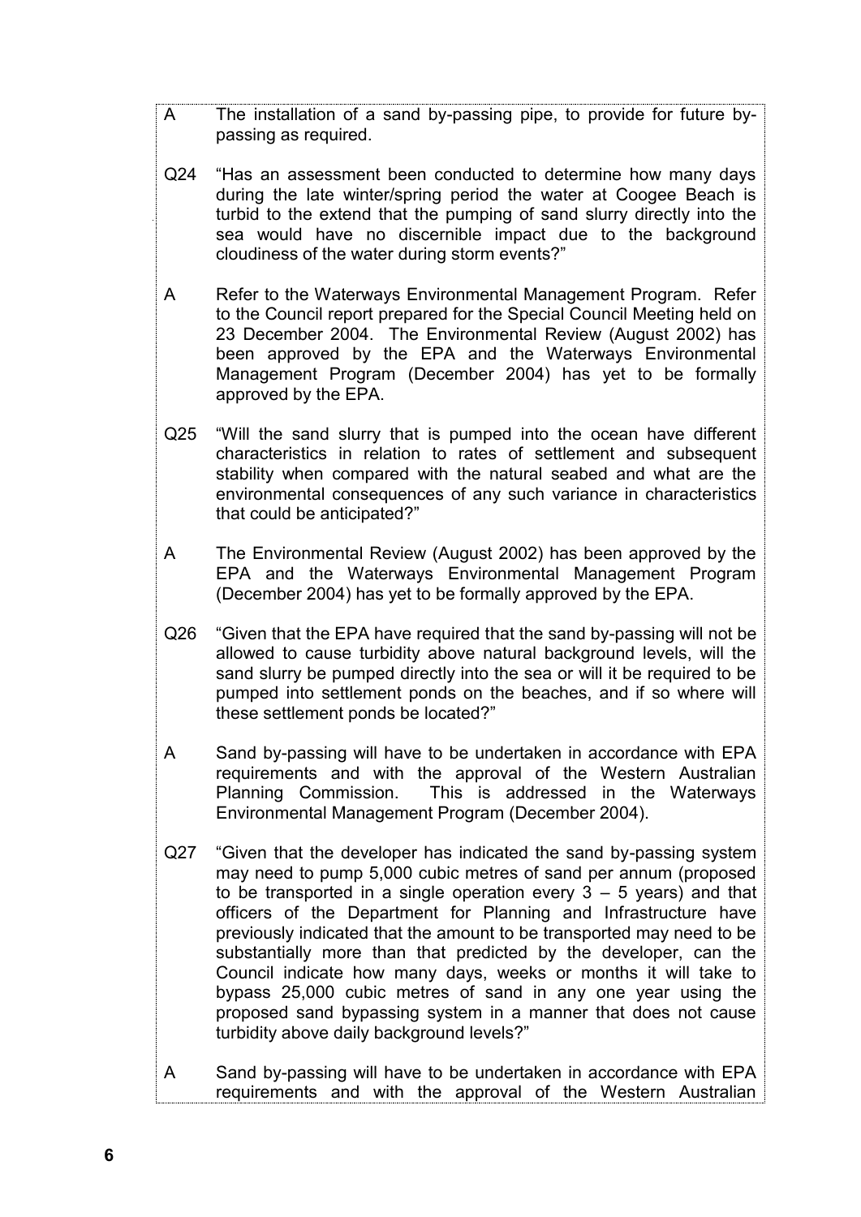A The installation of a sand by-passing pipe, to provide for future by-passing as required.

Q24 "Has an assessment been conducted to determine how many days during the late winter/spring period the water at Coogee Beach is turbid to the extend that the pumping of sand slurry directly into the sea would have no discernible impact due to the background cloudiness of the water during storm events?"

A Refer to the Waterways Environmental Management Program. Refer to the Council report prepared for the Special Council Meeting held on 23 December 2004. The Environmental Review (August 2002) has been approved by the EPA and the Waterways Environmental Management Program (December 2004) has yet to be formally approved by the EPA.

Q25 "Will the sand slurry that is pumped into the ocean have different characteristics in relation to rates of settlement and subsequent stability when compared with the natural seabed and what are the environmental consequences of any such variance in characteristics that could be anticipated?"

A The Environmental Review (August 2002) has been approved by the EPA and the Waterways Environmental Management Program (December 2004) has yet to be formally approved by the EPA.

Q26 "Given that the EPA have required that the sand by-passing will not be allowed to cause turbidity above natural background levels, will the sand slurry be pumped directly into the sea or will it be required to be pumped into settlement ponds on the beaches, and if so where will these settlement ponds be located?"

A Sand by-passing will have to be undertaken in accordance with EPA requirements and with the approval of the Western Australian Planning Commission. This is addressed in the Waterways Environmental Management Program (December 2004).

Q27 "Given that the developer has indicated the sand by-passing system may need to pump 5,000 cubic metres of sand per annum (proposed to be transported in a single operation every 3 – 5 years) and that officers of the Department for Planning and Infrastructure have previously indicated that the amount to be transported may need to be substantially more than that predicted by the developer, can the Council indicate how many days, weeks or months it will take to bypass 25,000 cubic metres of sand in any one year using the proposed sand bypassing system in a manner that does not cause turbidity above daily background levels?"

A Sand by-passing will have to be undertaken in accordance with EPA requirements and with the approval of the Western Australian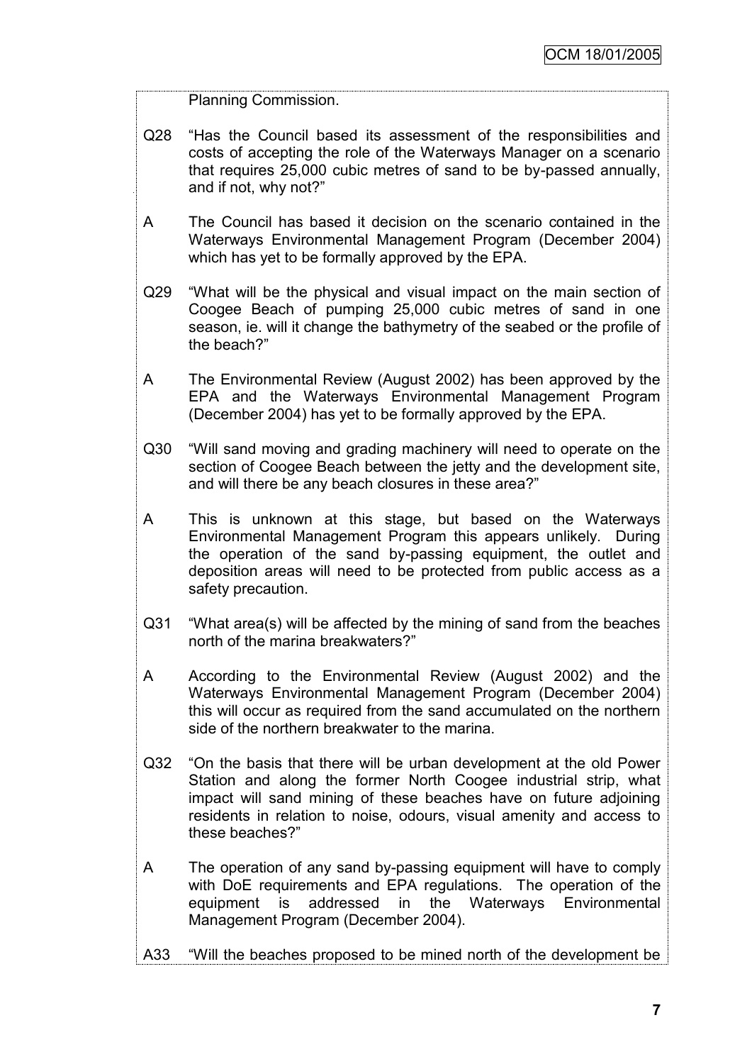Planning Commission.

Q28 "Has the Council based its assessment of the responsibilities and costs of accepting the role of the Waterways Manager on a scenario that requires 25,000 cubic metres of sand to be by-passed annually, and if not, why not?"

A The Council has based it decision on the scenario contained in the Waterways Environmental Management Program (December 2004) which has yet to be formally approved by the EPA.

Q29 "What will be the physical and visual impact on the main section of Coogee Beach of pumping 25,000 cubic metres of sand in one season, ie. will it change the bathymetry of the seabed or the profile of the beach?"

A The Environmental Review (August 2002) has been approved by the EPA and the Waterways Environmental Management Program (December 2004) has yet to be formally approved by the EPA.

Q30 "Will sand moving and grading machinery will need to operate on the section of Coogee Beach between the jetty and the development site, and will there be any beach closures in these area?"

A This is unknown at this stage, but based on the Waterways Environmental Management Program this appears unlikely. During the operation of the sand by-passing equipment, the outlet and deposition areas will need to be protected from public access as a safety precaution.

Q31 "What area(s) will be affected by the mining of sand from the beaches north of the marina breakwaters?"

A According to the Environmental Review (August 2002) and the Waterways Environmental Management Program (December 2004) this will occur as required from the sand accumulated on the northern side of the northern breakwater to the marina.

Q32 "On the basis that there will be urban development at the old Power Station and along the former North Coogee industrial strip, what impact will sand mining of these beaches have on future adjoining residents in relation to noise, odours, visual amenity and access to these beaches?"

A The operation of any sand by-passing equipment will have to comply with DoE requirements and EPA regulations. The operation of the equipment is addressed in the Waterways Environmental Management Program (December 2004).

A33 "Will the beaches proposed to be mined north of the development be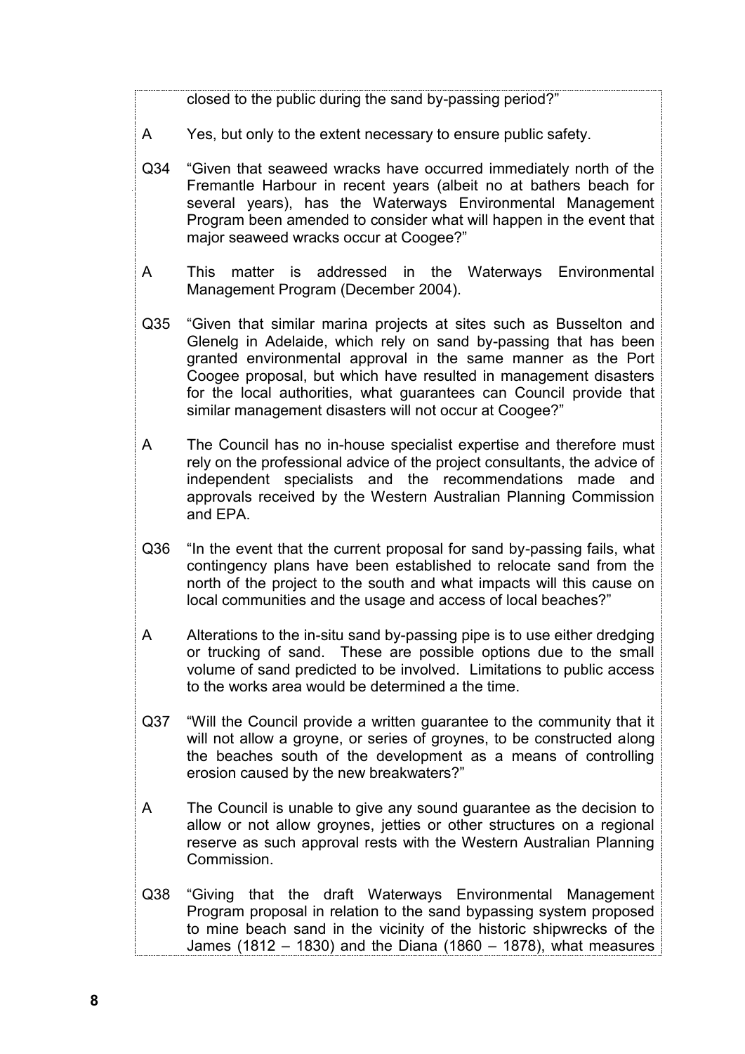closed to the public during the sand by-passing period?"

A Yes, but only to the extent necessary to ensure public safety.

Q34 "Given that seaweed wracks have occurred immediately north of the Fremantle Harbour in recent years (albeit no at bathers beach for several years), has the Waterways Environmental Management Program been amended to consider what will happen in the event that major seaweed wracks occur at Coogee?"

A This matter is addressed in the Waterways Environmental Management Program (December 2004).

Q35 "Given that similar marina projects at sites such as Busselton and Glenelg in Adelaide, which rely on sand by-passing that has been granted environmental approval in the same manner as the Port Coogee proposal, but which have resulted in management disasters for the local authorities, what guarantees can Council provide that similar management disasters will not occur at Coogee?"

A The Council has no in-house specialist expertise and therefore must rely on the professional advice of the project consultants, the advice of independent specialists and the recommendations made and approvals received by the Western Australian Planning Commission and EPA.

Q36 "In the event that the current proposal for sand by-passing fails, what contingency plans have been established to relocate sand from the north of the project to the south and what impacts will this cause on local communities and the usage and access of local beaches?"

A Alterations to the in-situ sand by-passing pipe is to use either dredging or trucking of sand. These are possible options due to the small volume of sand predicted to be involved. Limitations to public access to the works area would be determined a the time.

Q37 "Will the Council provide a written guarantee to the community that it will not allow a groyne, or series of groynes, to be constructed along the beaches south of the development as a means of controlling erosion caused by the new breakwaters?"

A The Council is unable to give any sound guarantee as the decision to allow or not allow groynes, jetties or other structures on a regional reserve as such approval rests with the Western Australian Planning Commission.

Q38 "Giving that the draft Waterways Environmental Management Program proposal in relation to the sand bypassing system proposed to mine beach sand in the vicinity of the historic shipwrecks of the James (1812 – 1830) and the Diana (1860 – 1878), what measures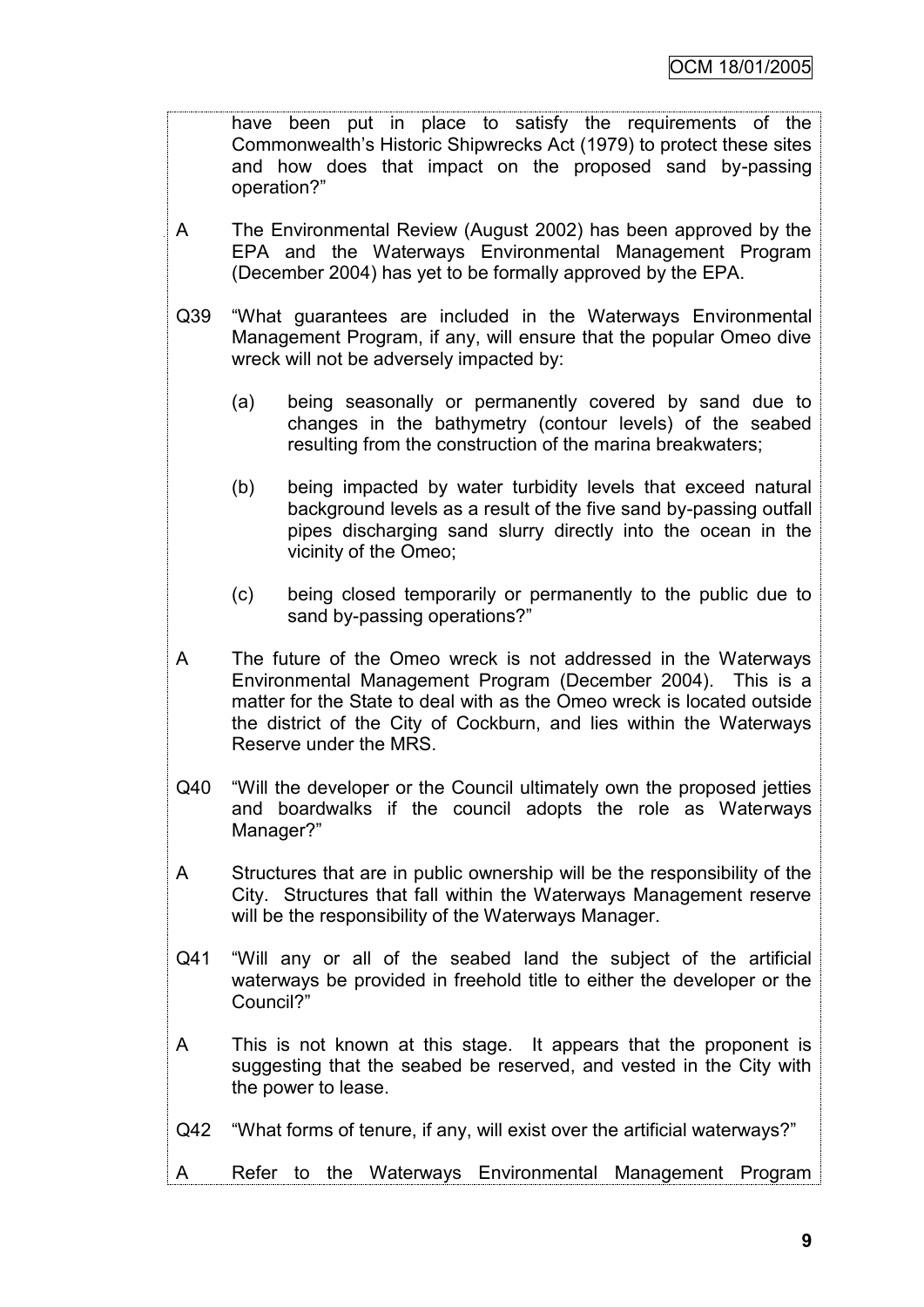have been put in place to satisfy the requirements of the Commonwealth's Historic Shipwrecks Act (1979) to protect these sites and how does that impact on the proposed sand by-passing operation?"

A The Environmental Review (August 2002) has been approved by the EPA and the Waterways Environmental Management Program (December 2004) has yet to be formally approved by the EPA.

Q39 "What guarantees are included in the Waterways Environmental Management Program, if any, will ensure that the popular Omeo dive wreck will not be adversely impacted by:

(a) being seasonally or permanently covered by sand due to changes in the bathymetry (contour levels) of the seabed resulting from the construction of the marina breakwaters;

(b) being impacted by water turbidity levels that exceed natural background levels as a result of the five sand by-passing outfall pipes discharging sand slurry directly into the ocean in the vicinity of the Omeo;

(c) being closed temporarily or permanently to the public due to sand by-passing operations?"

A The future of the Omeo wreck is not addressed in the Waterways Environmental Management Program (December 2004). This is a matter for the State to deal with as the Omeo wreck is located outside the district of the City of Cockburn, and lies within the Waterways Reserve under the MRS.

Q40 "Will the developer or the Council ultimately own the proposed jetties and boardwalks if the council adopts the role as Waterways Manager?"

A Structures that are in public ownership will be the responsibility of the City. Structures that fall within the Waterways Management reserve will be the responsibility of the Waterways Manager.

Q41 "Will any or all of the seabed land the subject of the artificial waterways be provided in freehold title to either the developer or the Council?"

A This is not known at this stage. It appears that the proponent is suggesting that the seabed be reserved, and vested in the City with the power to lease.

Q42 "What forms of tenure, if any, will exist over the artificial waterways?"

A Refer to the Waterways Environmental Management Program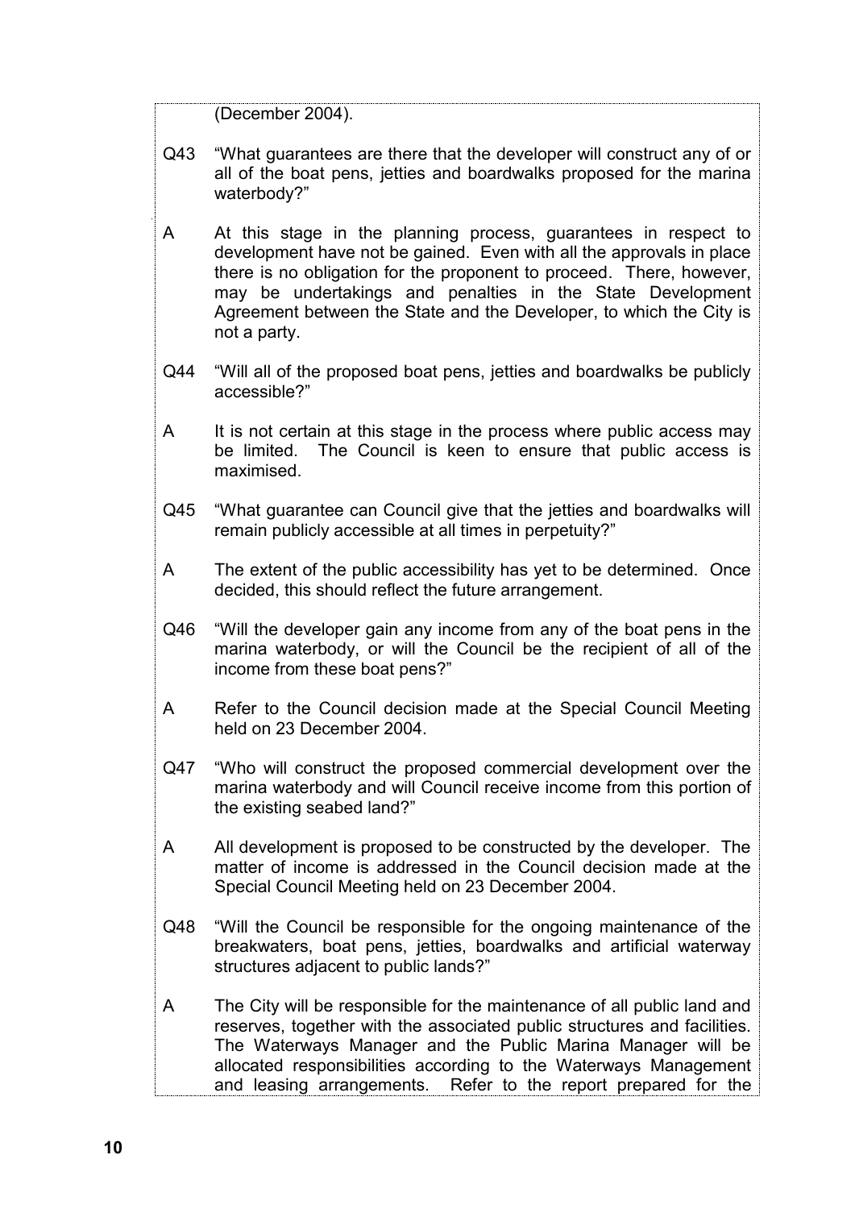(December 2004).

Q43 "What guarantees are there that the developer will construct any of or all of the boat pens, jetties and boardwalks proposed for the marina waterbody?"

A At this stage in the planning process, guarantees in respect to development have not be gained. Even with all the approvals in place there is no obligation for the proponent to proceed. There, however, may be undertakings and penalties in the State Development Agreement between the State and the Developer, to which the City is not a party.

Q44 "Will all of the proposed boat pens, jetties and boardwalks be publicly accessible?"

A It is not certain at this stage in the process where public access may be limited. The Council is keen to ensure that public access is maximised.

Q45 "What guarantee can Council give that the jetties and boardwalks will remain publicly accessible at all times in perpetuity?"

A The extent of the public accessibility has yet to be determined. Once decided, this should reflect the future arrangement.

Q46 "Will the developer gain any income from any of the boat pens in the marina waterbody, or will the Council be the recipient of all of the income from these boat pens?"

A Refer to the Council decision made at the Special Council Meeting held on 23 December 2004.

Q47 "Who will construct the proposed commercial development over the marina waterbody and will Council receive income from this portion of the existing seabed land?"

A All development is proposed to be constructed by the developer. The matter of income is addressed in the Council decision made at the Special Council Meeting held on 23 December 2004.

Q48 "Will the Council be responsible for the ongoing maintenance of the breakwaters, boat pens, jetties, boardwalks and artificial waterway structures adjacent to public lands?"

A The City will be responsible for the maintenance of all public land and reserves, together with the associated public structures and facilities. The Waterways Manager and the Public Marina Manager will be allocated responsibilities according to the Waterways Management and leasing arrangements. Refer to the report prepared for the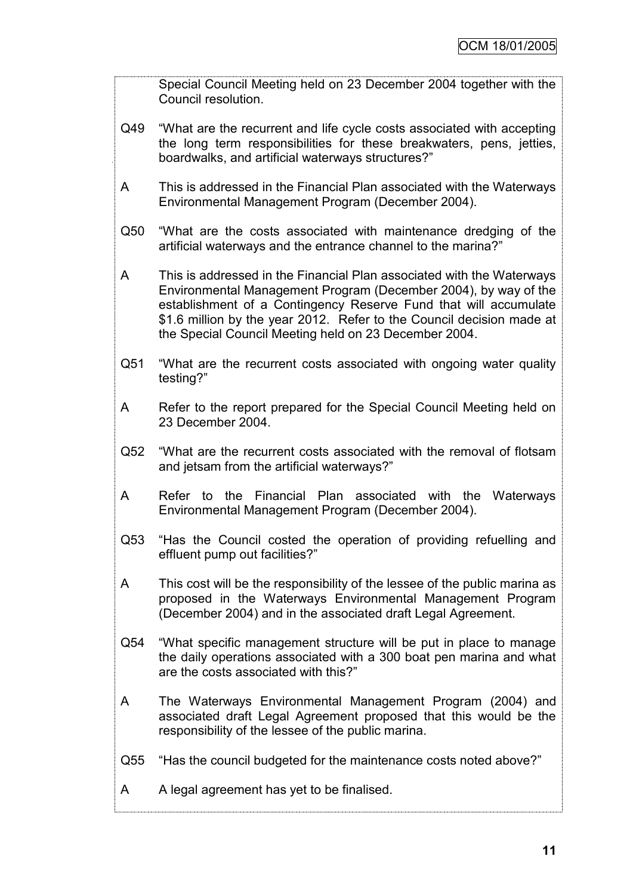Special Council Meeting held on 23 December 2004 together with the Council resolution.

Q49 "What are the recurrent and life cycle costs associated with accepting the long term responsibilities for these breakwaters, pens, jetties, boardwalks, and artificial waterways structures?"

A This is addressed in the Financial Plan associated with the Waterways Environmental Management Program (December 2004).

Q50 "What are the costs associated with maintenance dredging of the artificial waterways and the entrance channel to the marina?"

A This is addressed in the Financial Plan associated with the Waterways Environmental Management Program (December 2004), by way of the establishment of a Contingency Reserve Fund that will accumulate $1.6 million by the year 2012. Refer to the Council decision made at the Special Council Meeting held on 23 December 2004.

Q51 "What are the recurrent costs associated with ongoing water quality testing?"

A Refer to the report prepared for the Special Council Meeting held on 23 December 2004.

Q52 "What are the recurrent costs associated with the removal of flotsam and jetsam from the artificial waterways?"

A Refer to the Financial Plan associated with the Waterways Environmental Management Program (December 2004).

Q53 "Has the Council costed the operation of providing refuelling and effluent pump out facilities?"

A This cost will be the responsibility of the lessee of the public marina as proposed in the Waterways Environmental Management Program (December 2004) and in the associated draft Legal Agreement.

Q54 "What specific management structure will be put in place to manage the daily operations associated with a 300 boat pen marina and what are the costs associated with this?"

A The Waterways Environmental Management Program (2004) and associated draft Legal Agreement proposed that this would be the responsibility of the lessee of the public marina.

Q55 "Has the council budgeted for the maintenance costs noted above?"

A A legal agreement has yet to be finalised.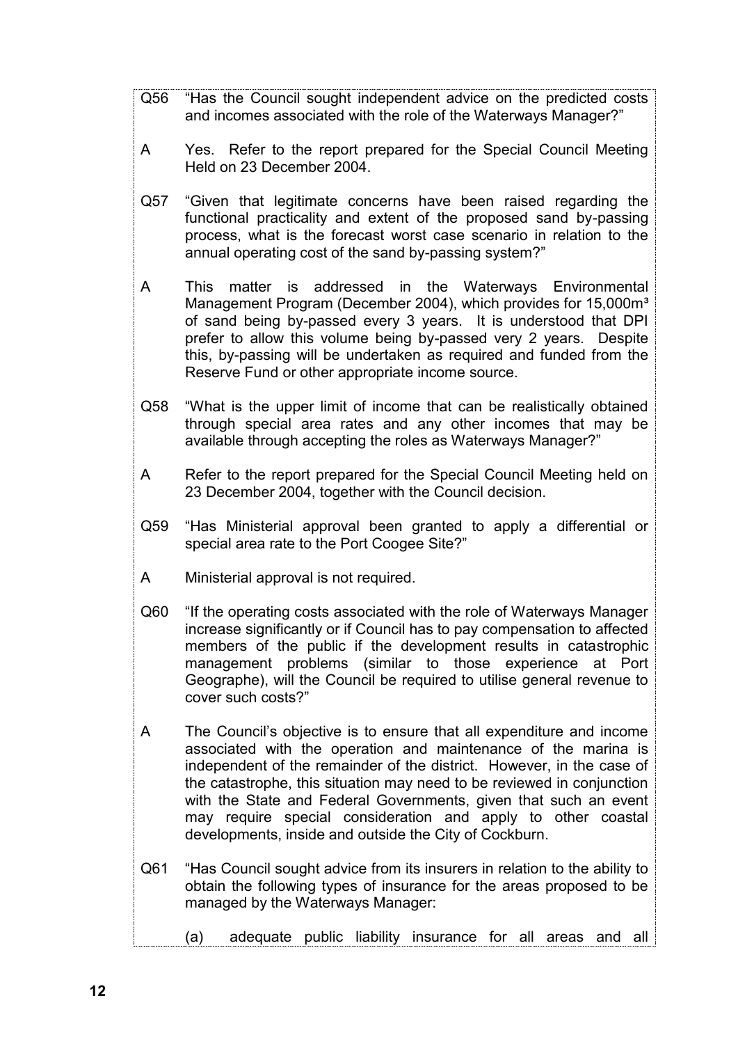Q56 "Has the Council sought independent advice on the predicted costs and incomes associated with the role of the Waterways Manager?"

A Yes. Refer to the report prepared for the Special Council Meeting Held on 23 December 2004.

Q57 "Given that legitimate concerns have been raised regarding the functional practicality and extent of the proposed sand by-passing process, what is the forecast worst case scenario in relation to the annual operating cost of the sand by-passing system?"

A This matter is addressed in the Waterways Environmental Management Program (December 2004), which provides for 15,000m³ of sand being by-passed every 3 years. It is understood that DPI prefer to allow this volume being by-passed very 2 years. Despite this, by-passing will be undertaken as required and funded from the Reserve Fund or other appropriate income source.

Q58 "What is the upper limit of income that can be realistically obtained through special area rates and any other incomes that may be available through accepting the roles as Waterways Manager?"

A Refer to the report prepared for the Special Council Meeting held on 23 December 2004, together with the Council decision.

Q59 "Has Ministerial approval been granted to apply a differential or special area rate to the Port Coogee Site?"

A Ministerial approval is not required.

Q60 "If the operating costs associated with the role of Waterways Manager increase significantly or if Council has to pay compensation to affected members of the public if the development results in catastrophic management problems (similar to those experience at Port Geographe), will the Council be required to utilise general revenue to cover such costs?"

A The Council's objective is to ensure that all expenditure and income associated with the operation and maintenance of the marina is independent of the remainder of the district. However, in the case of the catastrophe, this situation may need to be reviewed in conjunction with the State and Federal Governments, given that such an event may require special consideration and apply to other coastal developments, inside and outside the City of Cockburn.

Q61 "Has Council sought advice from its insurers in relation to the ability to obtain the following types of insurance for the areas proposed to be managed by the Waterways Manager:

(a) adequate public liability insurance for all areas and all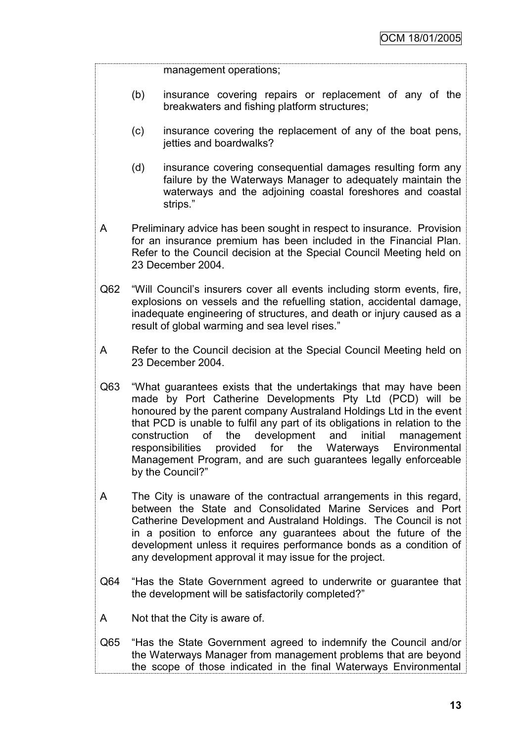management operations;

(b) insurance covering repairs or replacement of any of the breakwaters and fishing platform structures;

(c) insurance covering the replacement of any of the boat pens, jetties and boardwalks?

(d) insurance covering consequential damages resulting form any failure by the Waterways Manager to adequately maintain the waterways and the adjoining coastal foreshores and coastal strips."

A Preliminary advice has been sought in respect to insurance. Provision for an insurance premium has been included in the Financial Plan. Refer to the Council decision at the Special Council Meeting held on 23 December 2004.

Q62 "Will Council's insurers cover all events including storm events, fire, explosions on vessels and the refuelling station, accidental damage, inadequate engineering of structures, and death or injury caused as a result of global warming and sea level rises."

A Refer to the Council decision at the Special Council Meeting held on 23 December 2004.

Q63 "What guarantees exists that the undertakings that may have been made by Port Catherine Developments Pty Ltd (PCD) will be honoured by the parent company Australand Holdings Ltd in the event that PCD is unable to fulfil any part of its obligations in relation to the construction of the development and initial management responsibilities provided for the Waterways Environmental Management Program, and are such guarantees legally enforceable by the Council?"

A The City is unaware of the contractual arrangements in this regard, between the State and Consolidated Marine Services and Port Catherine Development and Australand Holdings. The Council is not in a position to enforce any guarantees about the future of the development unless it requires performance bonds as a condition of any development approval it may issue for the project.

Q64 "Has the State Government agreed to underwrite or guarantee that the development will be satisfactorily completed?"

A Not that the City is aware of.

Q65 "Has the State Government agreed to indemnify the Council and/or the Waterways Manager from management problems that are beyond the scope of those indicated in the final Waterways Environmental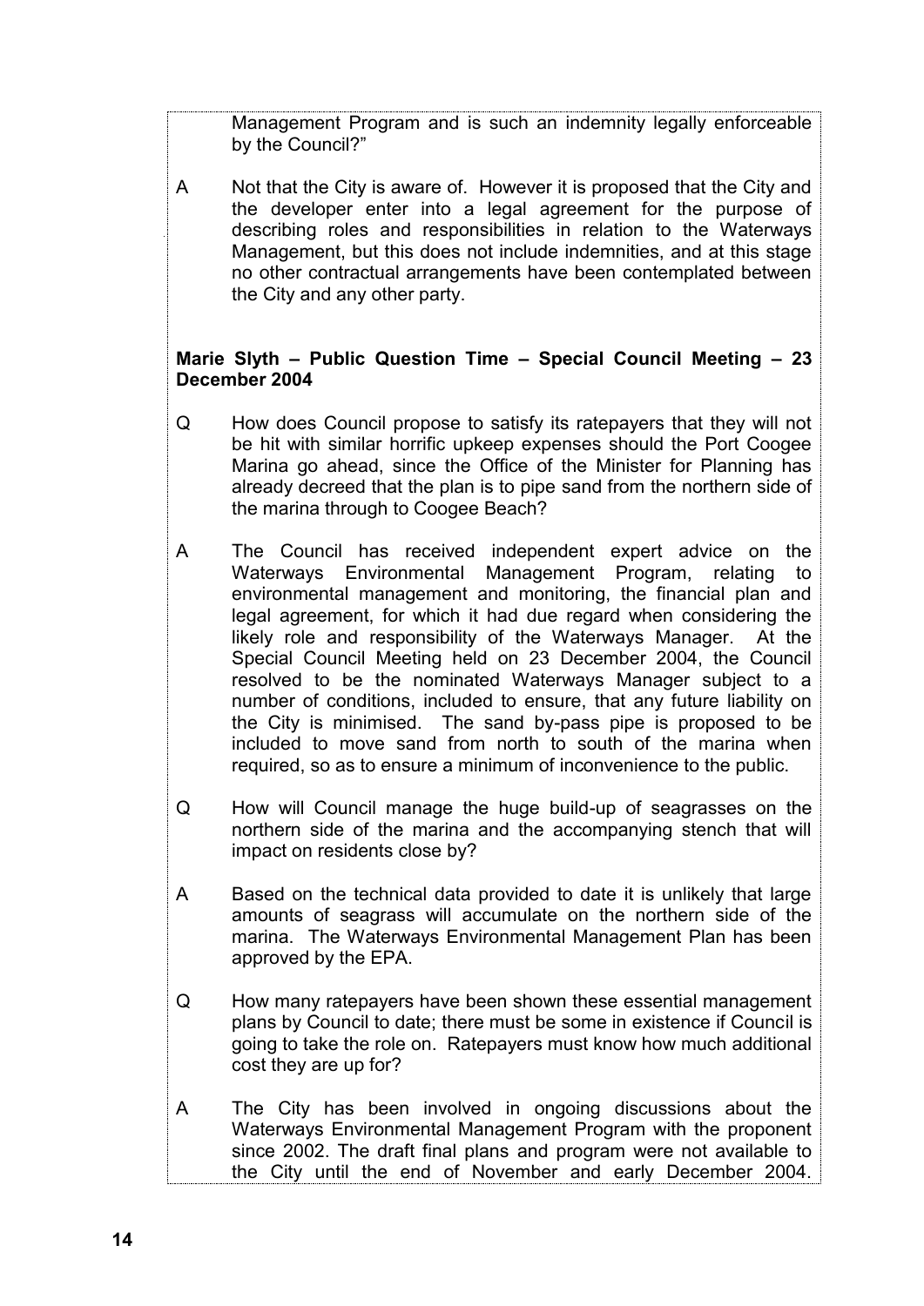Management Program and is such an indemnity legally enforceable by the Council?"

A Not that the City is aware of. However it is proposed that the City and the developer enter into a legal agreement for the purpose of describing roles and responsibilities in relation to the Waterways Management, but this does not include indemnities, and at this stage no other contractual arrangements have been contemplated between the City and any other party.

**Marie Slyth – Public Question Time – Special Council Meeting – 23 December 2004**

Q How does Council propose to satisfy its ratepayers that they will not be hit with similar horrific upkeep expenses should the Port Coogee Marina go ahead, since the Office of the Minister for Planning has already decreed that the plan is to pipe sand from the northern side of the marina through to Coogee Beach?

A The Council has received independent expert advice on the Waterways Environmental Management Program, relating to environmental management and monitoring, the financial plan and legal agreement, for which it had due regard when considering the likely role and responsibility of the Waterways Manager. At the Special Council Meeting held on 23 December 2004, the Council resolved to be the nominated Waterways Manager subject to a number of conditions, included to ensure, that any future liability on the City is minimised. The sand by-pass pipe is proposed to be included to move sand from north to south of the marina when required, so as to ensure a minimum of inconvenience to the public.

Q How will Council manage the huge build-up of seagrasses on the northern side of the marina and the accompanying stench that will impact on residents close by?

A Based on the technical data provided to date it is unlikely that large amounts of seagrass will accumulate on the northern side of the marina. The Waterways Environmental Management Plan has been approved by the EPA.

Q How many ratepayers have been shown these essential management plans by Council to date; there must be some in existence if Council is going to take the role on. Ratepayers must know how much additional cost they are up for?

A The City has been involved in ongoing discussions about the Waterways Environmental Management Program with the proponent since 2002. The draft final plans and program were not available to the City until the end of November and early December 2004.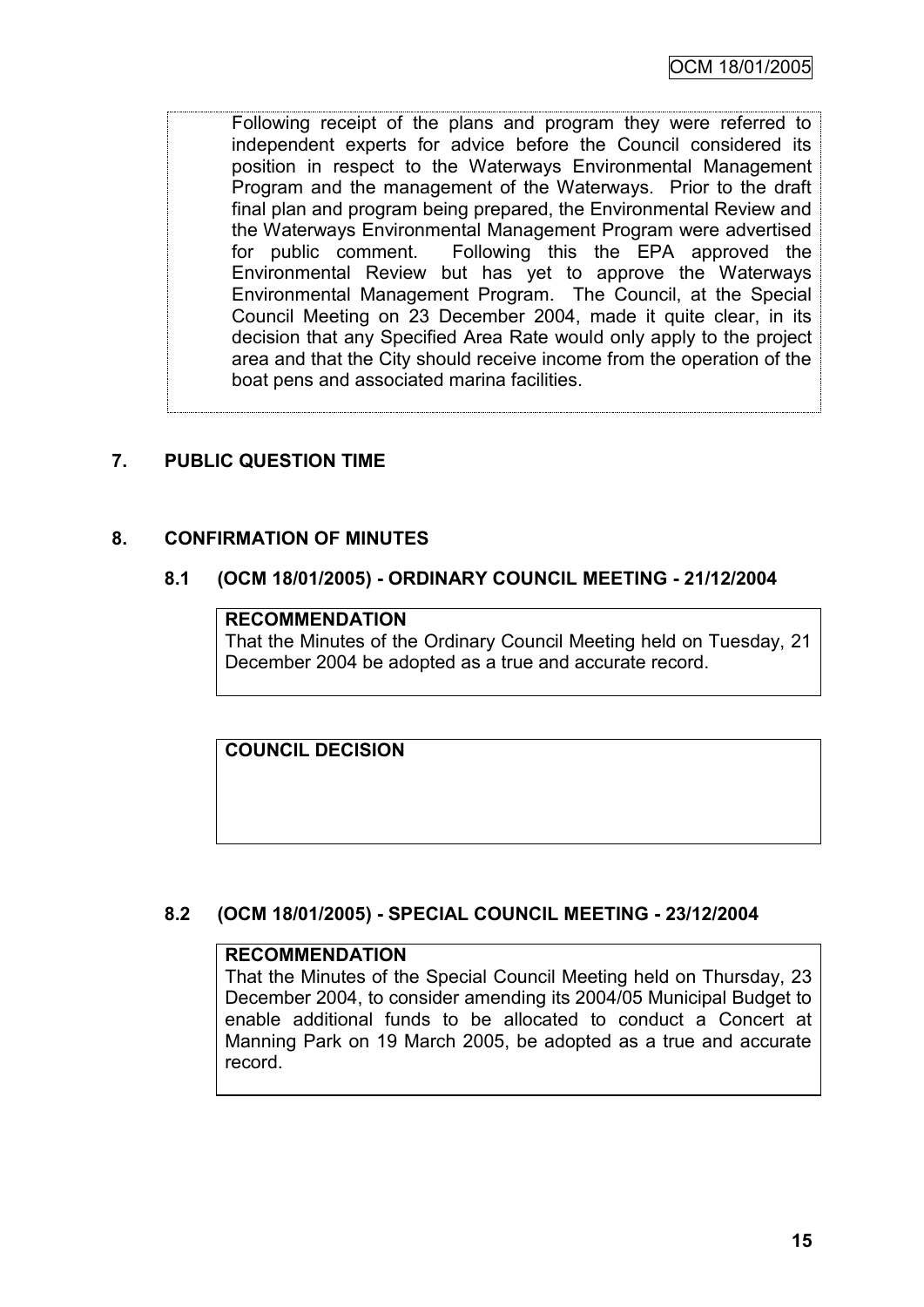Following receipt of the plans and program they were referred to independent experts for advice before the Council considered its position in respect to the Waterways Environmental Management Program and the management of the Waterways. Prior to the draft final plan and program being prepared, the Environmental Review and the Waterways Environmental Management Program were advertised for public comment. Following this the EPA approved the Environmental Review but has yet to approve the Waterways Environmental Management Program. The Council, at the Special Council Meeting on 23 December 2004, made it quite clear, in its decision that any Specified Area Rate would only apply to the project area and that the City should receive income from the operation of the boat pens and associated marina facilities.

## 7. PUBLIC QUESTION TIME

## 8. CONFIRMATION OF MINUTES

### 8.1 (OCM 18/01/2005) - ORDINARY COUNCIL MEETING - 21/12/2004

**RECOMMENDATION**

That the Minutes of the Ordinary Council Meeting held on Tuesday, 21 December 2004 be adopted as a true and accurate record.

**COUNCIL DECISION**

### 8.2 (OCM 18/01/2005) - SPECIAL COUNCIL MEETING - 23/12/2004

**RECOMMENDATION**

That the Minutes of the Special Council Meeting held on Thursday, 23 December 2004, to consider amending its 2004/05 Municipal Budget to enable additional funds to be allocated to conduct a Concert at Manning Park on 19 March 2005, be adopted as a true and accurate record.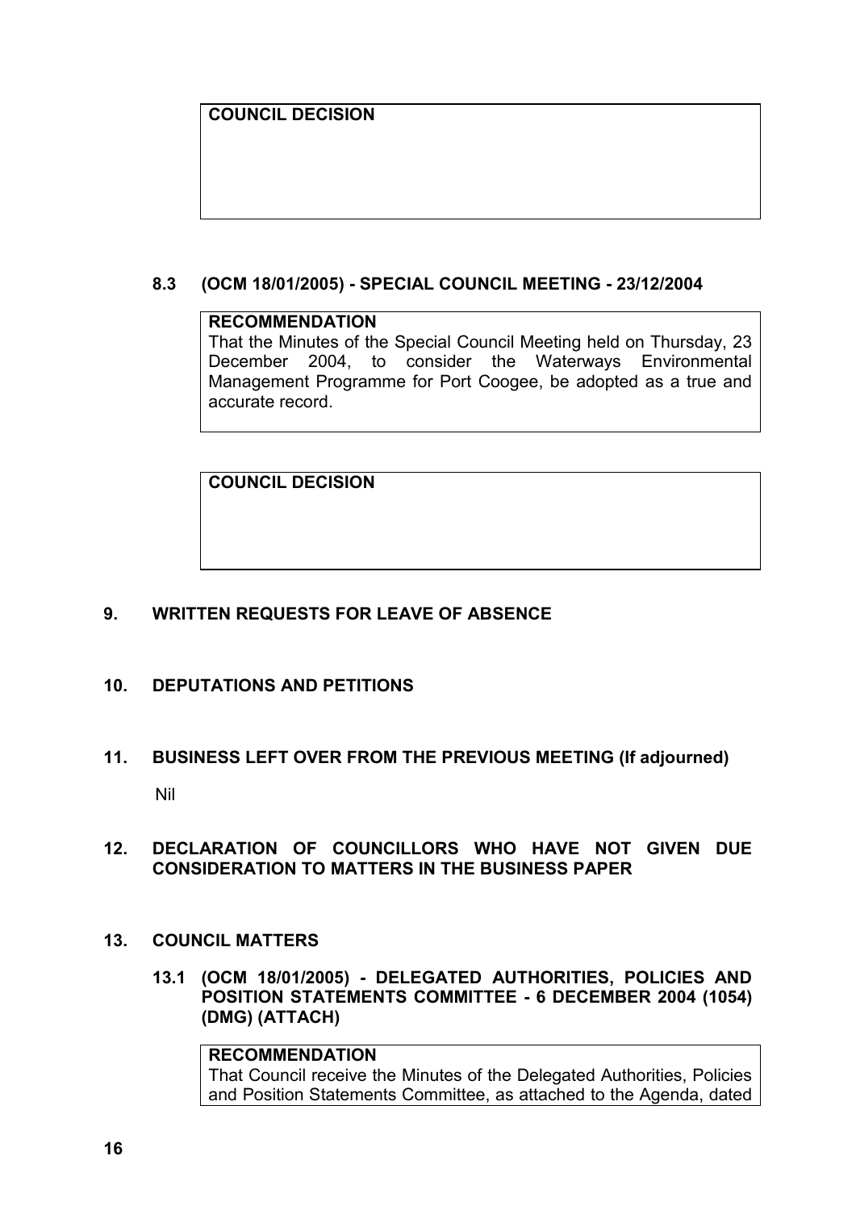**COUNCIL DECISION**

### 8.3 (OCM 18/01/2005) - SPECIAL COUNCIL MEETING - 23/12/2004

**RECOMMENDATION**

That the Minutes of the Special Council Meeting held on Thursday, 23 December 2004, to consider the Waterways Environmental Management Programme for Port Coogee, be adopted as a true and accurate record.

**COUNCIL DECISION**

## 9. WRITTEN REQUESTS FOR LEAVE OF ABSENCE

## 10. DEPUTATIONS AND PETITIONS

## 11. BUSINESS LEFT OVER FROM THE PREVIOUS MEETING (If adjourned)

Nil

## 12. DECLARATION OF COUNCILLORS WHO HAVE NOT GIVEN DUE CONSIDERATION TO MATTERS IN THE BUSINESS PAPER

## 13. COUNCIL MATTERS

### 13.1 (OCM 18/01/2005) - DELEGATED AUTHORITIES, POLICIES AND POSITION STATEMENTS COMMITTEE - 6 DECEMBER 2004 (1054) (DMG) (ATTACH)

**RECOMMENDATION**

That Council receive the Minutes of the Delegated Authorities, Policies and Position Statements Committee, as attached to the Agenda, dated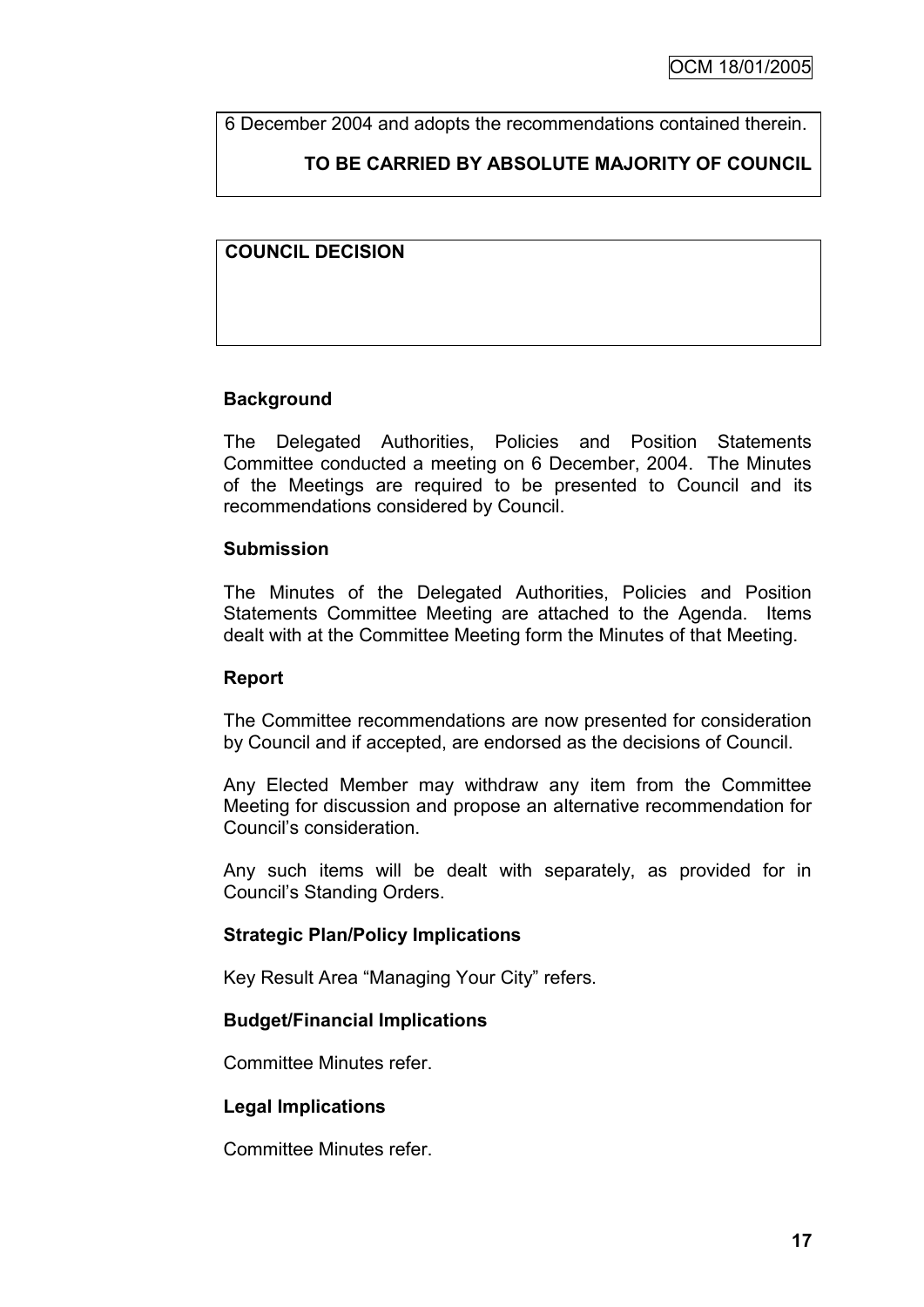6 December 2004 and adopts the recommendations contained therein.

**TO BE CARRIED BY ABSOLUTE MAJORITY OF COUNCIL**

**COUNCIL DECISION**

**Background**

The Delegated Authorities, Policies and Position Statements Committee conducted a meeting on 6 December, 2004. The Minutes of the Meetings are required to be presented to Council and its recommendations considered by Council.

**Submission**

The Minutes of the Delegated Authorities, Policies and Position Statements Committee Meeting are attached to the Agenda. Items dealt with at the Committee Meeting form the Minutes of that Meeting.

**Report**

The Committee recommendations are now presented for consideration by Council and if accepted, are endorsed as the decisions of Council.

Any Elected Member may withdraw any item from the Committee Meeting for discussion and propose an alternative recommendation for Council's consideration.

Any such items will be dealt with separately, as provided for in Council's Standing Orders.

**Strategic Plan/Policy Implications**

Key Result Area "Managing Your City" refers.

**Budget/Financial Implications**

Committee Minutes refer.

**Legal Implications**

Committee Minutes refer.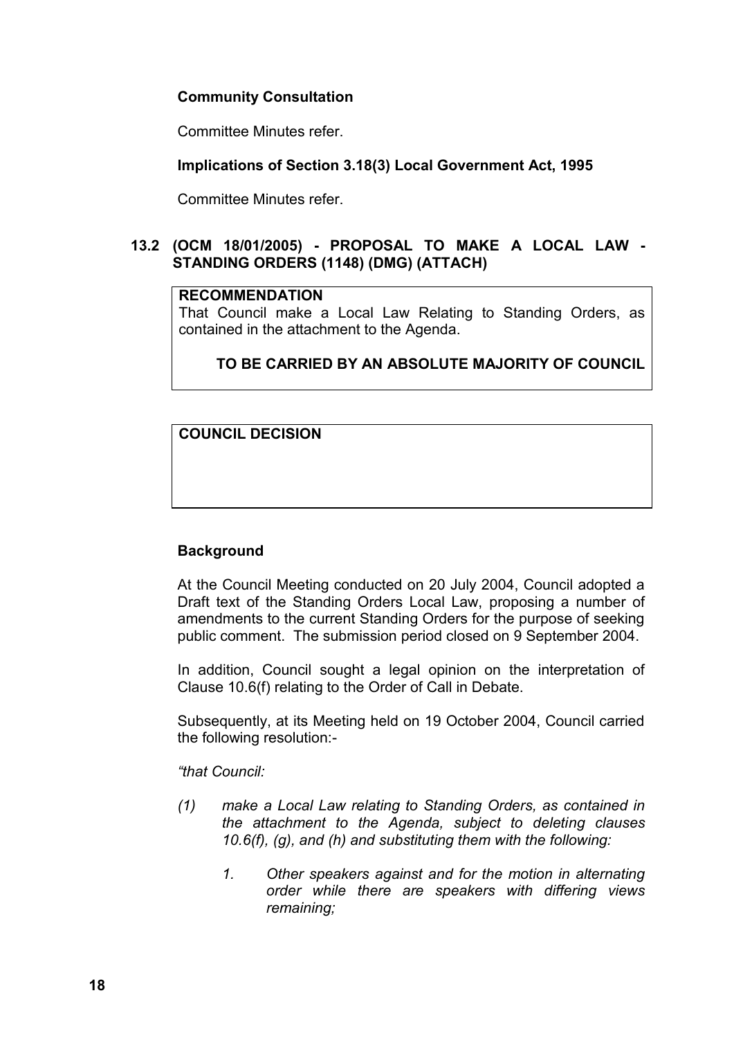**Community Consultation**

Committee Minutes refer.

**Implications of Section 3.18(3) Local Government Act, 1995**

Committee Minutes refer.

## 13.2 (OCM 18/01/2005) - PROPOSAL TO MAKE A LOCAL LAW - STANDING ORDERS (1148) (DMG) (ATTACH)

**RECOMMENDATION**

That Council make a Local Law Relating to Standing Orders, as contained in the attachment to the Agenda.

**TO BE CARRIED BY AN ABSOLUTE MAJORITY OF COUNCIL**

**COUNCIL DECISION**

**Background**

At the Council Meeting conducted on 20 July 2004, Council adopted a Draft text of the Standing Orders Local Law, proposing a number of amendments to the current Standing Orders for the purpose of seeking public comment. The submission period closed on 9 September 2004.

In addition, Council sought a legal opinion on the interpretation of Clause 10.6(f) relating to the Order of Call in Debate.

Subsequently, at its Meeting held on 19 October 2004, Council carried the following resolution:-

*"that Council:*

*(1) make a Local Law relating to Standing Orders, as contained in the attachment to the Agenda, subject to deleting clauses 10.6(f), (g), and (h) and substituting them with the following:*

*1. Other speakers against and for the motion in alternating order while there are speakers with differing views remaining;*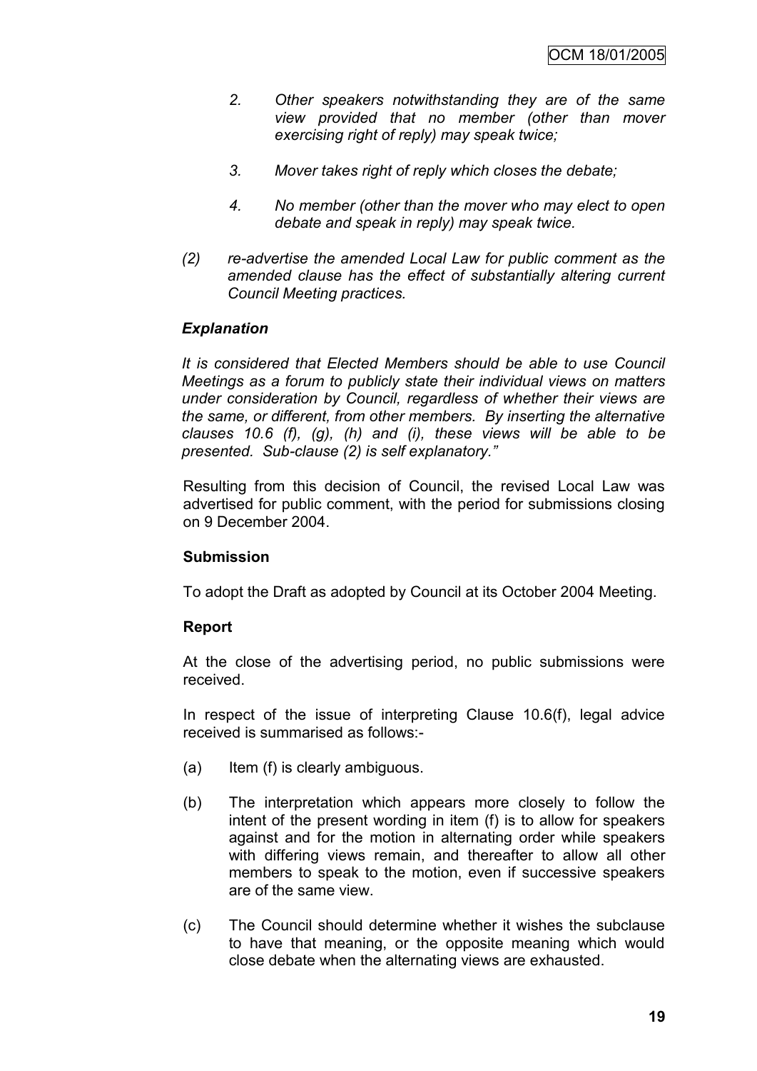*2. Other speakers notwithstanding they are of the same view provided that no member (other than mover exercising right of reply) may speak twice;*

*3. Mover takes right of reply which closes the debate;*

*4. No member (other than the mover who may elect to open debate and speak in reply) may speak twice.*

*(2) re-advertise the amended Local Law for public comment as the amended clause has the effect of substantially altering current Council Meeting practices.*

***Explanation***

*It is considered that Elected Members should be able to use Council Meetings as a forum to publicly state their individual views on matters under consideration by Council, regardless of whether their views are the same, or different, from other members. By inserting the alternative clauses 10.6 (f), (g), (h) and (i), these views will be able to be presented. Sub-clause (2) is self explanatory."*

Resulting from this decision of Council, the revised Local Law was advertised for public comment, with the period for submissions closing on 9 December 2004.

**Submission**

To adopt the Draft as adopted by Council at its October 2004 Meeting.

**Report**

At the close of the advertising period, no public submissions were received.

In respect of the issue of interpreting Clause 10.6(f), legal advice received is summarised as follows:-

(a) Item (f) is clearly ambiguous.

(b) The interpretation which appears more closely to follow the intent of the present wording in item (f) is to allow for speakers against and for the motion in alternating order while speakers with differing views remain, and thereafter to allow all other members to speak to the motion, even if successive speakers are of the same view.

(c) The Council should determine whether it wishes the subclause to have that meaning, or the opposite meaning which would close debate when the alternating views are exhausted.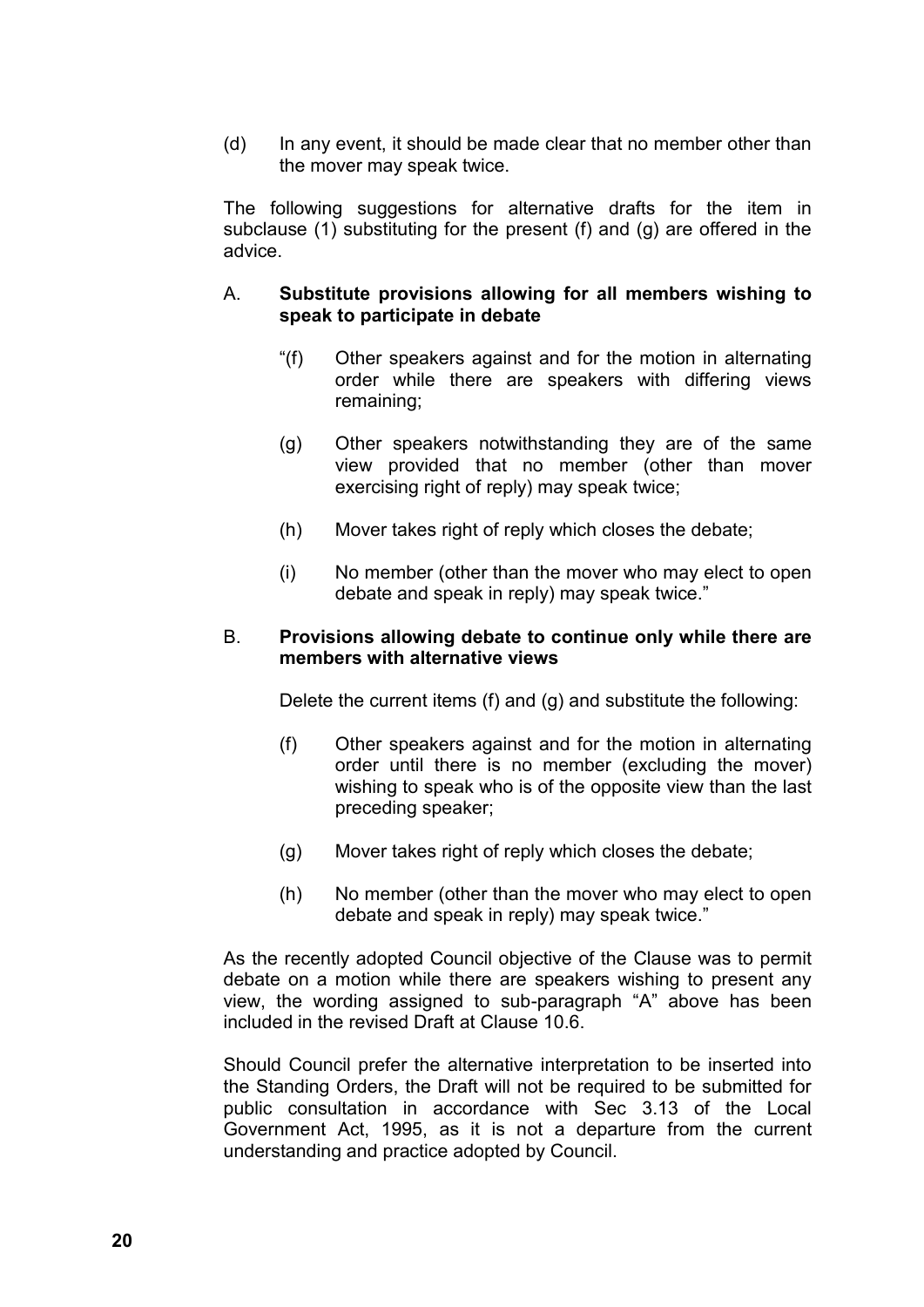(d) In any event, it should be made clear that no member other than the mover may speak twice.

The following suggestions for alternative drafts for the item in subclause (1) substituting for the present (f) and (g) are offered in the advice.

A. **Substitute provisions allowing for all members wishing to speak to participate in debate**

> "(f) Other speakers against and for the motion in alternating order while there are speakers with differing views remaining;
>
> (g) Other speakers notwithstanding they are of the same view provided that no member (other than mover exercising right of reply) may speak twice;
>
> (h) Mover takes right of reply which closes the debate;
>
> (i) No member (other than the mover who may elect to open debate and speak in reply) may speak twice."

B. **Provisions allowing debate to continue only while there are members with alternative views**

> Delete the current items (f) and (g) and substitute the following:
>
> (f) Other speakers against and for the motion in alternating order until there is no member (excluding the mover) wishing to speak who is of the opposite view than the last preceding speaker;
>
> (g) Mover takes right of reply which closes the debate;
>
> (h) No member (other than the mover who may elect to open debate and speak in reply) may speak twice."

As the recently adopted Council objective of the Clause was to permit debate on a motion while there are speakers wishing to present any view, the wording assigned to sub-paragraph "A" above has been included in the revised Draft at Clause 10.6.

Should Council prefer the alternative interpretation to be inserted into the Standing Orders, the Draft will not be required to be submitted for public consultation in accordance with Sec 3.13 of the Local Government Act, 1995, as it is not a departure from the current understanding and practice adopted by Council.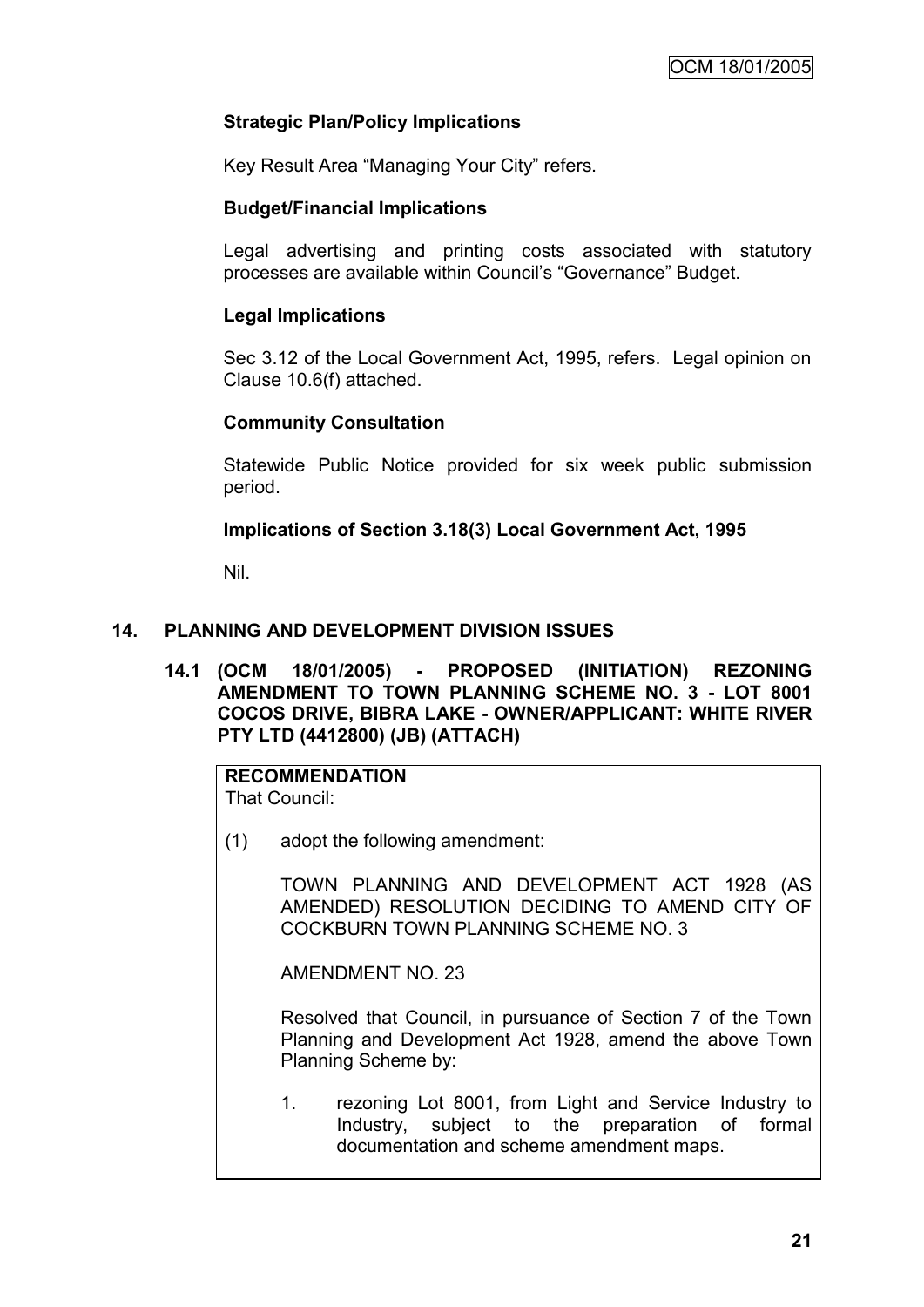**Strategic Plan/Policy Implications**

Key Result Area "Managing Your City" refers.

**Budget/Financial Implications**

Legal advertising and printing costs associated with statutory processes are available within Council's "Governance" Budget.

**Legal Implications**

Sec 3.12 of the Local Government Act, 1995, refers. Legal opinion on Clause 10.6(f) attached.

**Community Consultation**

Statewide Public Notice provided for six week public submission period.

**Implications of Section 3.18(3) Local Government Act, 1995**

Nil.

## 14. PLANNING AND DEVELOPMENT DIVISION ISSUES

### 14.1 (OCM 18/01/2005) - PROPOSED (INITIATION) REZONING AMENDMENT TO TOWN PLANNING SCHEME NO. 3 - LOT 8001 COCOS DRIVE, BIBRA LAKE - OWNER/APPLICANT: WHITE RIVER PTY LTD (4412800) (JB) (ATTACH)

**RECOMMENDATION**

That Council:

(1) adopt the following amendment:

TOWN PLANNING AND DEVELOPMENT ACT 1928 (AS AMENDED) RESOLUTION DECIDING TO AMEND CITY OF COCKBURN TOWN PLANNING SCHEME NO. 3

AMENDMENT NO. 23

Resolved that Council, in pursuance of Section 7 of the Town Planning and Development Act 1928, amend the above Town Planning Scheme by:

1. rezoning Lot 8001, from Light and Service Industry to Industry, subject to the preparation of formal documentation and scheme amendment maps.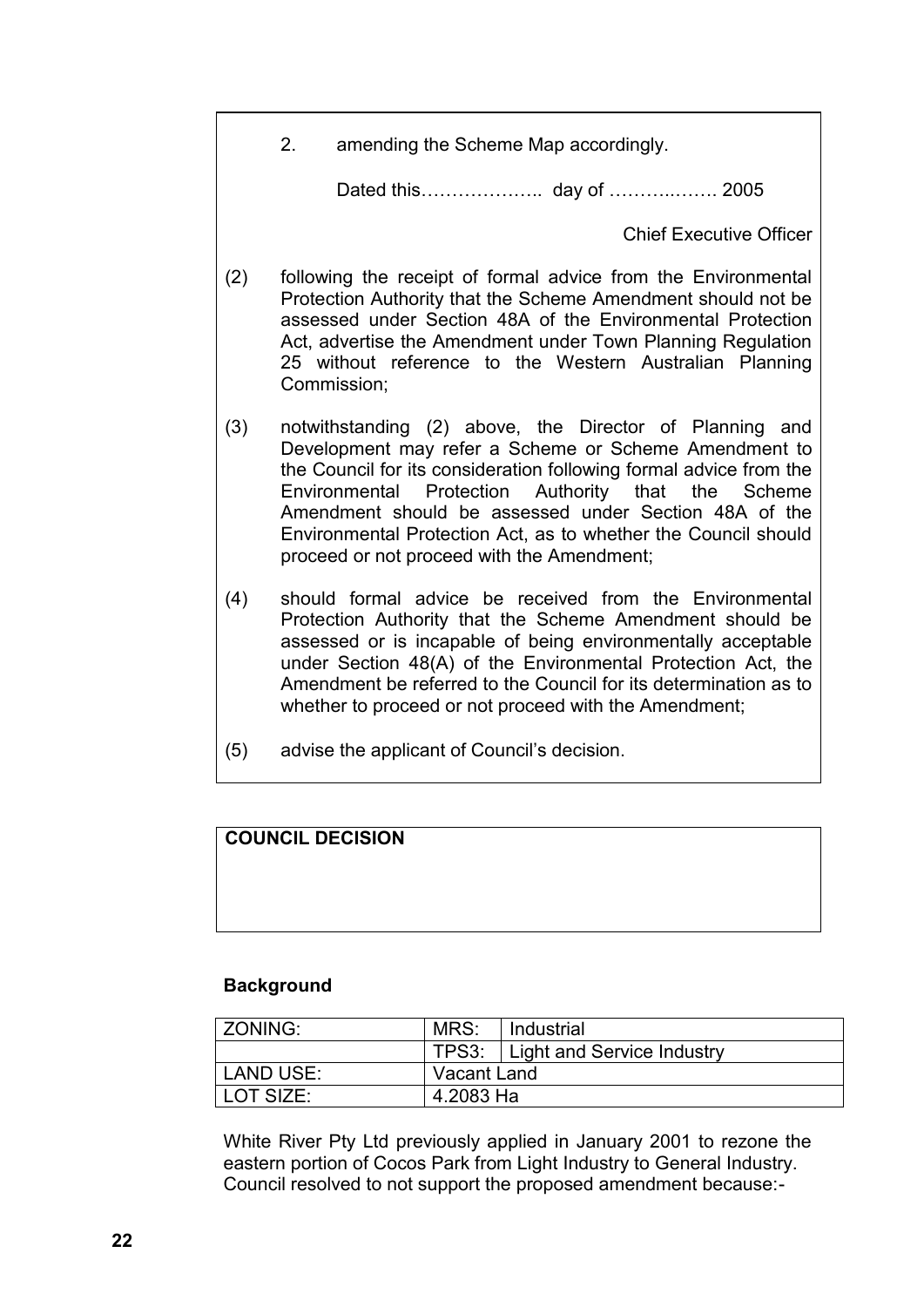2. amending the Scheme Map accordingly.

Dated this……………….. day of ………..……. 2005

Chief Executive Officer

(2) following the receipt of formal advice from the Environmental Protection Authority that the Scheme Amendment should not be assessed under Section 48A of the Environmental Protection Act, advertise the Amendment under Town Planning Regulation 25 without reference to the Western Australian Planning Commission;

(3) notwithstanding (2) above, the Director of Planning and Development may refer a Scheme or Scheme Amendment to the Council for its consideration following formal advice from the Environmental Protection Authority that the Scheme Amendment should be assessed under Section 48A of the Environmental Protection Act, as to whether the Council should proceed or not proceed with the Amendment;

(4) should formal advice be received from the Environmental Protection Authority that the Scheme Amendment should be assessed or is incapable of being environmentally acceptable under Section 48(A) of the Environmental Protection Act, the Amendment be referred to the Council for its determination as to whether to proceed or not proceed with the Amendment;

(5) advise the applicant of Council's decision.

**COUNCIL DECISION**

**Background**

| ZONING: | MRS: | Industrial |
|---|---|---|
| | TPS3: | Light and Service Industry |
| LAND USE: | Vacant Land | |
| LOT SIZE: | 4.2083 Ha | |

White River Pty Ltd previously applied in January 2001 to rezone the eastern portion of Cocos Park from Light Industry to General Industry. Council resolved to not support the proposed amendment because:-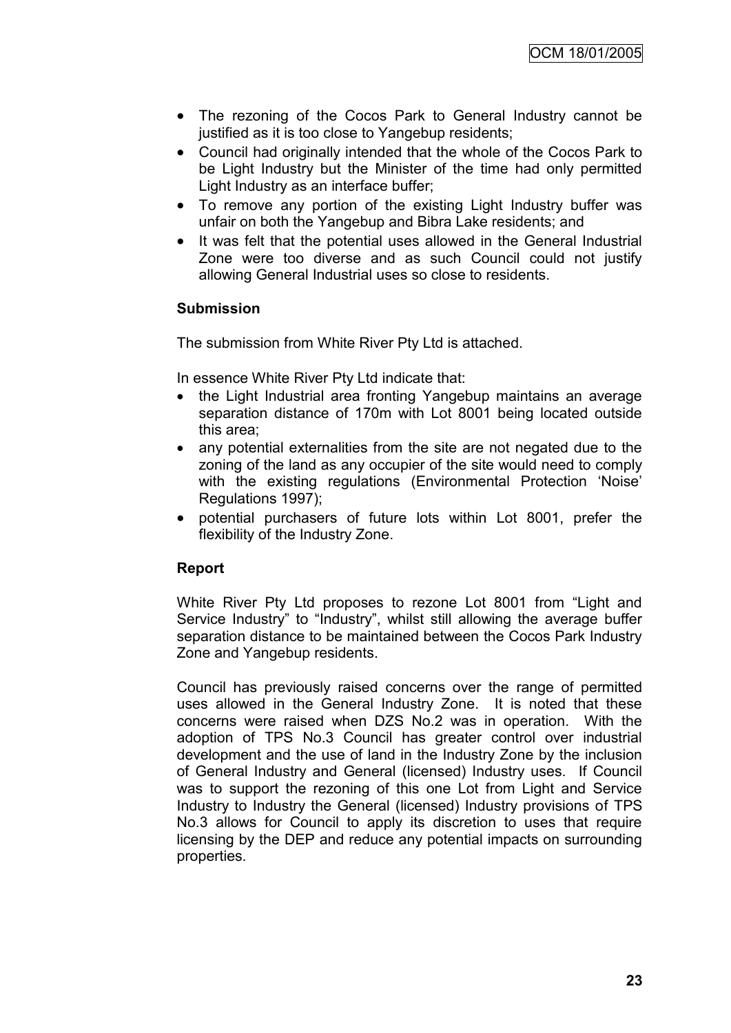- The rezoning of the Cocos Park to General Industry cannot be justified as it is too close to Yangebup residents;
- Council had originally intended that the whole of the Cocos Park to be Light Industry but the Minister of the time had only permitted Light Industry as an interface buffer;
- To remove any portion of the existing Light Industry buffer was unfair on both the Yangebup and Bibra Lake residents; and
- It was felt that the potential uses allowed in the General Industrial Zone were too diverse and as such Council could not justify allowing General Industrial uses so close to residents.

**Submission**

The submission from White River Pty Ltd is attached.

In essence White River Pty Ltd indicate that:

- the Light Industrial area fronting Yangebup maintains an average separation distance of 170m with Lot 8001 being located outside this area;
- any potential externalities from the site are not negated due to the zoning of the land as any occupier of the site would need to comply with the existing regulations (Environmental Protection 'Noise' Regulations 1997);
- potential purchasers of future lots within Lot 8001, prefer the flexibility of the Industry Zone.

**Report**

White River Pty Ltd proposes to rezone Lot 8001 from "Light and Service Industry" to "Industry", whilst still allowing the average buffer separation distance to be maintained between the Cocos Park Industry Zone and Yangebup residents.

Council has previously raised concerns over the range of permitted uses allowed in the General Industry Zone. It is noted that these concerns were raised when DZS No.2 was in operation. With the adoption of TPS No.3 Council has greater control over industrial development and the use of land in the Industry Zone by the inclusion of General Industry and General (licensed) Industry uses. If Council was to support the rezoning of this one Lot from Light and Service Industry to Industry the General (licensed) Industry provisions of TPS No.3 allows for Council to apply its discretion to uses that require licensing by the DEP and reduce any potential impacts on surrounding properties.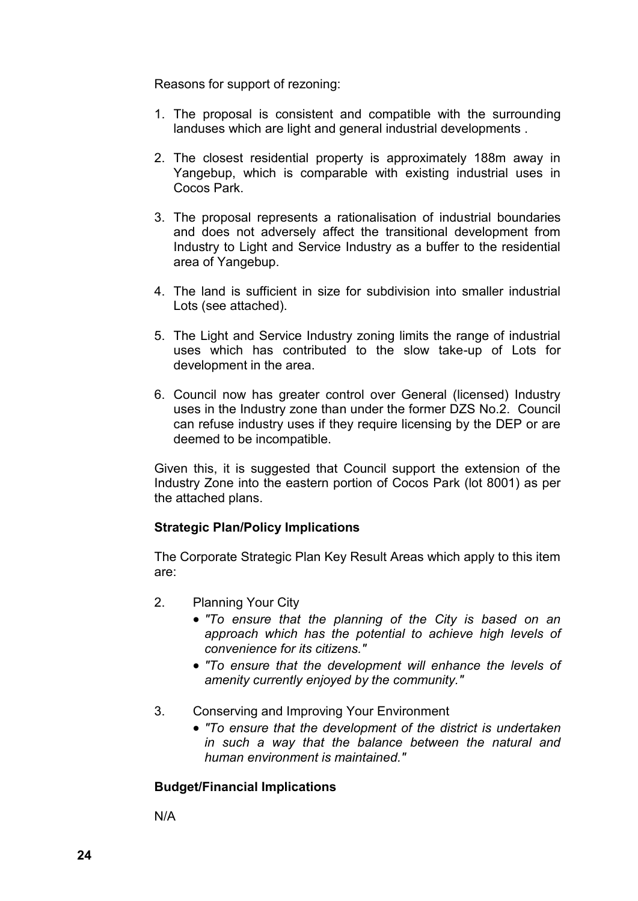Reasons for support of rezoning:

1. The proposal is consistent and compatible with the surrounding landuses which are light and general industrial developments .

2. The closest residential property is approximately 188m away in Yangebup, which is comparable with existing industrial uses in Cocos Park.

3. The proposal represents a rationalisation of industrial boundaries and does not adversely affect the transitional development from Industry to Light and Service Industry as a buffer to the residential area of Yangebup.

4. The land is sufficient in size for subdivision into smaller industrial Lots (see attached).

5. The Light and Service Industry zoning limits the range of industrial uses which has contributed to the slow take-up of Lots for development in the area.

6. Council now has greater control over General (licensed) Industry uses in the Industry zone than under the former DZS No.2. Council can refuse industry uses if they require licensing by the DEP or are deemed to be incompatible.

Given this, it is suggested that Council support the extension of the Industry Zone into the eastern portion of Cocos Park (lot 8001) as per the attached plans.

**Strategic Plan/Policy Implications**

The Corporate Strategic Plan Key Result Areas which apply to this item are:

2. Planning Your City
   - *"To ensure that the planning of the City is based on an approach which has the potential to achieve high levels of convenience for its citizens."*
   - *"To ensure that the development will enhance the levels of amenity currently enjoyed by the community."*

3. Conserving and Improving Your Environment
   - *"To ensure that the development of the district is undertaken in such a way that the balance between the natural and human environment is maintained."*

**Budget/Financial Implications**

N/A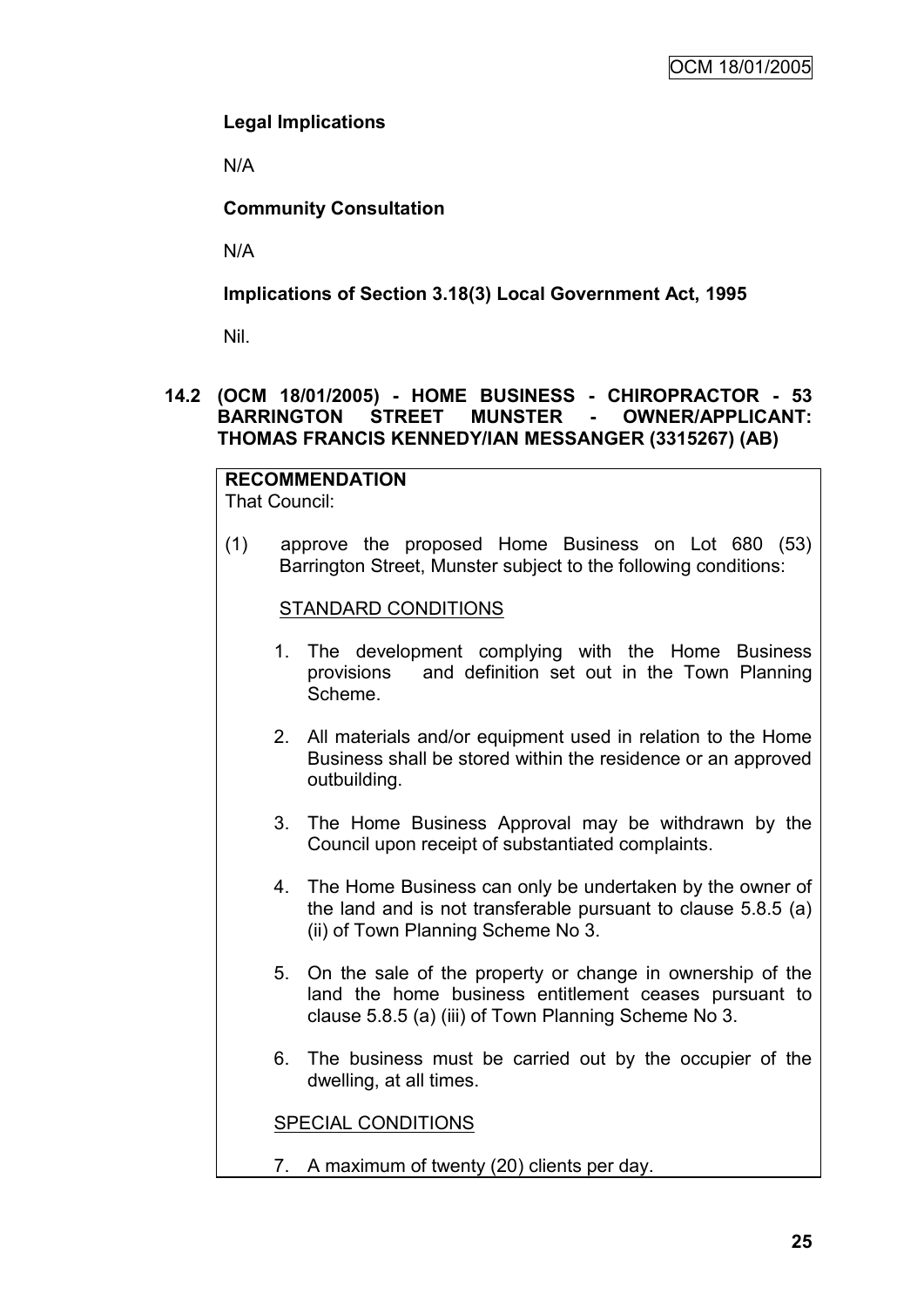**Legal Implications**

N/A

**Community Consultation**

N/A

**Implications of Section 3.18(3) Local Government Act, 1995**

Nil.

## 14.2 (OCM 18/01/2005) - HOME BUSINESS - CHIROPRACTOR - 53 BARRINGTON STREET MUNSTER - OWNER/APPLICANT: THOMAS FRANCIS KENNEDY/IAN MESSANGER (3315267) (AB)

**RECOMMENDATION**

That Council:

(1) approve the proposed Home Business on Lot 680 (53) Barrington Street, Munster subject to the following conditions:

STANDARD CONDITIONS

1. The development complying with the Home Business provisions and definition set out in the Town Planning Scheme.
2. All materials and/or equipment used in relation to the Home Business shall be stored within the residence or an approved outbuilding.
3. The Home Business Approval may be withdrawn by the Council upon receipt of substantiated complaints.
4. The Home Business can only be undertaken by the owner of the land and is not transferable pursuant to clause 5.8.5 (a) (ii) of Town Planning Scheme No 3.
5. On the sale of the property or change in ownership of the land the home business entitlement ceases pursuant to clause 5.8.5 (a) (iii) of Town Planning Scheme No 3.
6. The business must be carried out by the occupier of the dwelling, at all times.

SPECIAL CONDITIONS

7. A maximum of twenty (20) clients per day.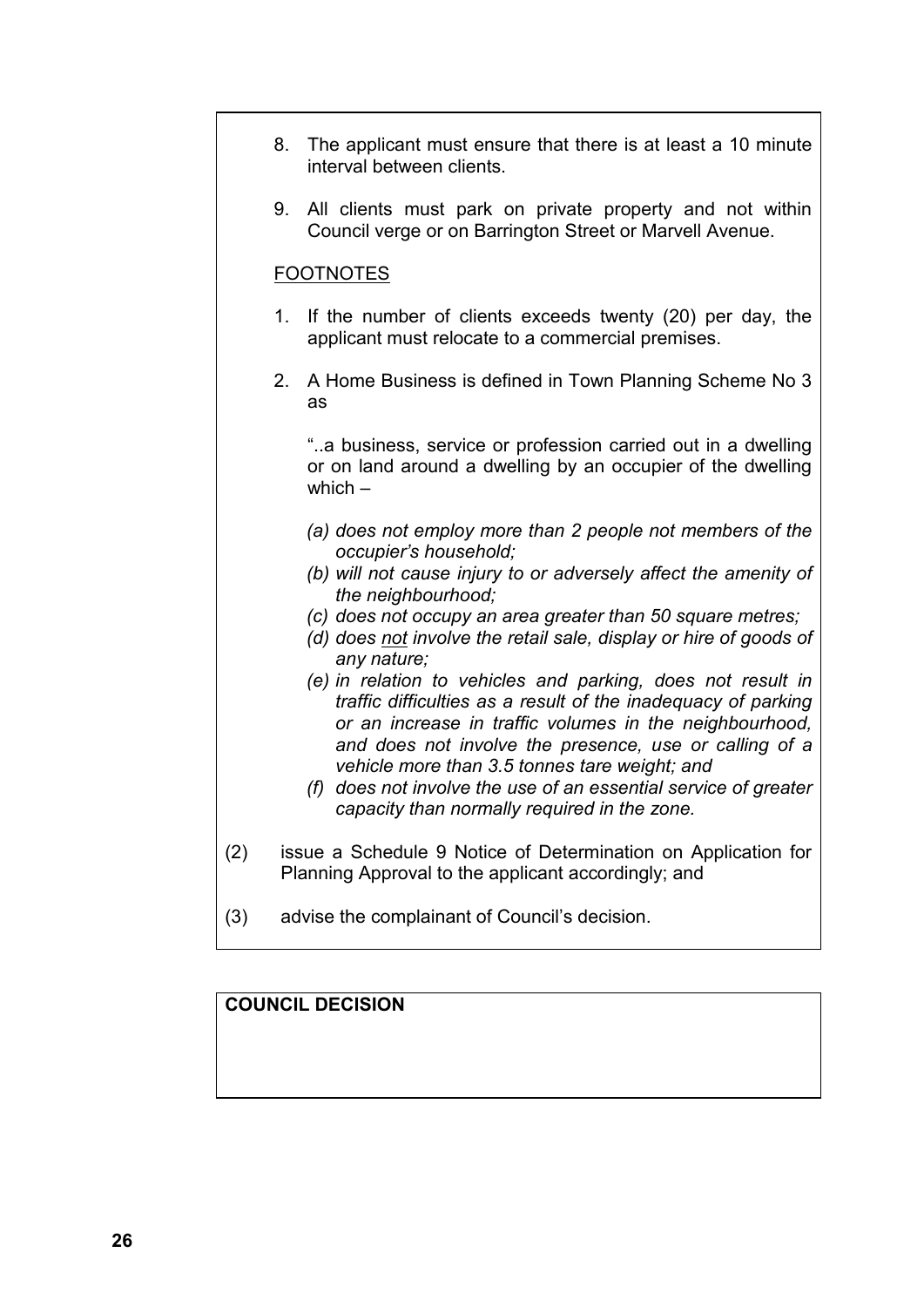8. The applicant must ensure that there is at least a 10 minute interval between clients.

9. All clients must park on private property and not within Council verge or on Barrington Street or Marvell Avenue.

<u>FOOTNOTES</u>

1. If the number of clients exceeds twenty (20) per day, the applicant must relocate to a commercial premises.

2. A Home Business is defined in Town Planning Scheme No 3 as

   "..a business, service or profession carried out in a dwelling or on land around a dwelling by an occupier of the dwelling which –

   *(a) does not employ more than 2 people not members of the occupier's household;*
   *(b) will not cause injury to or adversely affect the amenity of the neighbourhood;*
   *(c) does not occupy an area greater than 50 square metres;*
   *(d) does <u>not</u> involve the retail sale, display or hire of goods of any nature;*
   *(e) in relation to vehicles and parking, does not result in traffic difficulties as a result of the inadequacy of parking or an increase in traffic volumes in the neighbourhood, and does not involve the presence, use or calling of a vehicle more than 3.5 tonnes tare weight; and*
   *(f) does not involve the use of an essential service of greater capacity than normally required in the zone.*

(2) issue a Schedule 9 Notice of Determination on Application for Planning Approval to the applicant accordingly; and

(3) advise the complainant of Council's decision.

**COUNCIL DECISION**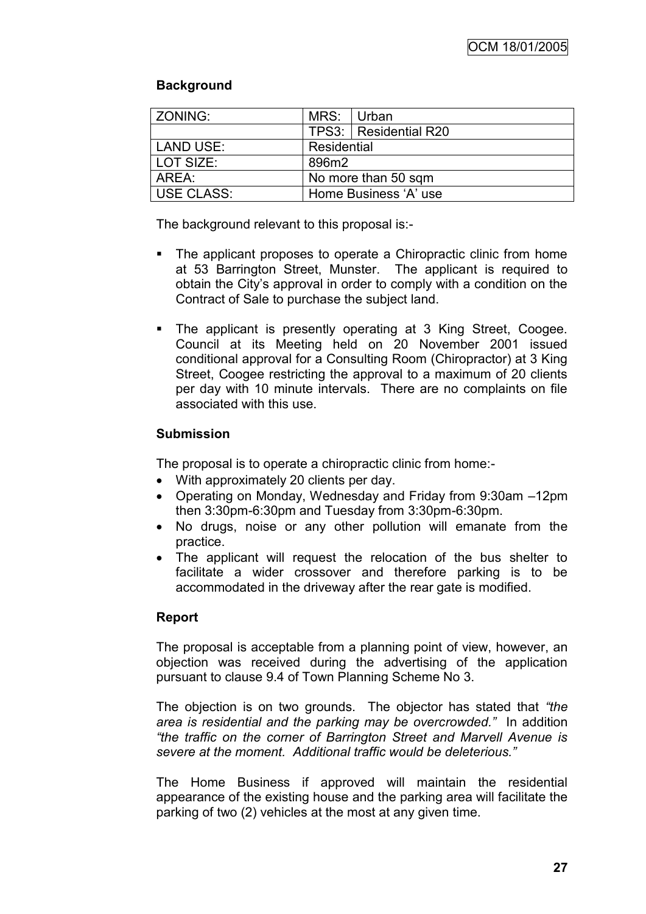## Background

| ZONING: | MRS: | Urban |
|---|---|---|
| | TPS3: | Residential R20 |
| LAND USE: | Residential | |
| LOT SIZE: | 896m2 | |
| AREA: | No more than 50 sqm | |
| USE CLASS: | Home Business 'A' use | |

The background relevant to this proposal is:-

- The applicant proposes to operate a Chiropractic clinic from home at 53 Barrington Street, Munster. The applicant is required to obtain the City's approval in order to comply with a condition on the Contract of Sale to purchase the subject land.
- The applicant is presently operating at 3 King Street, Coogee. Council at its Meeting held on 20 November 2001 issued conditional approval for a Consulting Room (Chiropractor) at 3 King Street, Coogee restricting the approval to a maximum of 20 clients per day with 10 minute intervals. There are no complaints on file associated with this use.

## Submission

The proposal is to operate a chiropractic clinic from home:-

- With approximately 20 clients per day.
- Operating on Monday, Wednesday and Friday from 9:30am –12pm then 3:30pm-6:30pm and Tuesday from 3:30pm-6:30pm.
- No drugs, noise or any other pollution will emanate from the practice.
- The applicant will request the relocation of the bus shelter to facilitate a wider crossover and therefore parking is to be accommodated in the driveway after the rear gate is modified.

## Report

The proposal is acceptable from a planning point of view, however, an objection was received during the advertising of the application pursuant to clause 9.4 of Town Planning Scheme No 3.

The objection is on two grounds. The objector has stated that *"the area is residential and the parking may be overcrowded."* In addition *"the traffic on the corner of Barrington Street and Marvell Avenue is severe at the moment. Additional traffic would be deleterious."*

The Home Business if approved will maintain the residential appearance of the existing house and the parking area will facilitate the parking of two (2) vehicles at the most at any given time.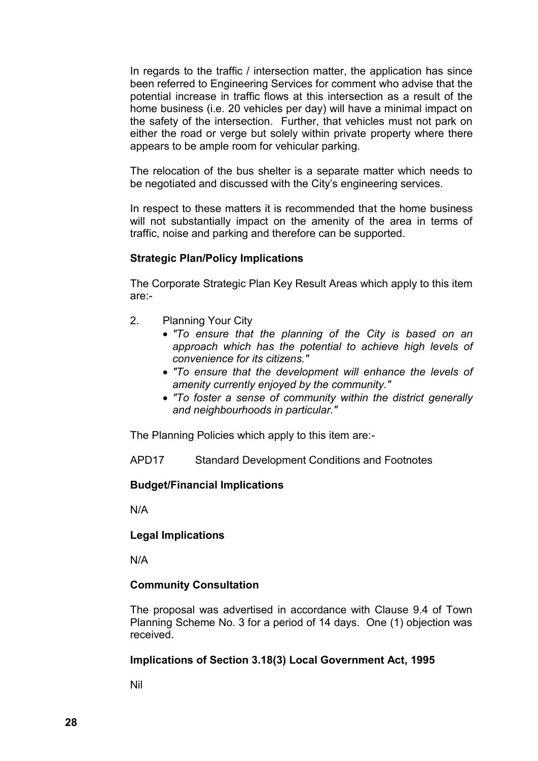In regards to the traffic / intersection matter, the application has since been referred to Engineering Services for comment who advise that the potential increase in traffic flows at this intersection as a result of the home business (i.e. 20 vehicles per day) will have a minimal impact on the safety of the intersection. Further, that vehicles must not park on either the road or verge but solely within private property where there appears to be ample room for vehicular parking.

The relocation of the bus shelter is a separate matter which needs to be negotiated and discussed with the City's engineering services.

In respect to these matters it is recommended that the home business will not substantially impact on the amenity of the area in terms of traffic, noise and parking and therefore can be supported.

**Strategic Plan/Policy Implications**

The Corporate Strategic Plan Key Result Areas which apply to this item are:-

2. Planning Your City
   - *"To ensure that the planning of the City is based on an approach which has the potential to achieve high levels of convenience for its citizens."*
   - *"To ensure that the development will enhance the levels of amenity currently enjoyed by the community."*
   - *"To foster a sense of community within the district generally and neighbourhoods in particular."*

The Planning Policies which apply to this item are:-

APD17 Standard Development Conditions and Footnotes

**Budget/Financial Implications**

N/A

**Legal Implications**

N/A

**Community Consultation**

The proposal was advertised in accordance with Clause 9.4 of Town Planning Scheme No. 3 for a period of 14 days. One (1) objection was received.

**Implications of Section 3.18(3) Local Government Act, 1995**

Nil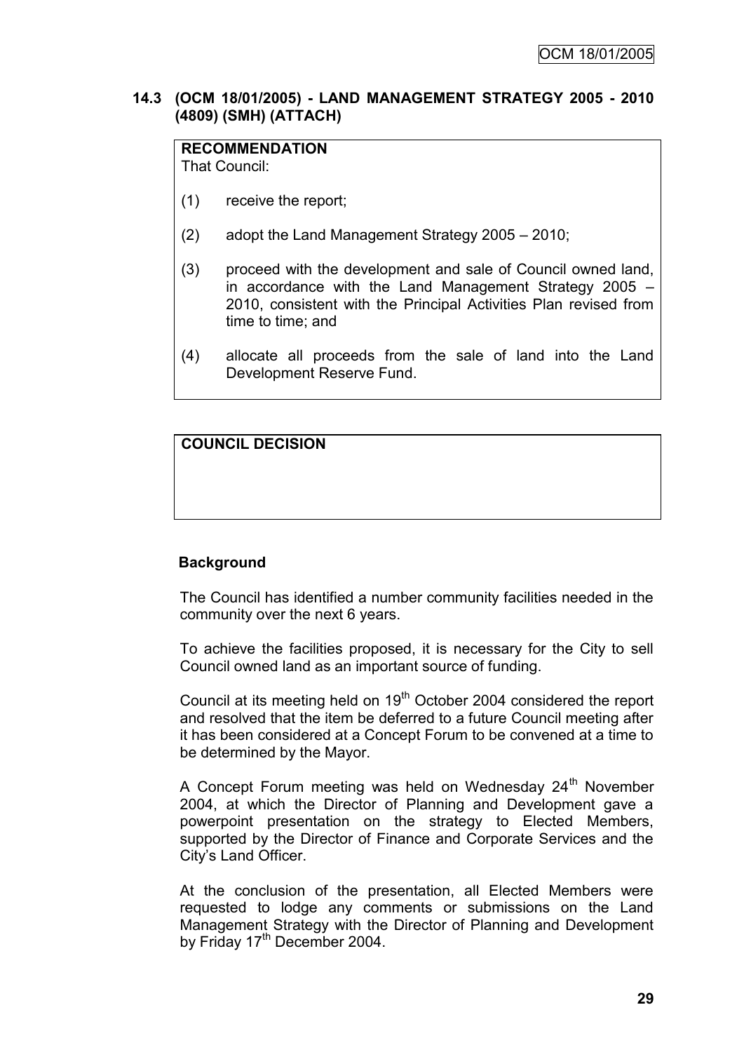## 14.3 (OCM 18/01/2005) - LAND MANAGEMENT STRATEGY 2005 - 2010 (4809) (SMH) (ATTACH)

**RECOMMENDATION**
That Council:

(1) receive the report;

(2) adopt the Land Management Strategy 2005 – 2010;

(3) proceed with the development and sale of Council owned land, in accordance with the Land Management Strategy 2005 – 2010, consistent with the Principal Activities Plan revised from time to time; and

(4) allocate all proceeds from the sale of land into the Land Development Reserve Fund.

**COUNCIL DECISION**

**Background**

The Council has identified a number community facilities needed in the community over the next 6 years.

To achieve the facilities proposed, it is necessary for the City to sell Council owned land as an important source of funding.

Council at its meeting held on 19th October 2004 considered the report and resolved that the item be deferred to a future Council meeting after it has been considered at a Concept Forum to be convened at a time to be determined by the Mayor.

A Concept Forum meeting was held on Wednesday 24th November 2004, at which the Director of Planning and Development gave a powerpoint presentation on the strategy to Elected Members, supported by the Director of Finance and Corporate Services and the City's Land Officer.

At the conclusion of the presentation, all Elected Members were requested to lodge any comments or submissions on the Land Management Strategy with the Director of Planning and Development by Friday 17th December 2004.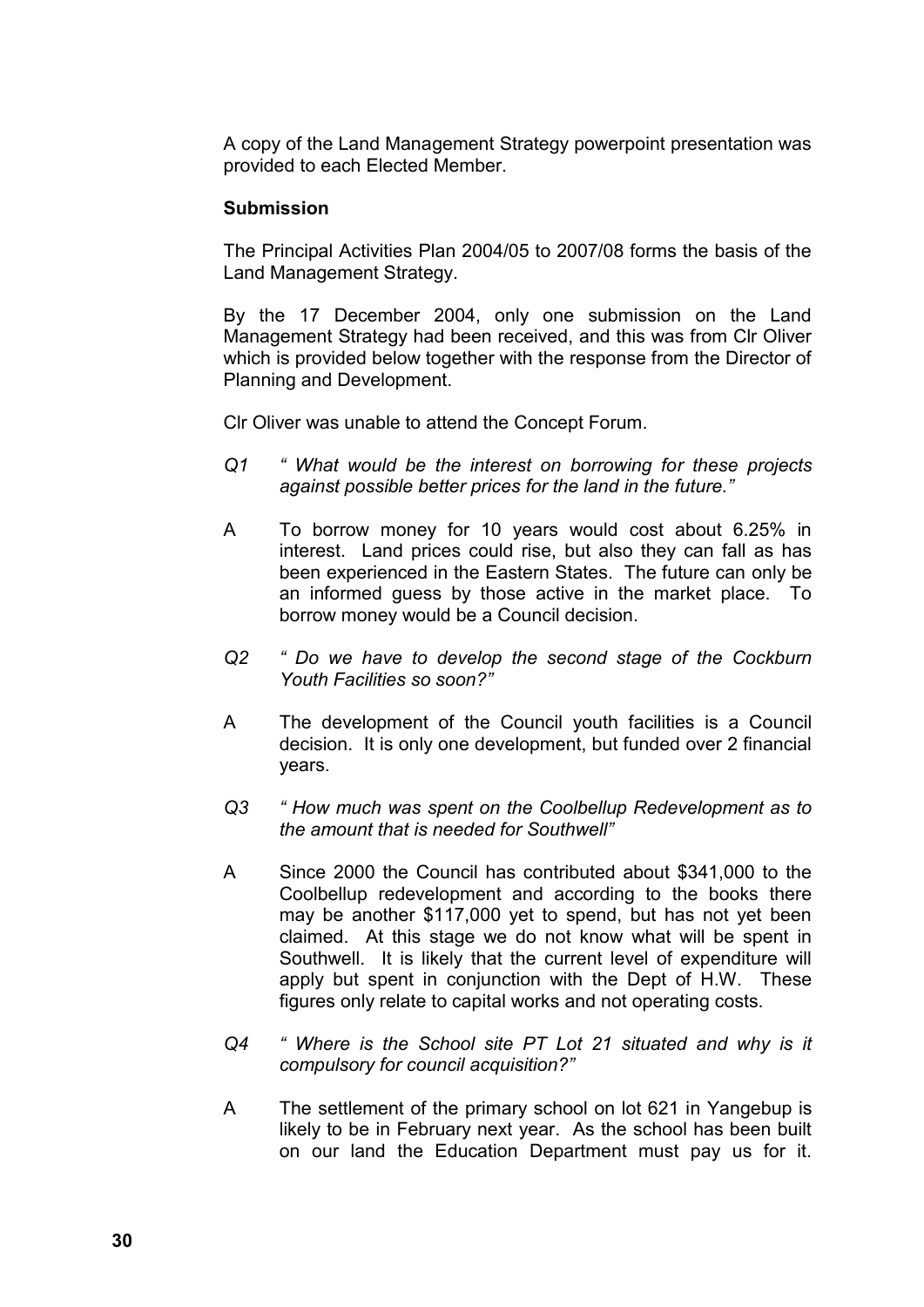A copy of the Land Management Strategy powerpoint presentation was provided to each Elected Member.

**Submission**

The Principal Activities Plan 2004/05 to 2007/08 forms the basis of the Land Management Strategy.

By the 17 December 2004, only one submission on the Land Management Strategy had been received, and this was from Clr Oliver which is provided below together with the response from the Director of Planning and Development.

Clr Oliver was unable to attend the Concept Forum.

*Q1 " What would be the interest on borrowing for these projects against possible better prices for the land in the future."*

A To borrow money for 10 years would cost about 6.25% in interest. Land prices could rise, but also they can fall as has been experienced in the Eastern States. The future can only be an informed guess by those active in the market place. To borrow money would be a Council decision.

*Q2 " Do we have to develop the second stage of the Cockburn Youth Facilities so soon?"*

A The development of the Council youth facilities is a Council decision. It is only one development, but funded over 2 financial years.

*Q3 " How much was spent on the Coolbellup Redevelopment as to the amount that is needed for Southwell"*

A Since 2000 the Council has contributed about $341,000 to the Coolbellup redevelopment and according to the books there may be another $117,000 yet to spend, but has not yet been claimed. At this stage we do not know what will be spent in Southwell. It is likely that the current level of expenditure will apply but spent in conjunction with the Dept of H.W. These figures only relate to capital works and not operating costs.

*Q4 " Where is the School site PT Lot 21 situated and why is it compulsory for council acquisition?"*

A The settlement of the primary school on lot 621 in Yangebup is likely to be in February next year. As the school has been built on our land the Education Department must pay us for it.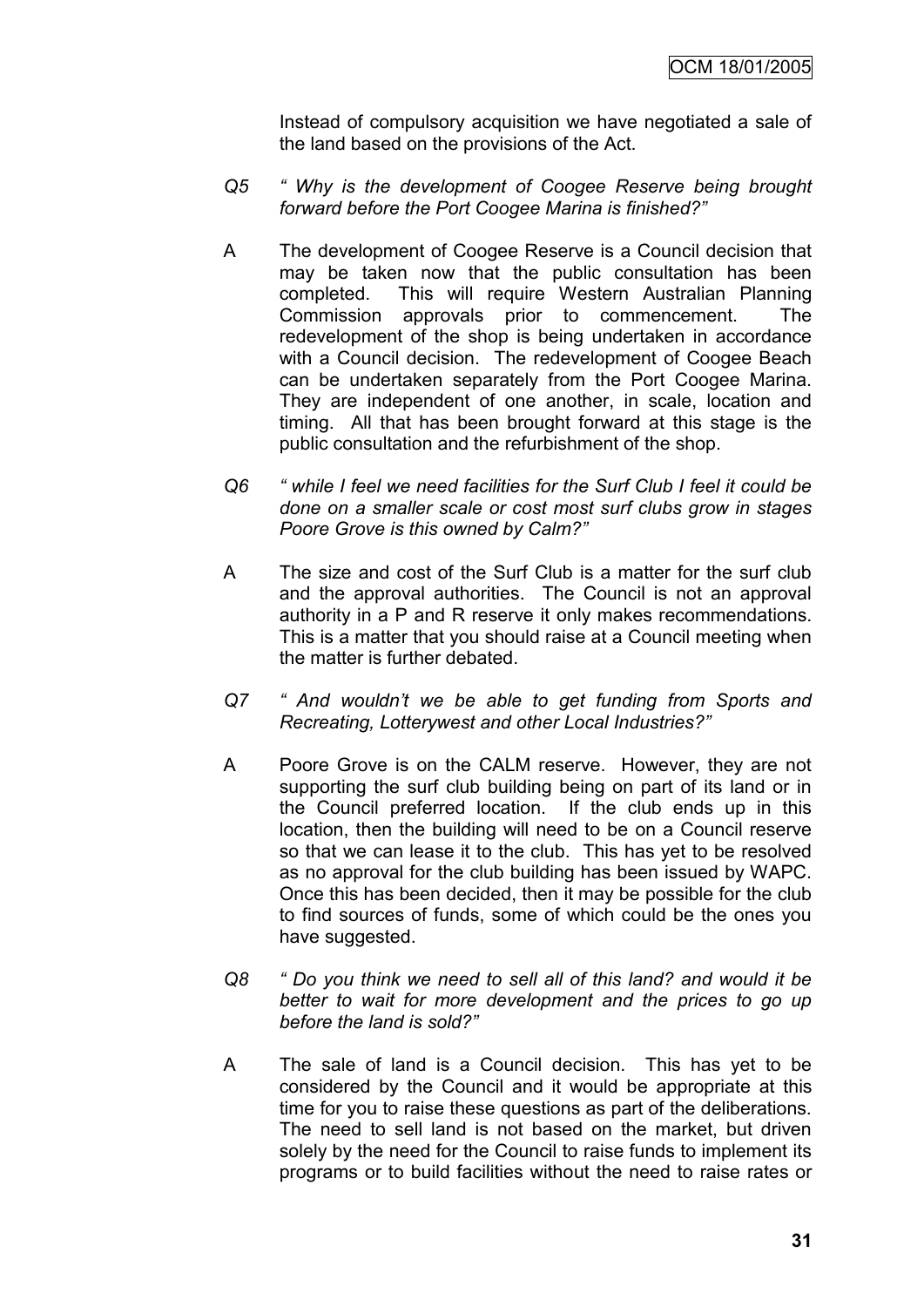Instead of compulsory acquisition we have negotiated a sale of the land based on the provisions of the Act.

Q5 *" Why is the development of Coogee Reserve being brought forward before the Port Coogee Marina is finished?"*

A The development of Coogee Reserve is a Council decision that may be taken now that the public consultation has been completed. This will require Western Australian Planning Commission approvals prior to commencement. The redevelopment of the shop is being undertaken in accordance with a Council decision. The redevelopment of Coogee Beach can be undertaken separately from the Port Coogee Marina. They are independent of one another, in scale, location and timing. All that has been brought forward at this stage is the public consultation and the refurbishment of the shop.

Q6 *" while I feel we need facilities for the Surf Club I feel it could be done on a smaller scale or cost most surf clubs grow in stages Poore Grove is this owned by Calm?"*

A The size and cost of the Surf Club is a matter for the surf club and the approval authorities. The Council is not an approval authority in a P and R reserve it only makes recommendations. This is a matter that you should raise at a Council meeting when the matter is further debated.

Q7 *" And wouldn't we be able to get funding from Sports and Recreating, Lotterywest and other Local Industries?"*

A Poore Grove is on the CALM reserve. However, they are not supporting the surf club building being on part of its land or in the Council preferred location. If the club ends up in this location, then the building will need to be on a Council reserve so that we can lease it to the club. This has yet to be resolved as no approval for the club building has been issued by WAPC. Once this has been decided, then it may be possible for the club to find sources of funds, some of which could be the ones you have suggested.

Q8 *" Do you think we need to sell all of this land? and would it be better to wait for more development and the prices to go up before the land is sold?"*

A The sale of land is a Council decision. This has yet to be considered by the Council and it would be appropriate at this time for you to raise these questions as part of the deliberations. The need to sell land is not based on the market, but driven solely by the need for the Council to raise funds to implement its programs or to build facilities without the need to raise rates or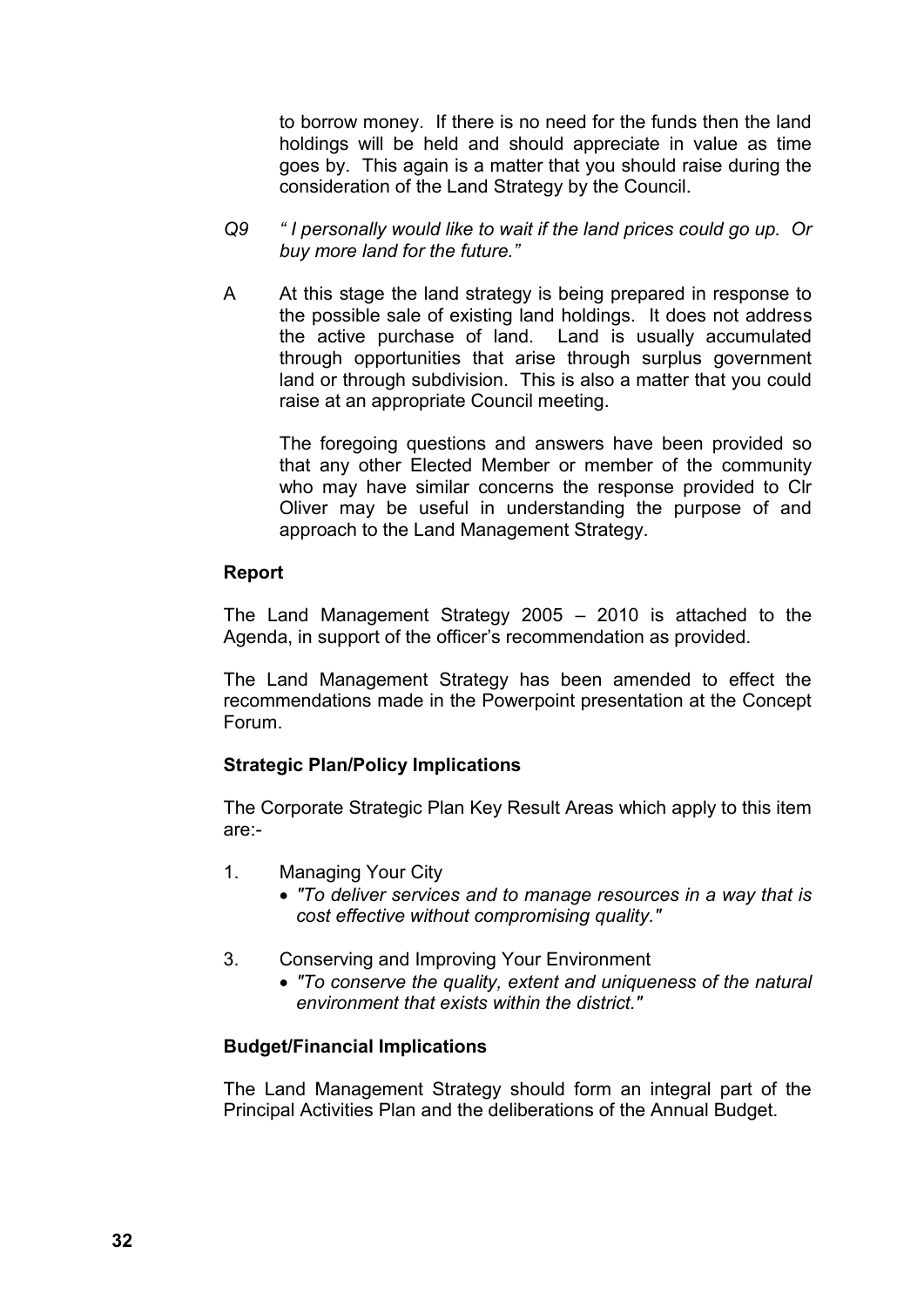to borrow money. If there is no need for the funds then the land holdings will be held and should appreciate in value as time goes by. This again is a matter that you should raise during the consideration of the Land Strategy by the Council.

*Q9* *" I personally would like to wait if the land prices could go up. Or buy more land for the future."*

A At this stage the land strategy is being prepared in response to the possible sale of existing land holdings. It does not address the active purchase of land. Land is usually accumulated through opportunities that arise through surplus government land or through subdivision. This is also a matter that you could raise at an appropriate Council meeting.

The foregoing questions and answers have been provided so that any other Elected Member or member of the community who may have similar concerns the response provided to Clr Oliver may be useful in understanding the purpose of and approach to the Land Management Strategy.

**Report**

The Land Management Strategy 2005 – 2010 is attached to the Agenda, in support of the officer's recommendation as provided.

The Land Management Strategy has been amended to effect the recommendations made in the Powerpoint presentation at the Concept Forum.

**Strategic Plan/Policy Implications**

The Corporate Strategic Plan Key Result Areas which apply to this item are:-

1. Managing Your City
   - *"To deliver services and to manage resources in a way that is cost effective without compromising quality."*

3. Conserving and Improving Your Environment
   - *"To conserve the quality, extent and uniqueness of the natural environment that exists within the district."*

**Budget/Financial Implications**

The Land Management Strategy should form an integral part of the Principal Activities Plan and the deliberations of the Annual Budget.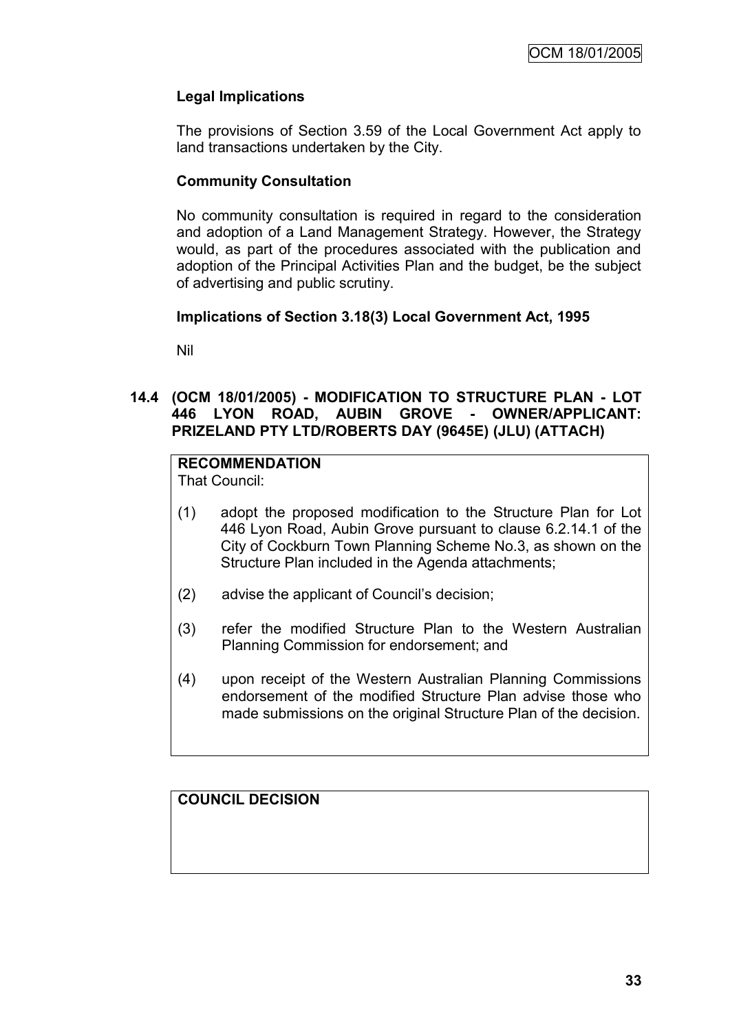**Legal Implications**

The provisions of Section 3.59 of the Local Government Act apply to land transactions undertaken by the City.

**Community Consultation**

No community consultation is required in regard to the consideration and adoption of a Land Management Strategy. However, the Strategy would, as part of the procedures associated with the publication and adoption of the Principal Activities Plan and the budget, be the subject of advertising and public scrutiny.

**Implications of Section 3.18(3) Local Government Act, 1995**

Nil

### 14.4 (OCM 18/01/2005) - MODIFICATION TO STRUCTURE PLAN - LOT 446 LYON ROAD, AUBIN GROVE - OWNER/APPLICANT: PRIZELAND PTY LTD/ROBERTS DAY (9645E) (JLU) (ATTACH)

**RECOMMENDATION**

That Council:

(1) adopt the proposed modification to the Structure Plan for Lot 446 Lyon Road, Aubin Grove pursuant to clause 6.2.14.1 of the City of Cockburn Town Planning Scheme No.3, as shown on the Structure Plan included in the Agenda attachments;

(2) advise the applicant of Council's decision;

(3) refer the modified Structure Plan to the Western Australian Planning Commission for endorsement; and

(4) upon receipt of the Western Australian Planning Commissions endorsement of the modified Structure Plan advise those who made submissions on the original Structure Plan of the decision.

**COUNCIL DECISION**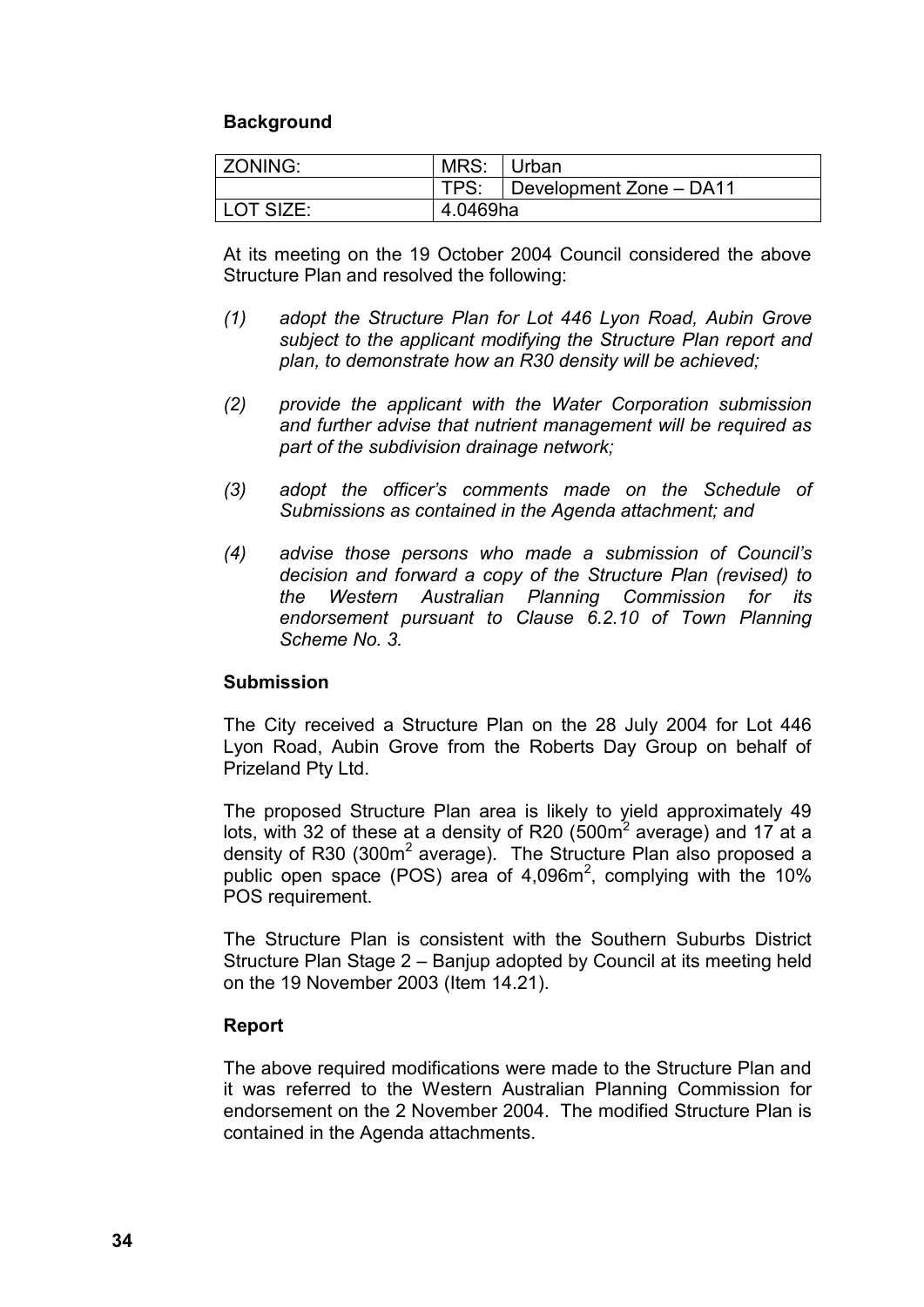**Background**

| ZONING: | MRS: | Urban |
|---|---|---|
| | TPS: | Development Zone – DA11 |
| LOT SIZE: | 4.0469ha | |

At its meeting on the 19 October 2004 Council considered the above Structure Plan and resolved the following:

*(1) adopt the Structure Plan for Lot 446 Lyon Road, Aubin Grove subject to the applicant modifying the Structure Plan report and plan, to demonstrate how an R30 density will be achieved;*

*(2) provide the applicant with the Water Corporation submission and further advise that nutrient management will be required as part of the subdivision drainage network;*

*(3) adopt the officer's comments made on the Schedule of Submissions as contained in the Agenda attachment; and*

*(4) advise those persons who made a submission of Council's decision and forward a copy of the Structure Plan (revised) to the Western Australian Planning Commission for its endorsement pursuant to Clause 6.2.10 of Town Planning Scheme No. 3.*

**Submission**

The City received a Structure Plan on the 28 July 2004 for Lot 446 Lyon Road, Aubin Grove from the Roberts Day Group on behalf of Prizeland Pty Ltd.

The proposed Structure Plan area is likely to yield approximately 49 lots, with 32 of these at a density of R20 (500m$^2$ average) and 17 at a density of R30 (300m$^2$ average). The Structure Plan also proposed a public open space (POS) area of 4,096m$^2$, complying with the 10% POS requirement.

The Structure Plan is consistent with the Southern Suburbs District Structure Plan Stage 2 – Banjup adopted by Council at its meeting held on the 19 November 2003 (Item 14.21).

**Report**

The above required modifications were made to the Structure Plan and it was referred to the Western Australian Planning Commission for endorsement on the 2 November 2004. The modified Structure Plan is contained in the Agenda attachments.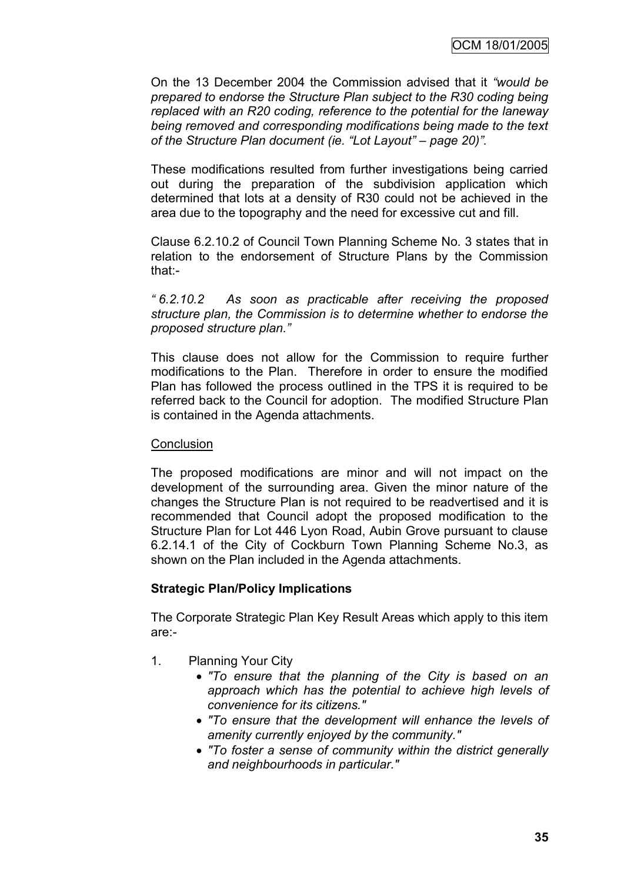On the 13 December 2004 the Commission advised that it *"would be prepared to endorse the Structure Plan subject to the R30 coding being replaced with an R20 coding, reference to the potential for the laneway being removed and corresponding modifications being made to the text of the Structure Plan document (ie. "Lot Layout" – page 20)".*

These modifications resulted from further investigations being carried out during the preparation of the subdivision application which determined that lots at a density of R30 could not be achieved in the area due to the topography and the need for excessive cut and fill.

Clause 6.2.10.2 of Council Town Planning Scheme No. 3 states that in relation to the endorsement of Structure Plans by the Commission that:-

*" 6.2.10.2 As soon as practicable after receiving the proposed structure plan, the Commission is to determine whether to endorse the proposed structure plan."*

This clause does not allow for the Commission to require further modifications to the Plan. Therefore in order to ensure the modified Plan has followed the process outlined in the TPS it is required to be referred back to the Council for adoption. The modified Structure Plan is contained in the Agenda attachments.

Conclusion

The proposed modifications are minor and will not impact on the development of the surrounding area. Given the minor nature of the changes the Structure Plan is not required to be readvertised and it is recommended that Council adopt the proposed modification to the Structure Plan for Lot 446 Lyon Road, Aubin Grove pursuant to clause 6.2.14.1 of the City of Cockburn Town Planning Scheme No.3, as shown on the Plan included in the Agenda attachments.

**Strategic Plan/Policy Implications**

The Corporate Strategic Plan Key Result Areas which apply to this item are:-

1. Planning Your City
   - *"To ensure that the planning of the City is based on an approach which has the potential to achieve high levels of convenience for its citizens."*
   - *"To ensure that the development will enhance the levels of amenity currently enjoyed by the community."*
   - *"To foster a sense of community within the district generally and neighbourhoods in particular."*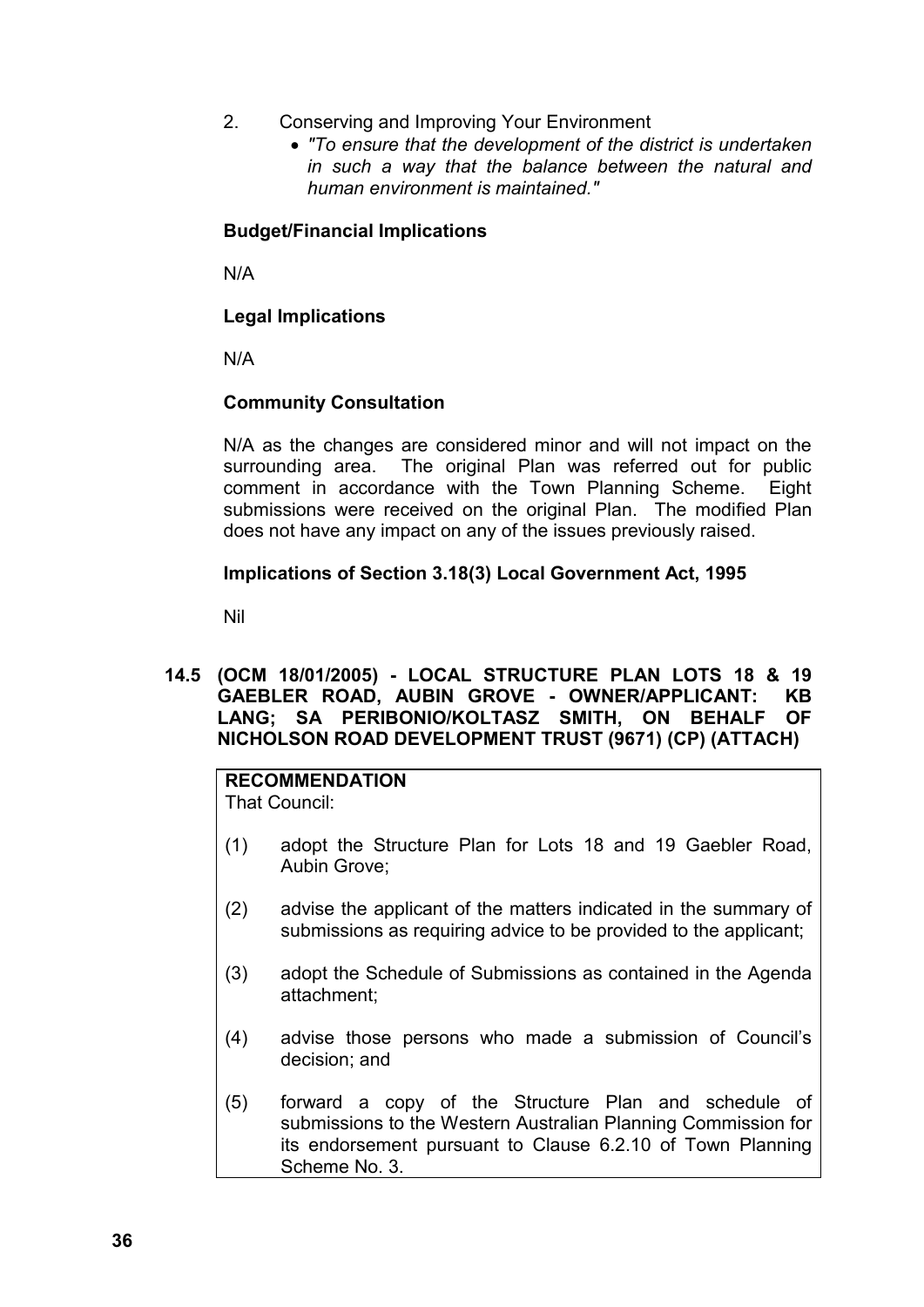2. Conserving and Improving Your Environment
   - *"To ensure that the development of the district is undertaken in such a way that the balance between the natural and human environment is maintained."*

**Budget/Financial Implications**

N/A

**Legal Implications**

N/A

**Community Consultation**

N/A as the changes are considered minor and will not impact on the surrounding area. The original Plan was referred out for public comment in accordance with the Town Planning Scheme. Eight submissions were received on the original Plan. The modified Plan does not have any impact on any of the issues previously raised.

**Implications of Section 3.18(3) Local Government Act, 1995**

Nil

**14.5 (OCM 18/01/2005) - LOCAL STRUCTURE PLAN LOTS 18 & 19 GAEBLER ROAD, AUBIN GROVE - OWNER/APPLICANT: KB LANG; SA PERIBONIO/KOLTASZ SMITH, ON BEHALF OF NICHOLSON ROAD DEVELOPMENT TRUST (9671) (CP) (ATTACH)**

**RECOMMENDATION**
That Council:

(1) adopt the Structure Plan for Lots 18 and 19 Gaebler Road, Aubin Grove;

(2) advise the applicant of the matters indicated in the summary of submissions as requiring advice to be provided to the applicant;

(3) adopt the Schedule of Submissions as contained in the Agenda attachment;

(4) advise those persons who made a submission of Council's decision; and

(5) forward a copy of the Structure Plan and schedule of submissions to the Western Australian Planning Commission for its endorsement pursuant to Clause 6.2.10 of Town Planning Scheme No. 3.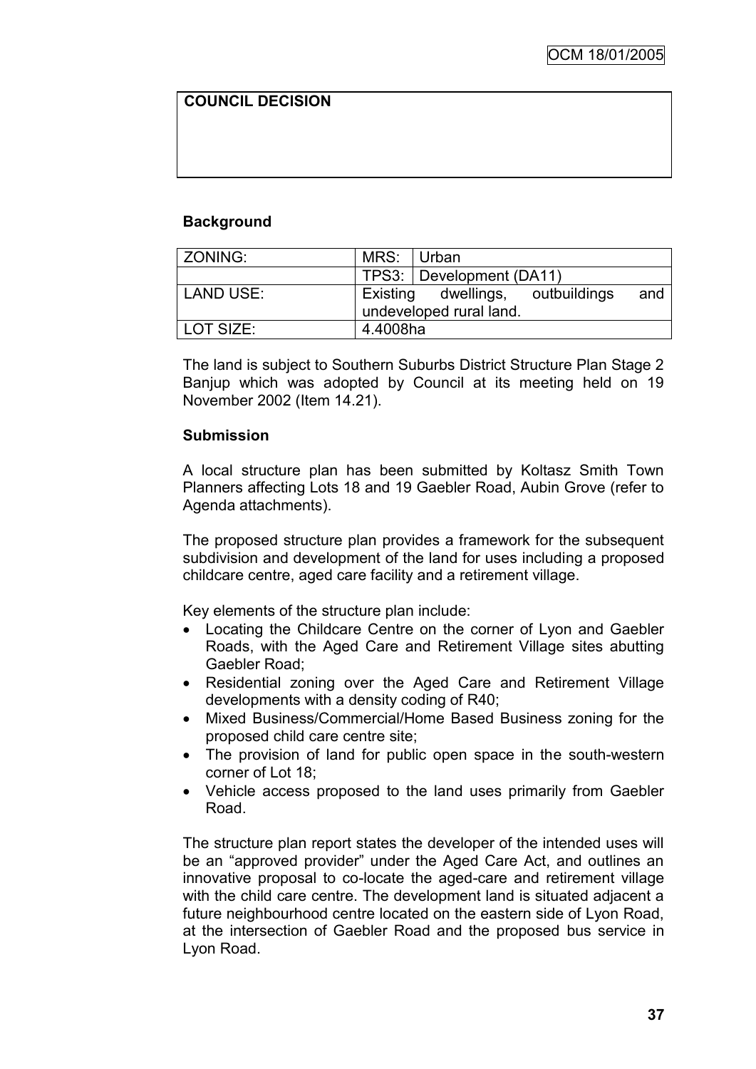| COUNCIL DECISION |
| --- |
| |

**Background**

| ZONING: | MRS: | Urban |
| --- | --- | --- |
| | TPS3: | Development (DA11) |
| LAND USE: | Existing dwellings, outbuildings and undeveloped rural land. | |
| LOT SIZE: | 4.4008ha | |

The land is subject to Southern Suburbs District Structure Plan Stage 2 Banjup which was adopted by Council at its meeting held on 19 November 2002 (Item 14.21).

**Submission**

A local structure plan has been submitted by Koltasz Smith Town Planners affecting Lots 18 and 19 Gaebler Road, Aubin Grove (refer to Agenda attachments).

The proposed structure plan provides a framework for the subsequent subdivision and development of the land for uses including a proposed childcare centre, aged care facility and a retirement village.

Key elements of the structure plan include:

- Locating the Childcare Centre on the corner of Lyon and Gaebler Roads, with the Aged Care and Retirement Village sites abutting Gaebler Road;
- Residential zoning over the Aged Care and Retirement Village developments with a density coding of R40;
- Mixed Business/Commercial/Home Based Business zoning for the proposed child care centre site;
- The provision of land for public open space in the south-western corner of Lot 18;
- Vehicle access proposed to the land uses primarily from Gaebler Road.

The structure plan report states the developer of the intended uses will be an "approved provider" under the Aged Care Act, and outlines an innovative proposal to co-locate the aged-care and retirement village with the child care centre. The development land is situated adjacent a future neighbourhood centre located on the eastern side of Lyon Road, at the intersection of Gaebler Road and the proposed bus service in Lyon Road.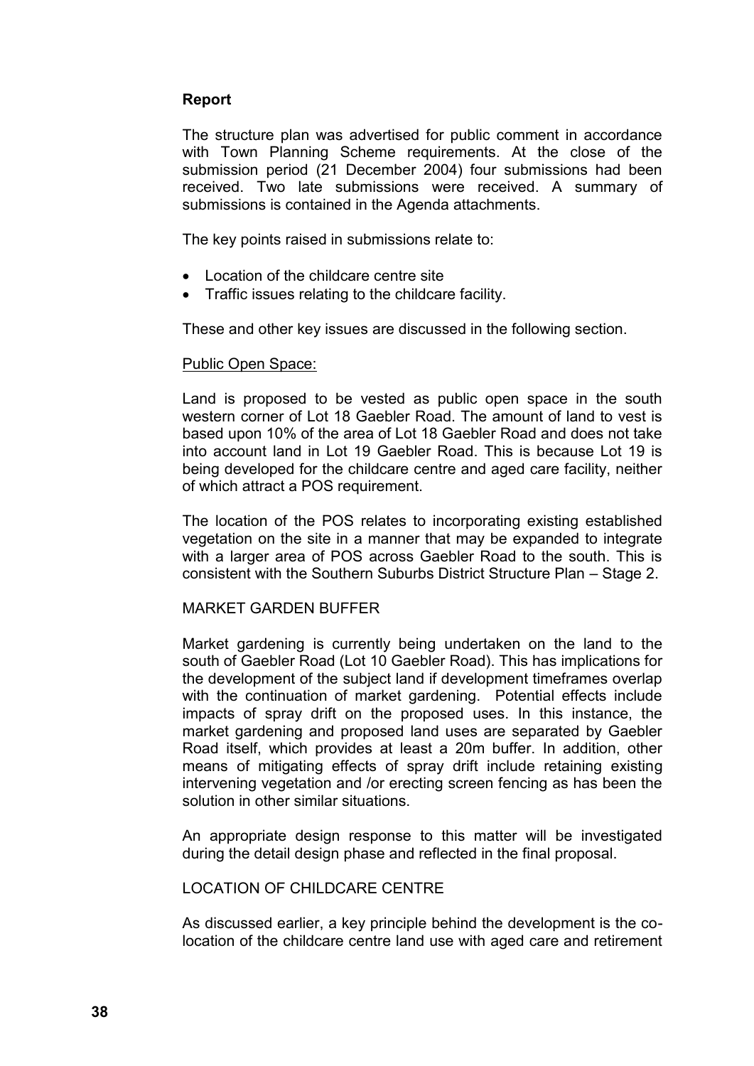**Report**

The structure plan was advertised for public comment in accordance with Town Planning Scheme requirements. At the close of the submission period (21 December 2004) four submissions had been received. Two late submissions were received. A summary of submissions is contained in the Agenda attachments.

The key points raised in submissions relate to:

- Location of the childcare centre site
- Traffic issues relating to the childcare facility.

These and other key issues are discussed in the following section.

Public Open Space:

Land is proposed to be vested as public open space in the south western corner of Lot 18 Gaebler Road. The amount of land to vest is based upon 10% of the area of Lot 18 Gaebler Road and does not take into account land in Lot 19 Gaebler Road. This is because Lot 19 is being developed for the childcare centre and aged care facility, neither of which attract a POS requirement.

The location of the POS relates to incorporating existing established vegetation on the site in a manner that may be expanded to integrate with a larger area of POS across Gaebler Road to the south. This is consistent with the Southern Suburbs District Structure Plan – Stage 2.

MARKET GARDEN BUFFER

Market gardening is currently being undertaken on the land to the south of Gaebler Road (Lot 10 Gaebler Road). This has implications for the development of the subject land if development timeframes overlap with the continuation of market gardening. Potential effects include impacts of spray drift on the proposed uses. In this instance, the market gardening and proposed land uses are separated by Gaebler Road itself, which provides at least a 20m buffer. In addition, other means of mitigating effects of spray drift include retaining existing intervening vegetation and /or erecting screen fencing as has been the solution in other similar situations.

An appropriate design response to this matter will be investigated during the detail design phase and reflected in the final proposal.

LOCATION OF CHILDCARE CENTRE

As discussed earlier, a key principle behind the development is the co-location of the childcare centre land use with aged care and retirement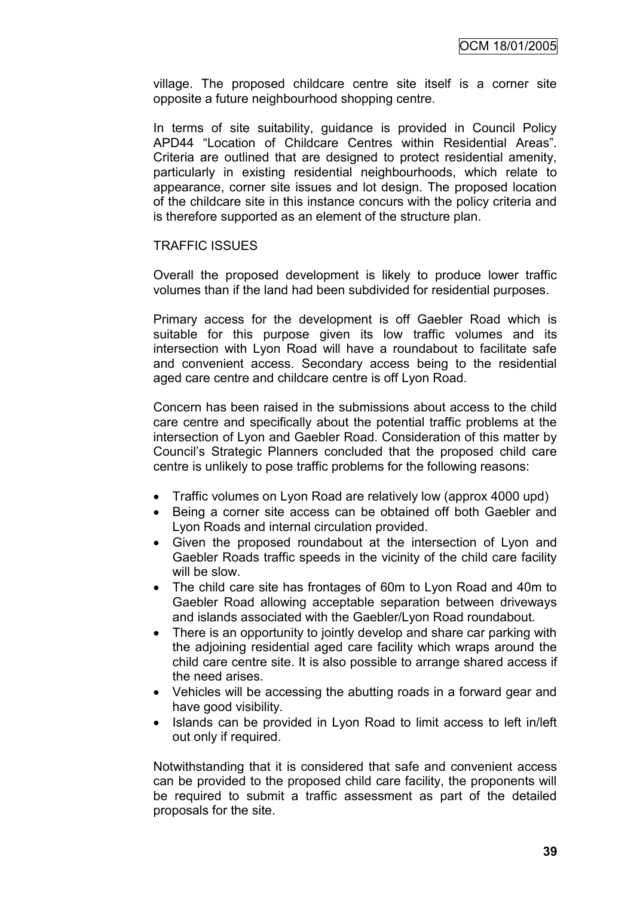village. The proposed childcare centre site itself is a corner site opposite a future neighbourhood shopping centre.

In terms of site suitability, guidance is provided in Council Policy APD44 "Location of Childcare Centres within Residential Areas". Criteria are outlined that are designed to protect residential amenity, particularly in existing residential neighbourhoods, which relate to appearance, corner site issues and lot design. The proposed location of the childcare site in this instance concurs with the policy criteria and is therefore supported as an element of the structure plan.

TRAFFIC ISSUES

Overall the proposed development is likely to produce lower traffic volumes than if the land had been subdivided for residential purposes.

Primary access for the development is off Gaebler Road which is suitable for this purpose given its low traffic volumes and its intersection with Lyon Road will have a roundabout to facilitate safe and convenient access. Secondary access being to the residential aged care centre and childcare centre is off Lyon Road.

Concern has been raised in the submissions about access to the child care centre and specifically about the potential traffic problems at the intersection of Lyon and Gaebler Road. Consideration of this matter by Council's Strategic Planners concluded that the proposed child care centre is unlikely to pose traffic problems for the following reasons:

- Traffic volumes on Lyon Road are relatively low (approx 4000 upd)
- Being a corner site access can be obtained off both Gaebler and Lyon Roads and internal circulation provided.
- Given the proposed roundabout at the intersection of Lyon and Gaebler Roads traffic speeds in the vicinity of the child care facility will be slow.
- The child care site has frontages of 60m to Lyon Road and 40m to Gaebler Road allowing acceptable separation between driveways and islands associated with the Gaebler/Lyon Road roundabout.
- There is an opportunity to jointly develop and share car parking with the adjoining residential aged care facility which wraps around the child care centre site. It is also possible to arrange shared access if the need arises.
- Vehicles will be accessing the abutting roads in a forward gear and have good visibility.
- Islands can be provided in Lyon Road to limit access to left in/left out only if required.

Notwithstanding that it is considered that safe and convenient access can be provided to the proposed child care facility, the proponents will be required to submit a traffic assessment as part of the detailed proposals for the site.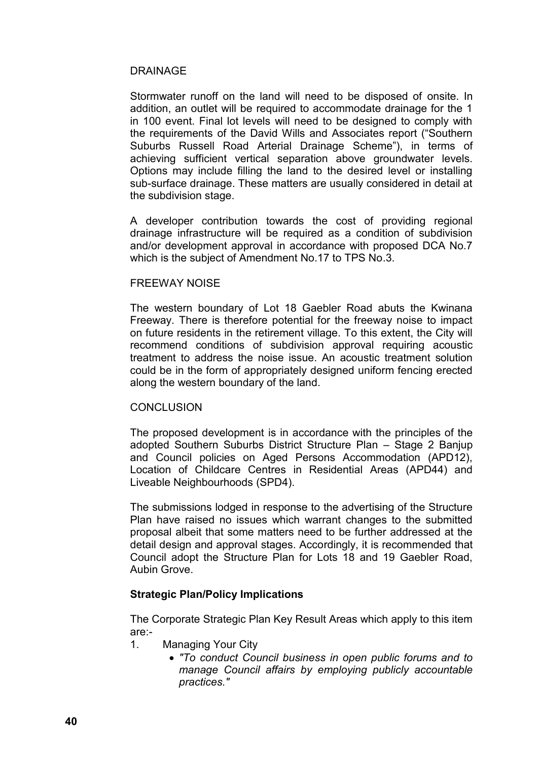DRAINAGE

Stormwater runoff on the land will need to be disposed of onsite. In addition, an outlet will be required to accommodate drainage for the 1 in 100 event. Final lot levels will need to be designed to comply with the requirements of the David Wills and Associates report ("Southern Suburbs Russell Road Arterial Drainage Scheme"), in terms of achieving sufficient vertical separation above groundwater levels. Options may include filling the land to the desired level or installing sub-surface drainage. These matters are usually considered in detail at the subdivision stage.

A developer contribution towards the cost of providing regional drainage infrastructure will be required as a condition of subdivision and/or development approval in accordance with proposed DCA No.7 which is the subject of Amendment No.17 to TPS No.3.

FREEWAY NOISE

The western boundary of Lot 18 Gaebler Road abuts the Kwinana Freeway. There is therefore potential for the freeway noise to impact on future residents in the retirement village. To this extent, the City will recommend conditions of subdivision approval requiring acoustic treatment to address the noise issue. An acoustic treatment solution could be in the form of appropriately designed uniform fencing erected along the western boundary of the land.

CONCLUSION

The proposed development is in accordance with the principles of the adopted Southern Suburbs District Structure Plan – Stage 2 Banjup and Council policies on Aged Persons Accommodation (APD12), Location of Childcare Centres in Residential Areas (APD44) and Liveable Neighbourhoods (SPD4).

The submissions lodged in response to the advertising of the Structure Plan have raised no issues which warrant changes to the submitted proposal albeit that some matters need to be further addressed at the detail design and approval stages. Accordingly, it is recommended that Council adopt the Structure Plan for Lots 18 and 19 Gaebler Road, Aubin Grove.

**Strategic Plan/Policy Implications**

The Corporate Strategic Plan Key Result Areas which apply to this item are:-

1. Managing Your City
   - *"To conduct Council business in open public forums and to manage Council affairs by employing publicly accountable practices."*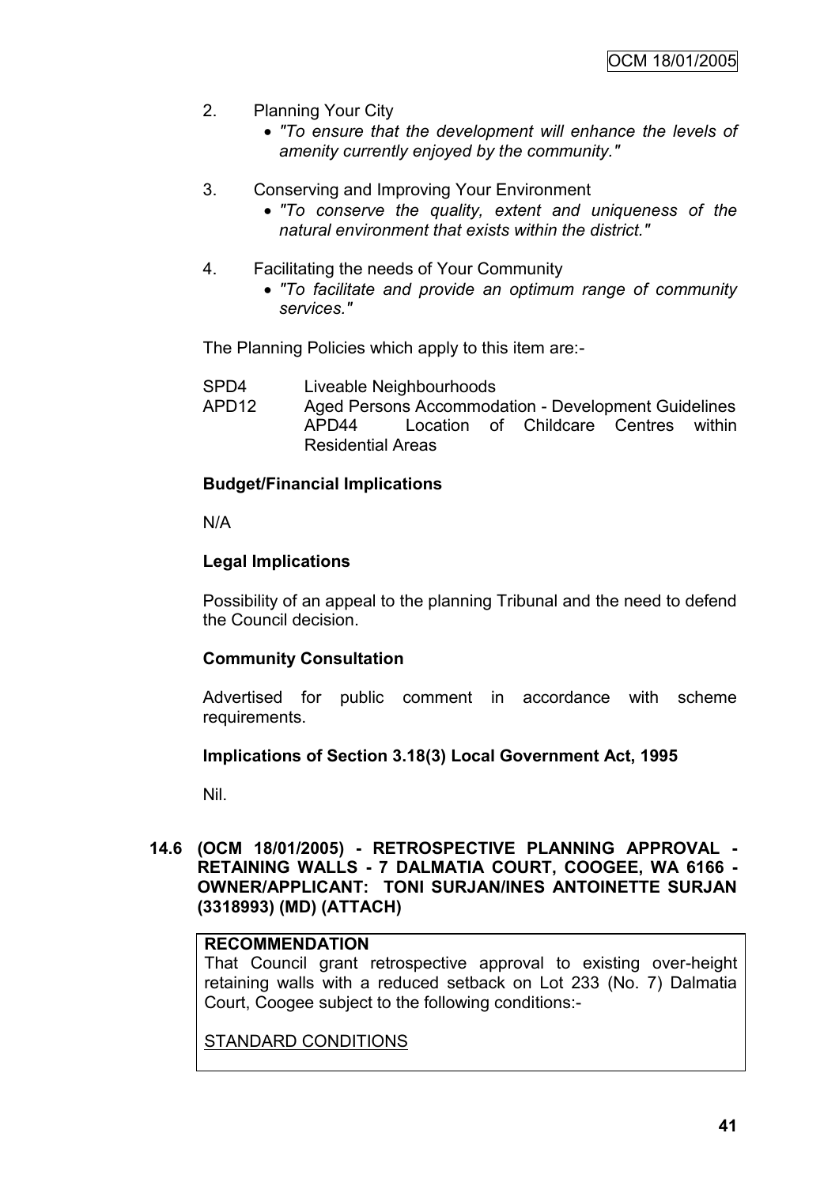2. Planning Your City
   - *"To ensure that the development will enhance the levels of amenity currently enjoyed by the community."*

3. Conserving and Improving Your Environment
   - *"To conserve the quality, extent and uniqueness of the natural environment that exists within the district."*

4. Facilitating the needs of Your Community
   - *"To facilitate and provide an optimum range of community services."*

The Planning Policies which apply to this item are:-

SPD4 Liveable Neighbourhoods
APD12 Aged Persons Accommodation - Development Guidelines
APD44 Location of Childcare Centres within Residential Areas

**Budget/Financial Implications**

N/A

**Legal Implications**

Possibility of an appeal to the planning Tribunal and the need to defend the Council decision.

**Community Consultation**

Advertised for public comment in accordance with scheme requirements.

**Implications of Section 3.18(3) Local Government Act, 1995**

Nil.

### 14.6 (OCM 18/01/2005) - RETROSPECTIVE PLANNING APPROVAL - RETAINING WALLS - 7 DALMATIA COURT, COOGEE, WA 6166 - OWNER/APPLICANT: TONI SURJAN/INES ANTOINETTE SURJAN (3318993) (MD) (ATTACH)

**RECOMMENDATION**
That Council grant retrospective approval to existing over-height retaining walls with a reduced setback on Lot 233 (No. 7) Dalmatia Court, Coogee subject to the following conditions:-

STANDARD CONDITIONS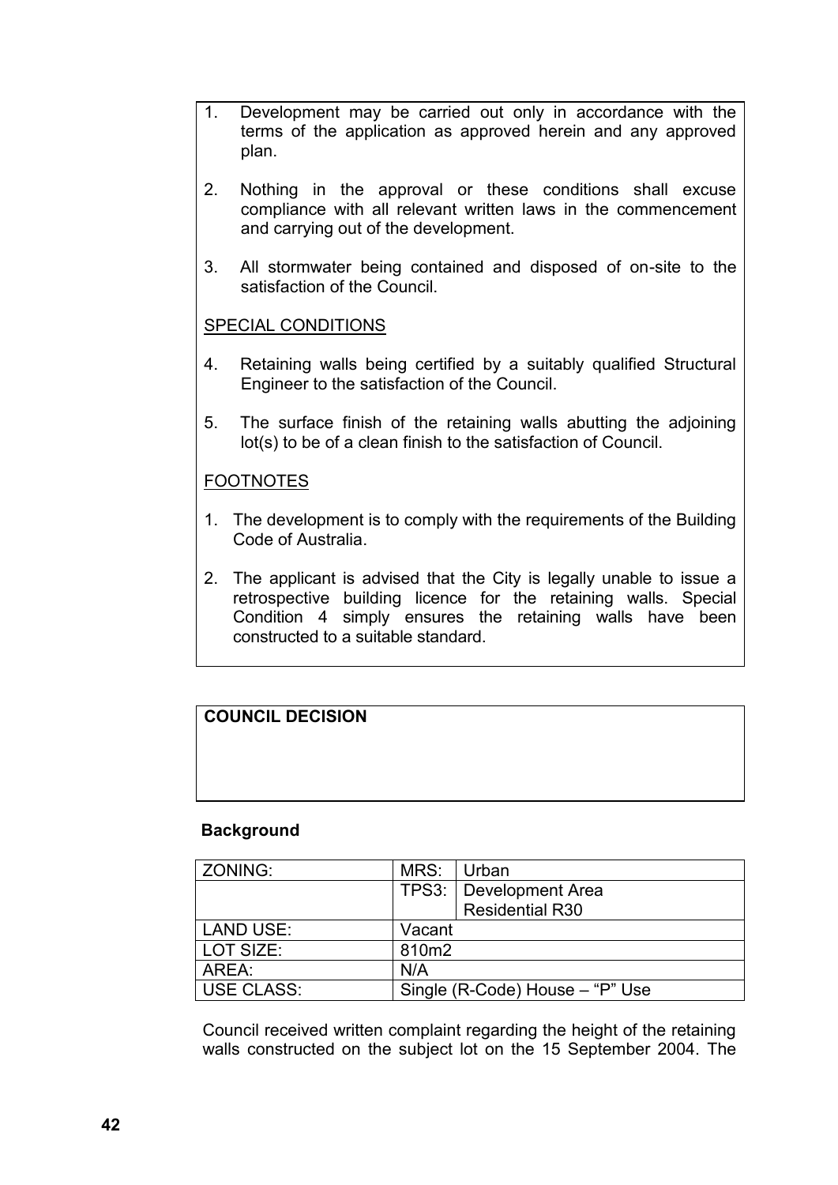1. Development may be carried out only in accordance with the terms of the application as approved herein and any approved plan.

2. Nothing in the approval or these conditions shall excuse compliance with all relevant written laws in the commencement and carrying out of the development.

3. All stormwater being contained and disposed of on-site to the satisfaction of the Council.

SPECIAL CONDITIONS

4. Retaining walls being certified by a suitably qualified Structural Engineer to the satisfaction of the Council.

5. The surface finish of the retaining walls abutting the adjoining lot(s) to be of a clean finish to the satisfaction of Council.

FOOTNOTES

1. The development is to comply with the requirements of the Building Code of Australia.

2. The applicant is advised that the City is legally unable to issue a retrospective building licence for the retaining walls. Special Condition 4 simply ensures the retaining walls have been constructed to a suitable standard.

**COUNCIL DECISION**

**Background**

| ZONING: | MRS: | Urban |
|---|---|---|
| | TPS3: | Development Area Residential R30 |
| LAND USE: | Vacant | |
| LOT SIZE: | 810m2 | |
| AREA: | N/A | |
| USE CLASS: | Single (R-Code) House – “P” Use | |

Council received written complaint regarding the height of the retaining walls constructed on the subject lot on the 15 September 2004. The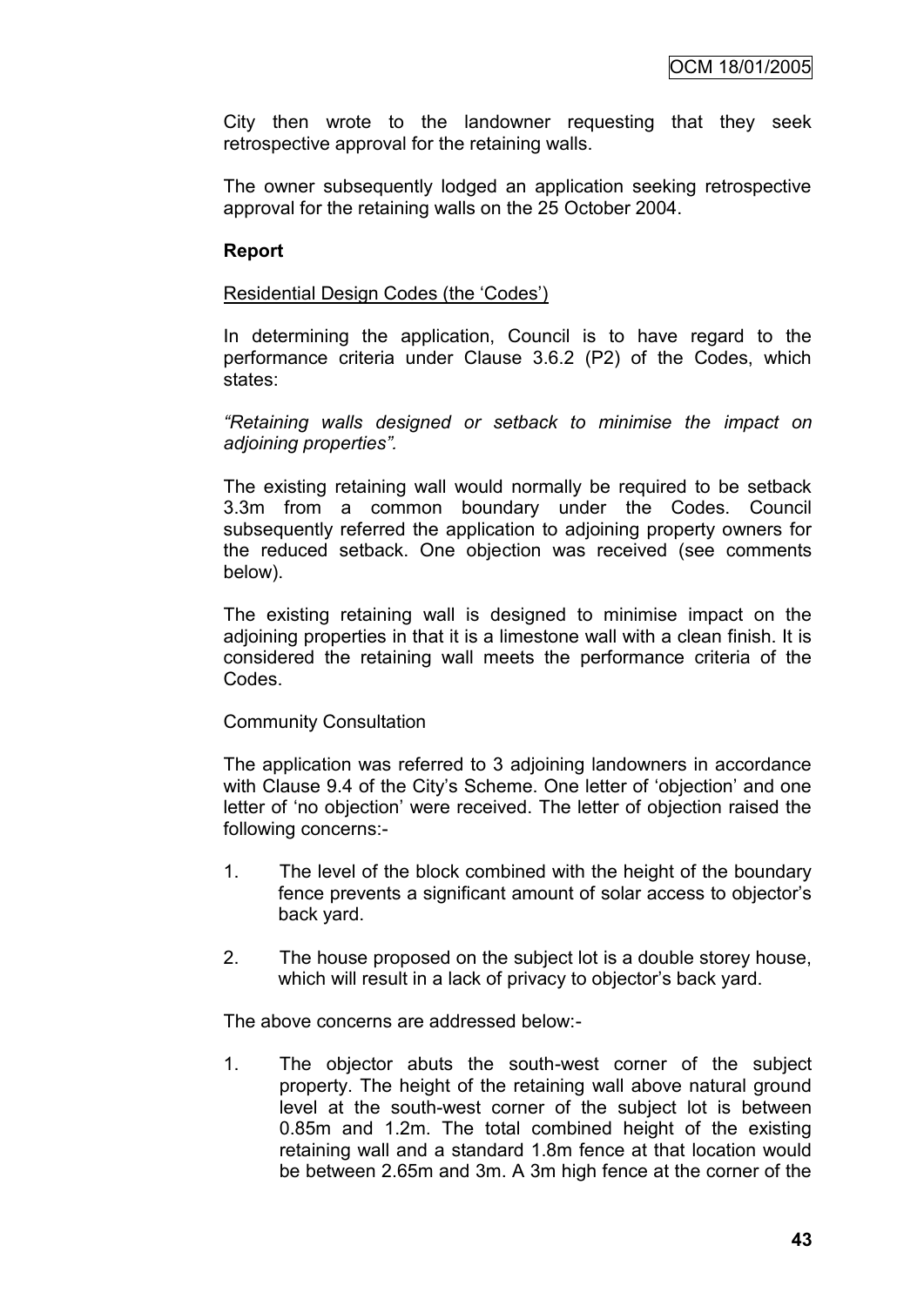City then wrote to the landowner requesting that they seek retrospective approval for the retaining walls.

The owner subsequently lodged an application seeking retrospective approval for the retaining walls on the 25 October 2004.

**Report**

Residential Design Codes (the 'Codes')

In determining the application, Council is to have regard to the performance criteria under Clause 3.6.2 (P2) of the Codes, which states:

*"Retaining walls designed or setback to minimise the impact on adjoining properties".*

The existing retaining wall would normally be required to be setback 3.3m from a common boundary under the Codes. Council subsequently referred the application to adjoining property owners for the reduced setback. One objection was received (see comments below).

The existing retaining wall is designed to minimise impact on the adjoining properties in that it is a limestone wall with a clean finish. It is considered the retaining wall meets the performance criteria of the Codes.

Community Consultation

The application was referred to 3 adjoining landowners in accordance with Clause 9.4 of the City's Scheme. One letter of 'objection' and one letter of 'no objection' were received. The letter of objection raised the following concerns:-

1. The level of the block combined with the height of the boundary fence prevents a significant amount of solar access to objector's back yard.

2. The house proposed on the subject lot is a double storey house, which will result in a lack of privacy to objector's back yard.

The above concerns are addressed below:-

1. The objector abuts the south-west corner of the subject property. The height of the retaining wall above natural ground level at the south-west corner of the subject lot is between 0.85m and 1.2m. The total combined height of the existing retaining wall and a standard 1.8m fence at that location would be between 2.65m and 3m. A 3m high fence at the corner of the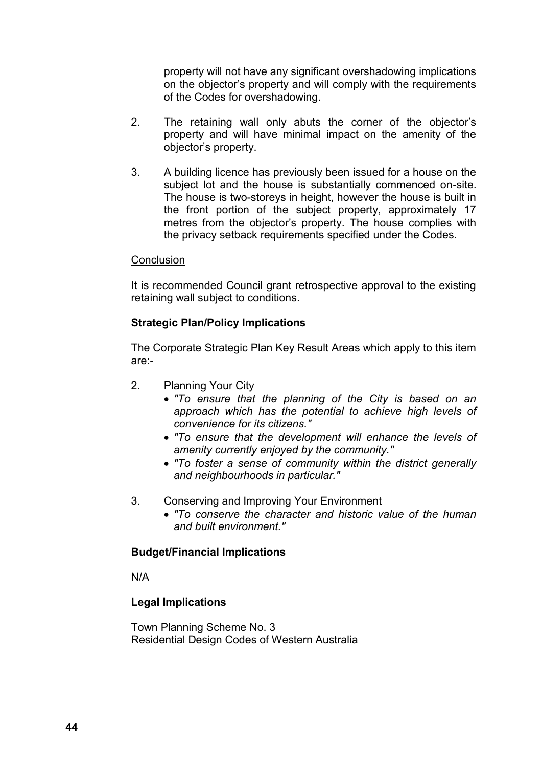property will not have any significant overshadowing implications on the objector's property and will comply with the requirements of the Codes for overshadowing.

2. The retaining wall only abuts the corner of the objector's property and will have minimal impact on the amenity of the objector's property.

3. A building licence has previously been issued for a house on the subject lot and the house is substantially commenced on-site. The house is two-storeys in height, however the house is built in the front portion of the subject property, approximately 17 metres from the objector's property. The house complies with the privacy setback requirements specified under the Codes.

Conclusion

It is recommended Council grant retrospective approval to the existing retaining wall subject to conditions.

**Strategic Plan/Policy Implications**

The Corporate Strategic Plan Key Result Areas which apply to this item are:-

2. Planning Your City
   - *"To ensure that the planning of the City is based on an approach which has the potential to achieve high levels of convenience for its citizens."*
   - *"To ensure that the development will enhance the levels of amenity currently enjoyed by the community."*
   - *"To foster a sense of community within the district generally and neighbourhoods in particular."*

3. Conserving and Improving Your Environment
   - *"To conserve the character and historic value of the human and built environment."*

**Budget/Financial Implications**

N/A

**Legal Implications**

Town Planning Scheme No. 3
Residential Design Codes of Western Australia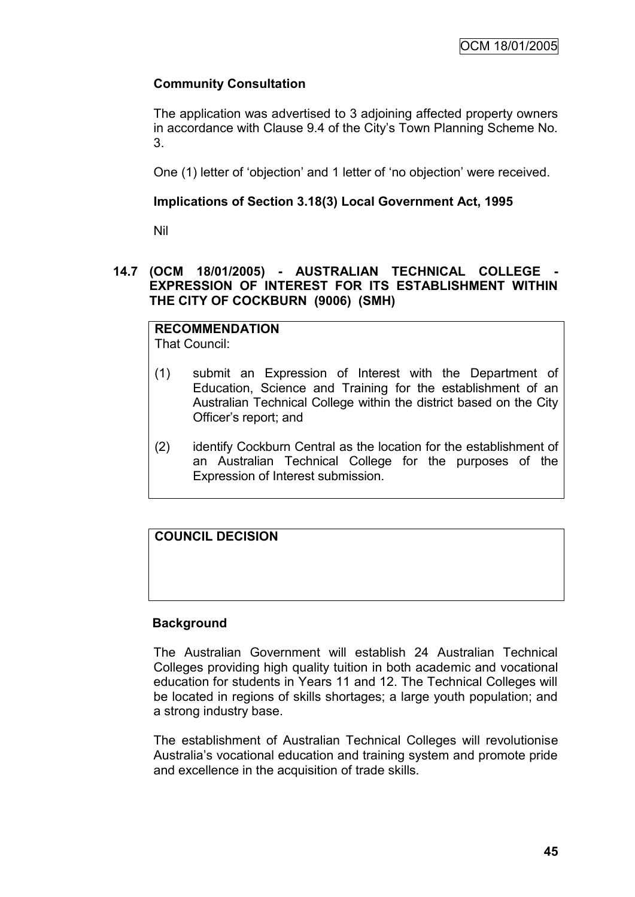**Community Consultation**

The application was advertised to 3 adjoining affected property owners in accordance with Clause 9.4 of the City's Town Planning Scheme No. 3.

One (1) letter of 'objection' and 1 letter of 'no objection' were received.

**Implications of Section 3.18(3) Local Government Act, 1995**

Nil

## 14.7 (OCM 18/01/2005) - AUSTRALIAN TECHNICAL COLLEGE - EXPRESSION OF INTEREST FOR ITS ESTABLISHMENT WITHIN THE CITY OF COCKBURN (9006) (SMH)

**RECOMMENDATION**

That Council:

(1) submit an Expression of Interest with the Department of Education, Science and Training for the establishment of an Australian Technical College within the district based on the City Officer's report; and

(2) identify Cockburn Central as the location for the establishment of an Australian Technical College for the purposes of the Expression of Interest submission.

**COUNCIL DECISION**

**Background**

The Australian Government will establish 24 Australian Technical Colleges providing high quality tuition in both academic and vocational education for students in Years 11 and 12. The Technical Colleges will be located in regions of skills shortages; a large youth population; and a strong industry base.

The establishment of Australian Technical Colleges will revolutionise Australia's vocational education and training system and promote pride and excellence in the acquisition of trade skills.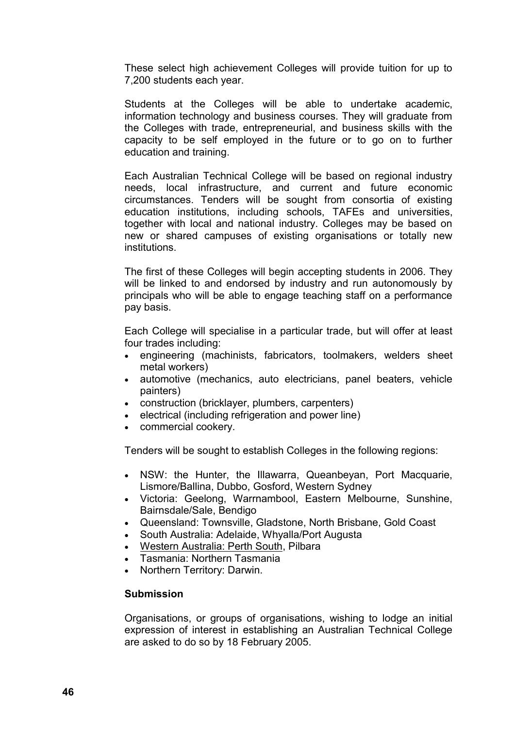These select high achievement Colleges will provide tuition for up to 7,200 students each year.

Students at the Colleges will be able to undertake academic, information technology and business courses. They will graduate from the Colleges with trade, entrepreneurial, and business skills with the capacity to be self employed in the future or to go on to further education and training.

Each Australian Technical College will be based on regional industry needs, local infrastructure, and current and future economic circumstances. Tenders will be sought from consortia of existing education institutions, including schools, TAFEs and universities, together with local and national industry. Colleges may be based on new or shared campuses of existing organisations or totally new institutions.

The first of these Colleges will begin accepting students in 2006. They will be linked to and endorsed by industry and run autonomously by principals who will be able to engage teaching staff on a performance pay basis.

Each College will specialise in a particular trade, but will offer at least four trades including:

- engineering (machinists, fabricators, toolmakers, welders sheet metal workers)
- automotive (mechanics, auto electricians, panel beaters, vehicle painters)
- construction (bricklayer, plumbers, carpenters)
- electrical (including refrigeration and power line)
- commercial cookery.

Tenders will be sought to establish Colleges in the following regions:

- NSW: the Hunter, the Illawarra, Queanbeyan, Port Macquarie, Lismore/Ballina, Dubbo, Gosford, Western Sydney
- Victoria: Geelong, Warrnambool, Eastern Melbourne, Sunshine, Bairnsdale/Sale, Bendigo
- Queensland: Townsville, Gladstone, North Brisbane, Gold Coast
- South Australia: Adelaide, Whyalla/Port Augusta
- Western Australia: Perth South, Pilbara
- Tasmania: Northern Tasmania
- Northern Territory: Darwin.

**Submission**

Organisations, or groups of organisations, wishing to lodge an initial expression of interest in establishing an Australian Technical College are asked to do so by 18 February 2005.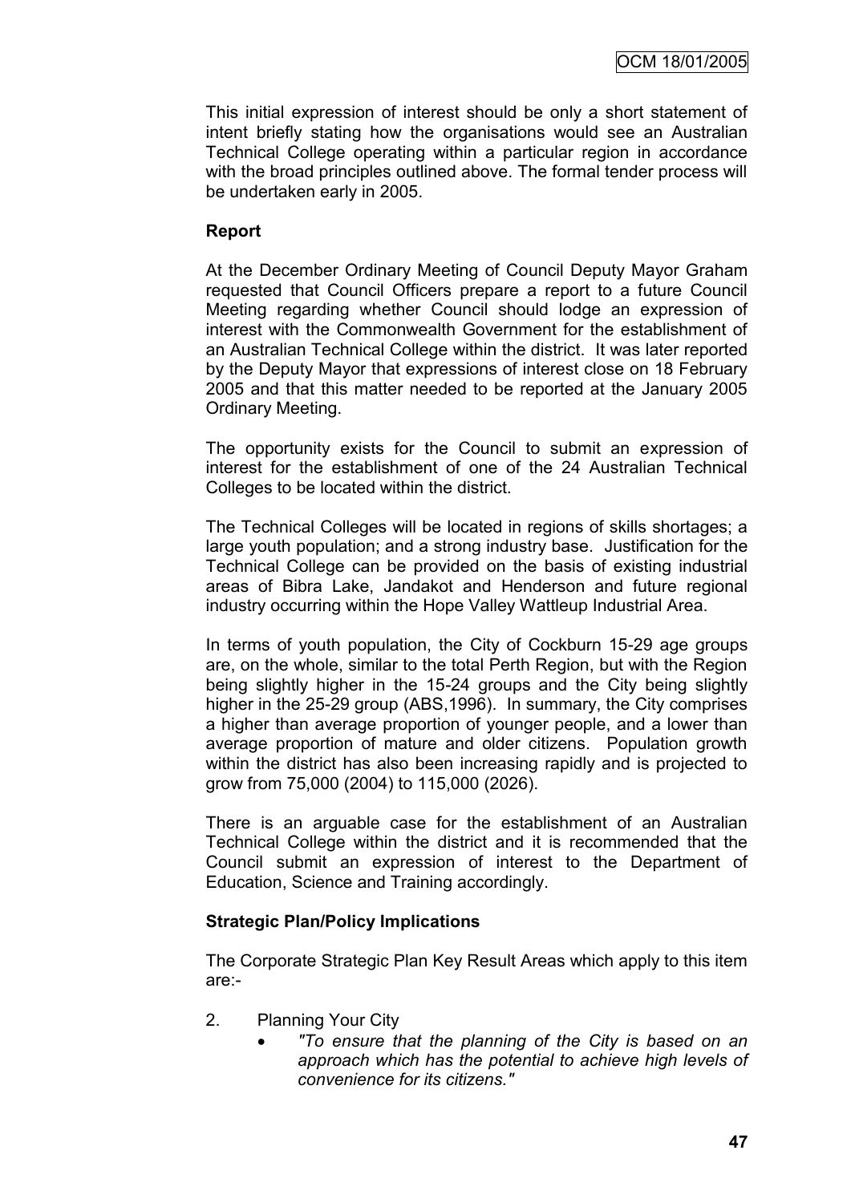This initial expression of interest should be only a short statement of intent briefly stating how the organisations would see an Australian Technical College operating within a particular region in accordance with the broad principles outlined above. The formal tender process will be undertaken early in 2005.

**Report**

At the December Ordinary Meeting of Council Deputy Mayor Graham requested that Council Officers prepare a report to a future Council Meeting regarding whether Council should lodge an expression of interest with the Commonwealth Government for the establishment of an Australian Technical College within the district. It was later reported by the Deputy Mayor that expressions of interest close on 18 February 2005 and that this matter needed to be reported at the January 2005 Ordinary Meeting.

The opportunity exists for the Council to submit an expression of interest for the establishment of one of the 24 Australian Technical Colleges to be located within the district.

The Technical Colleges will be located in regions of skills shortages; a large youth population; and a strong industry base. Justification for the Technical College can be provided on the basis of existing industrial areas of Bibra Lake, Jandakot and Henderson and future regional industry occurring within the Hope Valley Wattleup Industrial Area.

In terms of youth population, the City of Cockburn 15-29 age groups are, on the whole, similar to the total Perth Region, but with the Region being slightly higher in the 15-24 groups and the City being slightly higher in the 25-29 group (ABS,1996). In summary, the City comprises a higher than average proportion of younger people, and a lower than average proportion of mature and older citizens. Population growth within the district has also been increasing rapidly and is projected to grow from 75,000 (2004) to 115,000 (2026).

There is an arguable case for the establishment of an Australian Technical College within the district and it is recommended that the Council submit an expression of interest to the Department of Education, Science and Training accordingly.

**Strategic Plan/Policy Implications**

The Corporate Strategic Plan Key Result Areas which apply to this item are:-

2. Planning Your City
   - *"To ensure that the planning of the City is based on an approach which has the potential to achieve high levels of convenience for its citizens."*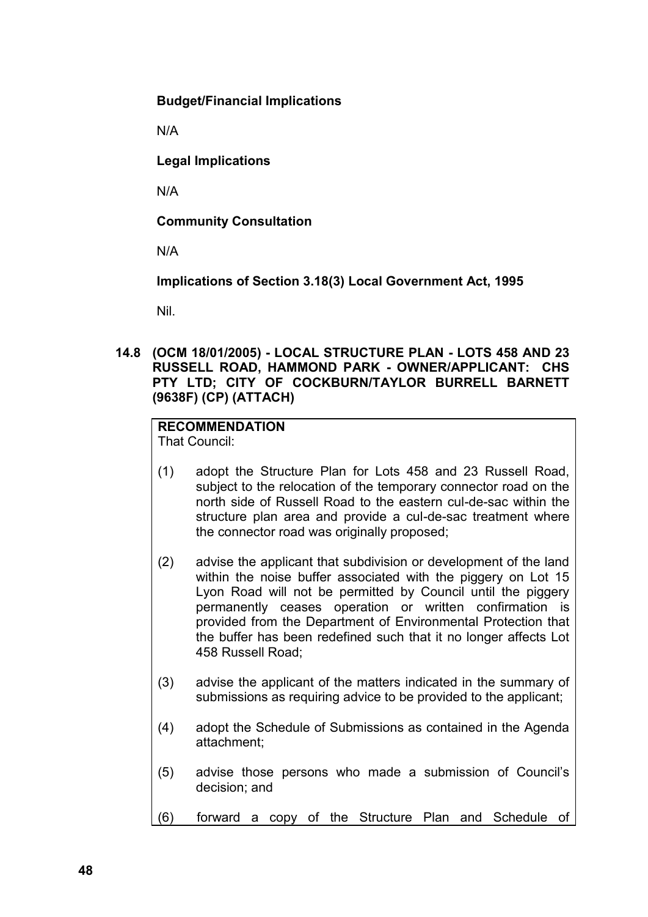**Budget/Financial Implications**

N/A

**Legal Implications**

N/A

**Community Consultation**

N/A

**Implications of Section 3.18(3) Local Government Act, 1995**

Nil.

**14.8 (OCM 18/01/2005) - LOCAL STRUCTURE PLAN - LOTS 458 AND 23 RUSSELL ROAD, HAMMOND PARK - OWNER/APPLICANT: CHS PTY LTD; CITY OF COCKBURN/TAYLOR BURRELL BARNETT (9638F) (CP) (ATTACH)**

**RECOMMENDATION**

That Council:

(1) adopt the Structure Plan for Lots 458 and 23 Russell Road, subject to the relocation of the temporary connector road on the north side of Russell Road to the eastern cul-de-sac within the structure plan area and provide a cul-de-sac treatment where the connector road was originally proposed;

(2) advise the applicant that subdivision or development of the land within the noise buffer associated with the piggery on Lot 15 Lyon Road will not be permitted by Council until the piggery permanently ceases operation or written confirmation is provided from the Department of Environmental Protection that the buffer has been redefined such that it no longer affects Lot 458 Russell Road;

(3) advise the applicant of the matters indicated in the summary of submissions as requiring advice to be provided to the applicant;

(4) adopt the Schedule of Submissions as contained in the Agenda attachment;

(5) advise those persons who made a submission of Council's decision; and

(6) forward a copy of the Structure Plan and Schedule of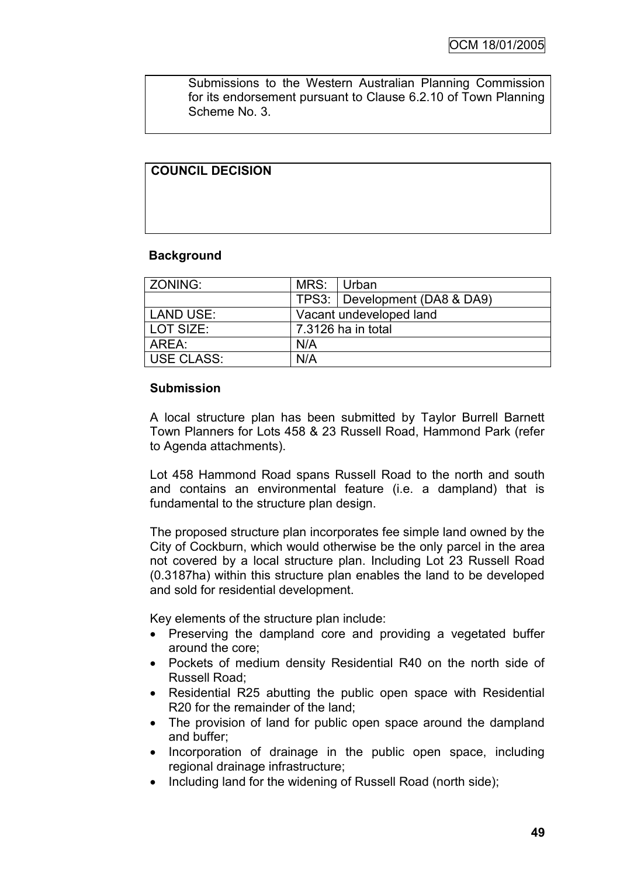Submissions to the Western Australian Planning Commission for its endorsement pursuant to Clause 6.2.10 of Town Planning Scheme No. 3.

**COUNCIL DECISION**

**Background**

| ZONING: | MRS: | Urban |
|---|---|---|
| | TPS3: | Development (DA8 & DA9) |
| LAND USE: | Vacant undeveloped land | |
| LOT SIZE: | 7.3126 ha in total | |
| AREA: | N/A | |
| USE CLASS: | N/A | |

**Submission**

A local structure plan has been submitted by Taylor Burrell Barnett Town Planners for Lots 458 & 23 Russell Road, Hammond Park (refer to Agenda attachments).

Lot 458 Hammond Road spans Russell Road to the north and south and contains an environmental feature (i.e. a dampland) that is fundamental to the structure plan design.

The proposed structure plan incorporates fee simple land owned by the City of Cockburn, which would otherwise be the only parcel in the area not covered by a local structure plan. Including Lot 23 Russell Road (0.3187ha) within this structure plan enables the land to be developed and sold for residential development.

Key elements of the structure plan include:

- Preserving the dampland core and providing a vegetated buffer around the core;
- Pockets of medium density Residential R40 on the north side of Russell Road;
- Residential R25 abutting the public open space with Residential R20 for the remainder of the land;
- The provision of land for public open space around the dampland and buffer;
- Incorporation of drainage in the public open space, including regional drainage infrastructure;
- Including land for the widening of Russell Road (north side);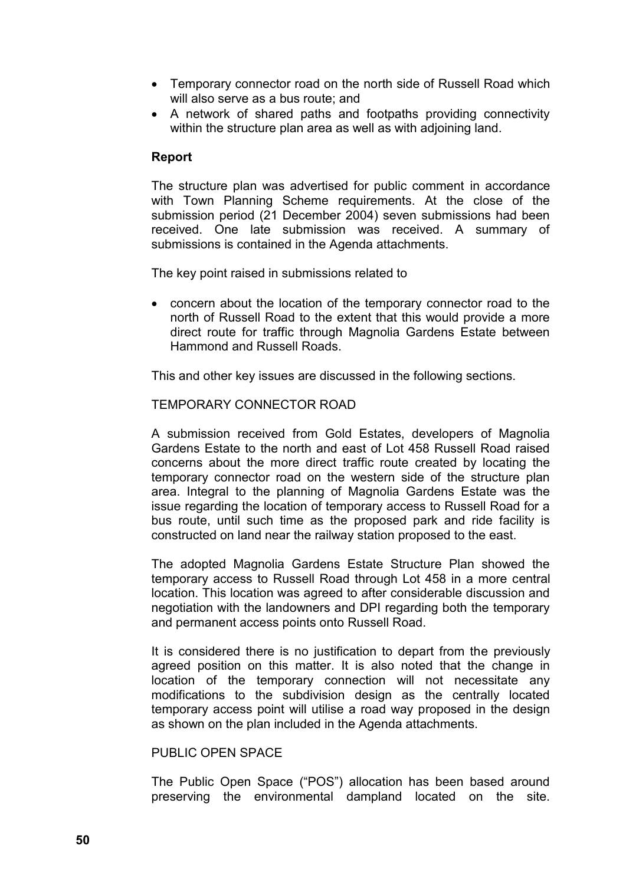- Temporary connector road on the north side of Russell Road which will also serve as a bus route; and
- A network of shared paths and footpaths providing connectivity within the structure plan area as well as with adjoining land.

**Report**

The structure plan was advertised for public comment in accordance with Town Planning Scheme requirements. At the close of the submission period (21 December 2004) seven submissions had been received. One late submission was received. A summary of submissions is contained in the Agenda attachments.

The key point raised in submissions related to

- concern about the location of the temporary connector road to the north of Russell Road to the extent that this would provide a more direct route for traffic through Magnolia Gardens Estate between Hammond and Russell Roads.

This and other key issues are discussed in the following sections.

TEMPORARY CONNECTOR ROAD

A submission received from Gold Estates, developers of Magnolia Gardens Estate to the north and east of Lot 458 Russell Road raised concerns about the more direct traffic route created by locating the temporary connector road on the western side of the structure plan area. Integral to the planning of Magnolia Gardens Estate was the issue regarding the location of temporary access to Russell Road for a bus route, until such time as the proposed park and ride facility is constructed on land near the railway station proposed to the east.

The adopted Magnolia Gardens Estate Structure Plan showed the temporary access to Russell Road through Lot 458 in a more central location. This location was agreed to after considerable discussion and negotiation with the landowners and DPI regarding both the temporary and permanent access points onto Russell Road.

It is considered there is no justification to depart from the previously agreed position on this matter. It is also noted that the change in location of the temporary connection will not necessitate any modifications to the subdivision design as the centrally located temporary access point will utilise a road way proposed in the design as shown on the plan included in the Agenda attachments.

PUBLIC OPEN SPACE

The Public Open Space ("POS") allocation has been based around preserving the environmental dampland located on the site.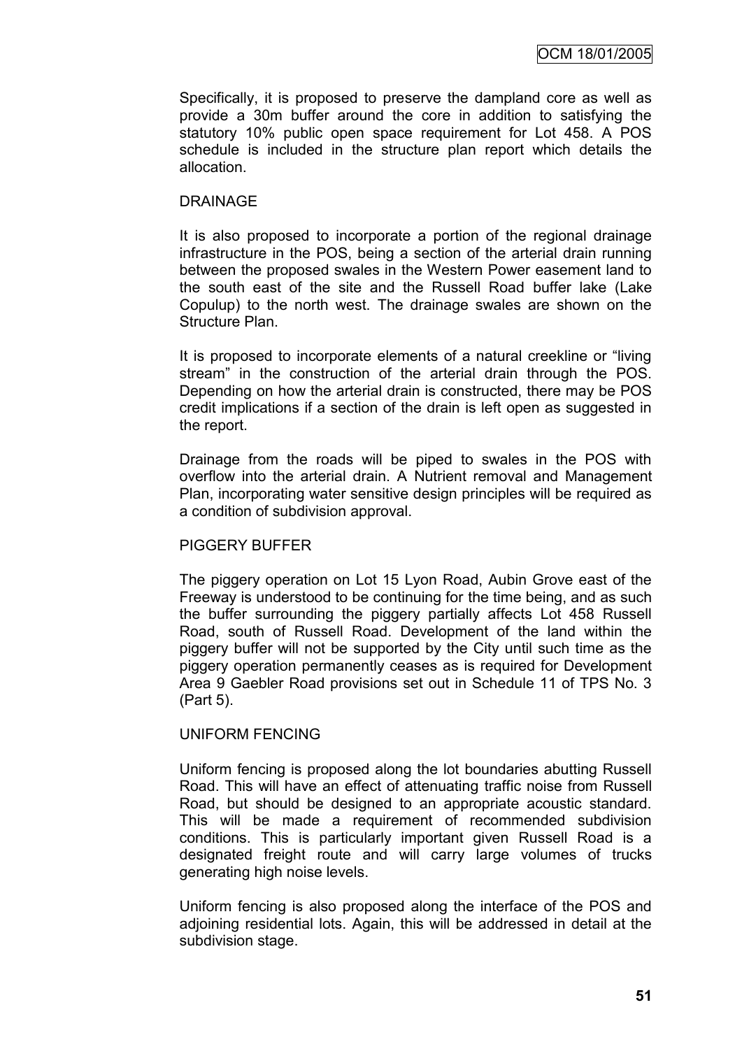Specifically, it is proposed to preserve the dampland core as well as provide a 30m buffer around the core in addition to satisfying the statutory 10% public open space requirement for Lot 458. A POS schedule is included in the structure plan report which details the allocation.

DRAINAGE

It is also proposed to incorporate a portion of the regional drainage infrastructure in the POS, being a section of the arterial drain running between the proposed swales in the Western Power easement land to the south east of the site and the Russell Road buffer lake (Lake Copulup) to the north west. The drainage swales are shown on the Structure Plan.

It is proposed to incorporate elements of a natural creekline or "living stream" in the construction of the arterial drain through the POS. Depending on how the arterial drain is constructed, there may be POS credit implications if a section of the drain is left open as suggested in the report.

Drainage from the roads will be piped to swales in the POS with overflow into the arterial drain. A Nutrient removal and Management Plan, incorporating water sensitive design principles will be required as a condition of subdivision approval.

PIGGERY BUFFER

The piggery operation on Lot 15 Lyon Road, Aubin Grove east of the Freeway is understood to be continuing for the time being, and as such the buffer surrounding the piggery partially affects Lot 458 Russell Road, south of Russell Road. Development of the land within the piggery buffer will not be supported by the City until such time as the piggery operation permanently ceases as is required for Development Area 9 Gaebler Road provisions set out in Schedule 11 of TPS No. 3 (Part 5).

UNIFORM FENCING

Uniform fencing is proposed along the lot boundaries abutting Russell Road. This will have an effect of attenuating traffic noise from Russell Road, but should be designed to an appropriate acoustic standard. This will be made a requirement of recommended subdivision conditions. This is particularly important given Russell Road is a designated freight route and will carry large volumes of trucks generating high noise levels.

Uniform fencing is also proposed along the interface of the POS and adjoining residential lots. Again, this will be addressed in detail at the subdivision stage.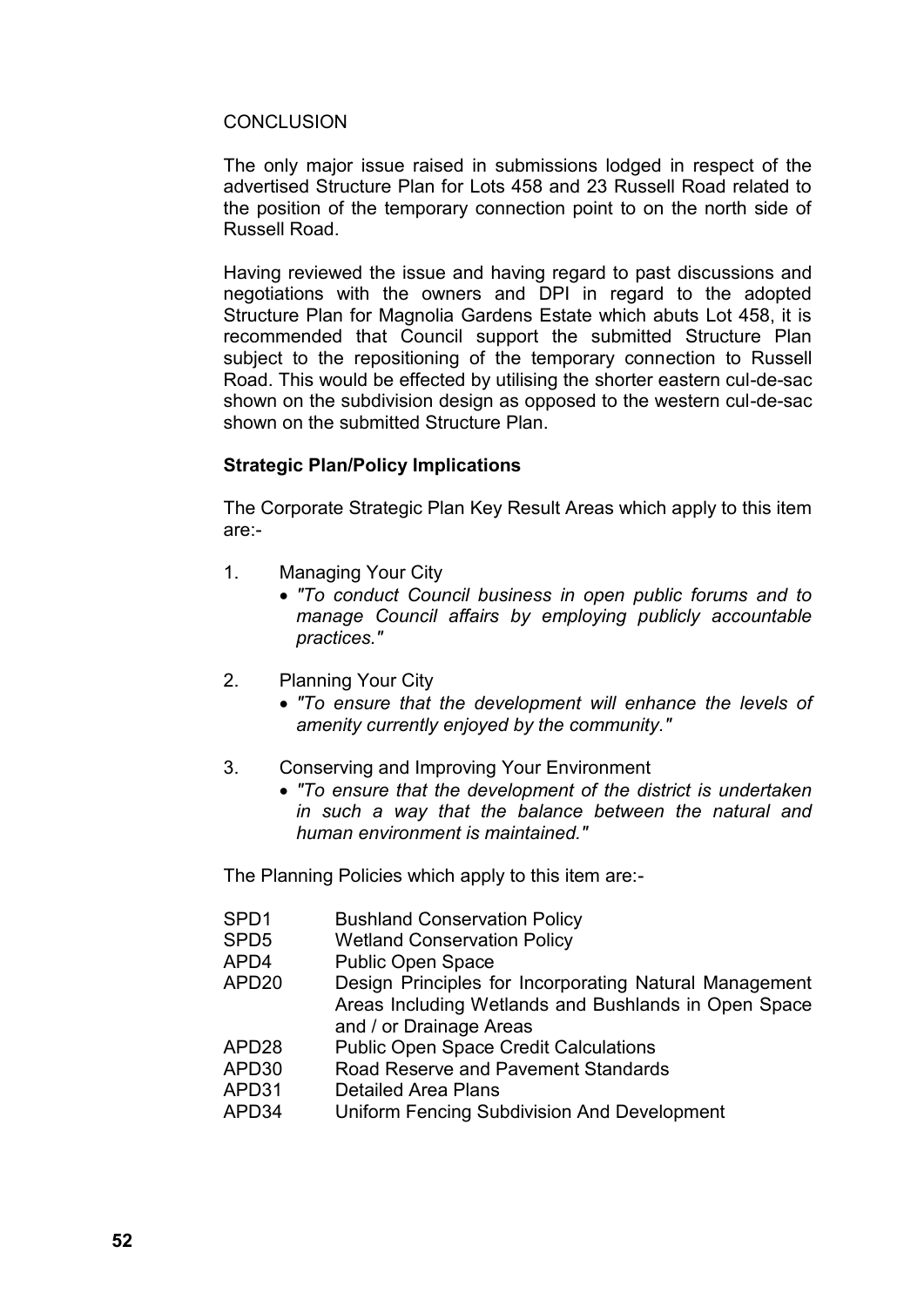CONCLUSION

The only major issue raised in submissions lodged in respect of the advertised Structure Plan for Lots 458 and 23 Russell Road related to the position of the temporary connection point to on the north side of Russell Road.

Having reviewed the issue and having regard to past discussions and negotiations with the owners and DPI in regard to the adopted Structure Plan for Magnolia Gardens Estate which abuts Lot 458, it is recommended that Council support the submitted Structure Plan subject to the repositioning of the temporary connection to Russell Road. This would be effected by utilising the shorter eastern cul-de-sac shown on the subdivision design as opposed to the western cul-de-sac shown on the submitted Structure Plan.

**Strategic Plan/Policy Implications**

The Corporate Strategic Plan Key Result Areas which apply to this item are:-

1. Managing Your City
   - *"To conduct Council business in open public forums and to manage Council affairs by employing publicly accountable practices."*

2. Planning Your City
   - *"To ensure that the development will enhance the levels of amenity currently enjoyed by the community."*

3. Conserving and Improving Your Environment
   - *"To ensure that the development of the district is undertaken in such a way that the balance between the natural and human environment is maintained."*

The Planning Policies which apply to this item are:-

| | |
|---|---|
| SPD1 | Bushland Conservation Policy |
| SPD5 | Wetland Conservation Policy |
| APD4 | Public Open Space |
| APD20 | Design Principles for Incorporating Natural Management Areas Including Wetlands and Bushlands in Open Space and / or Drainage Areas |
| APD28 | Public Open Space Credit Calculations |
| APD30 | Road Reserve and Pavement Standards |
| APD31 | Detailed Area Plans |
| APD34 | Uniform Fencing Subdivision And Development |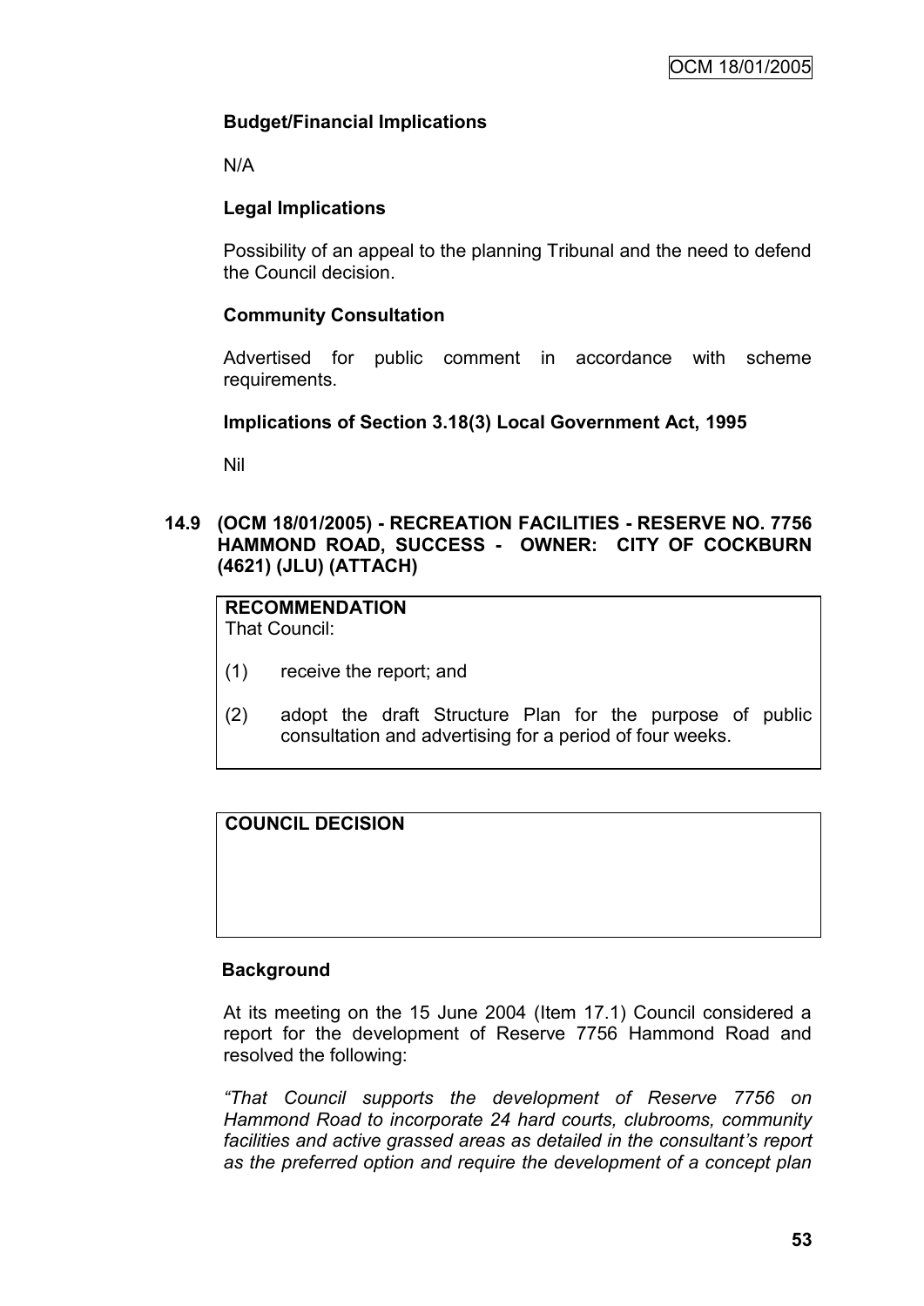**Budget/Financial Implications**

N/A

**Legal Implications**

Possibility of an appeal to the planning Tribunal and the need to defend the Council decision.

**Community Consultation**

Advertised for public comment in accordance with scheme requirements.

**Implications of Section 3.18(3) Local Government Act, 1995**

Nil

**14.9 (OCM 18/01/2005) - RECREATION FACILITIES - RESERVE NO. 7756 HAMMOND ROAD, SUCCESS - OWNER: CITY OF COCKBURN (4621) (JLU) (ATTACH)**

| **RECOMMENDATION**<br>That Council:<br><br>(1) receive the report; and<br><br>(2) adopt the draft Structure Plan for the purpose of public consultation and advertising for a period of four weeks. |
|---|

| **COUNCIL DECISION** |
|---|
| |

**Background**

At its meeting on the 15 June 2004 (Item 17.1) Council considered a report for the development of Reserve 7756 Hammond Road and resolved the following:

*"That Council supports the development of Reserve 7756 on Hammond Road to incorporate 24 hard courts, clubrooms, community facilities and active grassed areas as detailed in the consultant's report as the preferred option and require the development of a concept plan*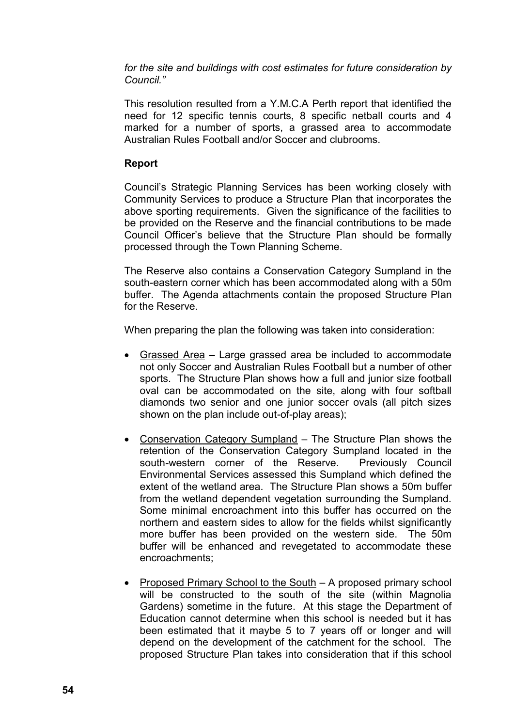*for the site and buildings with cost estimates for future consideration by Council."*

This resolution resulted from a Y.M.C.A Perth report that identified the need for 12 specific tennis courts, 8 specific netball courts and 4 marked for a number of sports, a grassed area to accommodate Australian Rules Football and/or Soccer and clubrooms.

**Report**

Council's Strategic Planning Services has been working closely with Community Services to produce a Structure Plan that incorporates the above sporting requirements. Given the significance of the facilities to be provided on the Reserve and the financial contributions to be made Council Officer's believe that the Structure Plan should be formally processed through the Town Planning Scheme.

The Reserve also contains a Conservation Category Sumpland in the south-eastern corner which has been accommodated along with a 50m buffer. The Agenda attachments contain the proposed Structure Plan for the Reserve.

When preparing the plan the following was taken into consideration:

- Grassed Area – Large grassed area be included to accommodate not only Soccer and Australian Rules Football but a number of other sports. The Structure Plan shows how a full and junior size football oval can be accommodated on the site, along with four softball diamonds two senior and one junior soccer ovals (all pitch sizes shown on the plan include out-of-play areas);
- Conservation Category Sumpland – The Structure Plan shows the retention of the Conservation Category Sumpland located in the south-western corner of the Reserve. Previously Council Environmental Services assessed this Sumpland which defined the extent of the wetland area. The Structure Plan shows a 50m buffer from the wetland dependent vegetation surrounding the Sumpland. Some minimal encroachment into this buffer has occurred on the northern and eastern sides to allow for the fields whilst significantly more buffer has been provided on the western side. The 50m buffer will be enhanced and revegetated to accommodate these encroachments;
- Proposed Primary School to the South – A proposed primary school will be constructed to the south of the site (within Magnolia Gardens) sometime in the future. At this stage the Department of Education cannot determine when this school is needed but it has been estimated that it maybe 5 to 7 years off or longer and will depend on the development of the catchment for the school. The proposed Structure Plan takes into consideration that if this school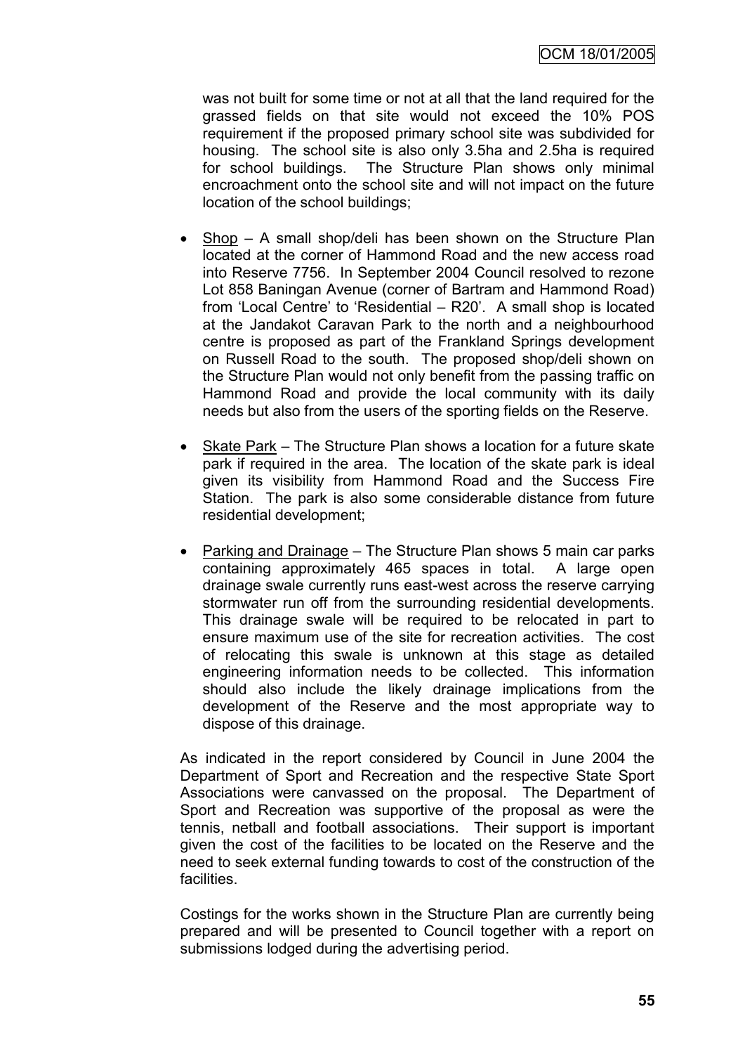was not built for some time or not at all that the land required for the grassed fields on that site would not exceed the 10% POS requirement if the proposed primary school site was subdivided for housing. The school site is also only 3.5ha and 2.5ha is required for school buildings. The Structure Plan shows only minimal encroachment onto the school site and will not impact on the future location of the school buildings;

- Shop – A small shop/deli has been shown on the Structure Plan located at the corner of Hammond Road and the new access road into Reserve 7756. In September 2004 Council resolved to rezone Lot 858 Baningan Avenue (corner of Bartram and Hammond Road) from 'Local Centre' to 'Residential – R20'. A small shop is located at the Jandakot Caravan Park to the north and a neighbourhood centre is proposed as part of the Frankland Springs development on Russell Road to the south. The proposed shop/deli shown on the Structure Plan would not only benefit from the passing traffic on Hammond Road and provide the local community with its daily needs but also from the users of the sporting fields on the Reserve.

- Skate Park – The Structure Plan shows a location for a future skate park if required in the area. The location of the skate park is ideal given its visibility from Hammond Road and the Success Fire Station. The park is also some considerable distance from future residential development;

- Parking and Drainage – The Structure Plan shows 5 main car parks containing approximately 465 spaces in total. A large open drainage swale currently runs east-west across the reserve carrying stormwater run off from the surrounding residential developments. This drainage swale will be required to be relocated in part to ensure maximum use of the site for recreation activities. The cost of relocating this swale is unknown at this stage as detailed engineering information needs to be collected. This information should also include the likely drainage implications from the development of the Reserve and the most appropriate way to dispose of this drainage.

As indicated in the report considered by Council in June 2004 the Department of Sport and Recreation and the respective State Sport Associations were canvassed on the proposal. The Department of Sport and Recreation was supportive of the proposal as were the tennis, netball and football associations. Their support is important given the cost of the facilities to be located on the Reserve and the need to seek external funding towards to cost of the construction of the facilities.

Costings for the works shown in the Structure Plan are currently being prepared and will be presented to Council together with a report on submissions lodged during the advertising period.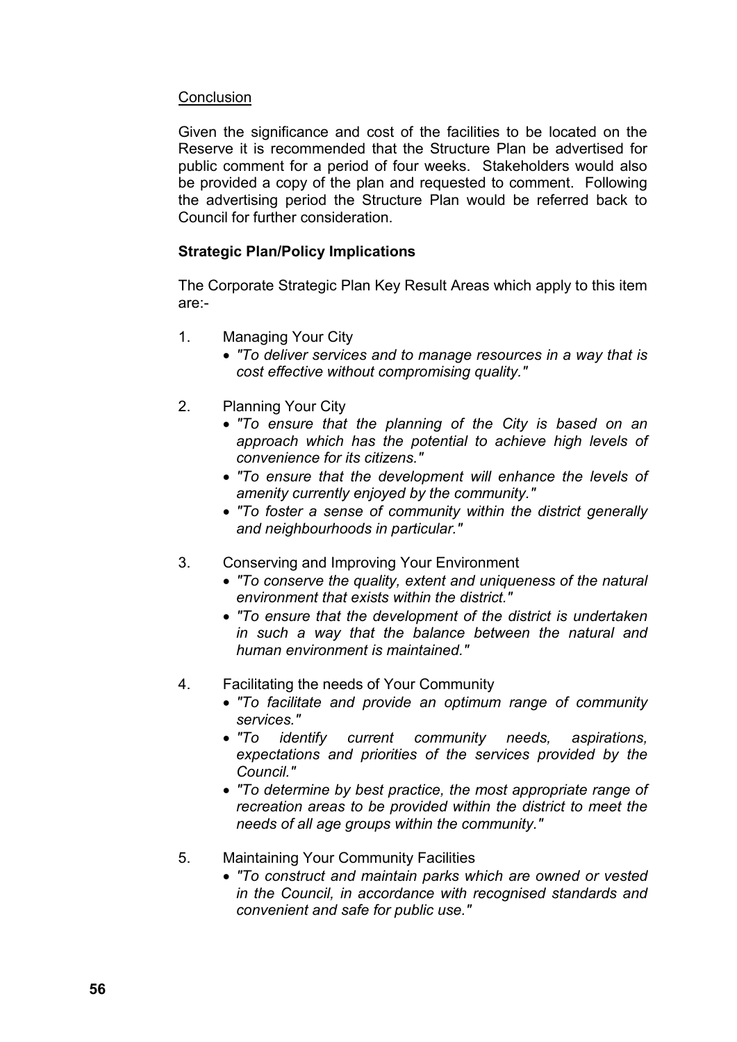<u>Conclusion</u>

Given the significance and cost of the facilities to be located on the Reserve it is recommended that the Structure Plan be advertised for public comment for a period of four weeks. Stakeholders would also be provided a copy of the plan and requested to comment. Following the advertising period the Structure Plan would be referred back to Council for further consideration.

**Strategic Plan/Policy Implications**

The Corporate Strategic Plan Key Result Areas which apply to this item are:-

1. Managing Your City
   - *"To deliver services and to manage resources in a way that is cost effective without compromising quality."*

2. Planning Your City
   - *"To ensure that the planning of the City is based on an approach which has the potential to achieve high levels of convenience for its citizens."*
   - *"To ensure that the development will enhance the levels of amenity currently enjoyed by the community."*
   - *"To foster a sense of community within the district generally and neighbourhoods in particular."*

3. Conserving and Improving Your Environment
   - *"To conserve the quality, extent and uniqueness of the natural environment that exists within the district."*
   - *"To ensure that the development of the district is undertaken in such a way that the balance between the natural and human environment is maintained."*

4. Facilitating the needs of Your Community
   - *"To facilitate and provide an optimum range of community services."*
   - *"To identify current community needs, aspirations, expectations and priorities of the services provided by the Council."*
   - *"To determine by best practice, the most appropriate range of recreation areas to be provided within the district to meet the needs of all age groups within the community."*

5. Maintaining Your Community Facilities
   - *"To construct and maintain parks which are owned or vested in the Council, in accordance with recognised standards and convenient and safe for public use."*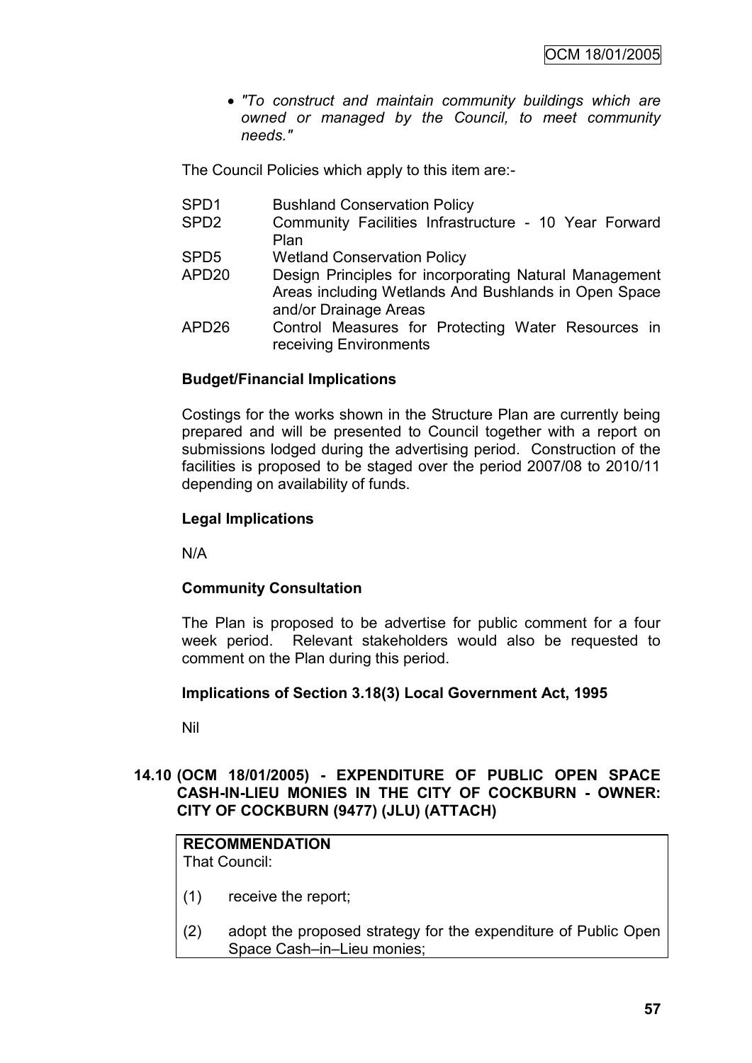- *"To construct and maintain community buildings which are owned or managed by the Council, to meet community needs."*

The Council Policies which apply to this item are:-

| | |
|---|---|
| SPD1 | Bushland Conservation Policy |
| SPD2 | Community Facilities Infrastructure - 10 Year Forward Plan |
| SPD5 | Wetland Conservation Policy |
| APD20 | Design Principles for incorporating Natural Management Areas including Wetlands And Bushlands in Open Space and/or Drainage Areas |
| APD26 | Control Measures for Protecting Water Resources in receiving Environments |

**Budget/Financial Implications**

Costings for the works shown in the Structure Plan are currently being prepared and will be presented to Council together with a report on submissions lodged during the advertising period. Construction of the facilities is proposed to be staged over the period 2007/08 to 2010/11 depending on availability of funds.

**Legal Implications**

N/A

**Community Consultation**

The Plan is proposed to be advertise for public comment for a four week period. Relevant stakeholders would also be requested to comment on the Plan during this period.

**Implications of Section 3.18(3) Local Government Act, 1995**

Nil

## 14.10 (OCM 18/01/2005) - EXPENDITURE OF PUBLIC OPEN SPACE CASH-IN-LIEU MONIES IN THE CITY OF COCKBURN - OWNER: CITY OF COCKBURN (9477) (JLU) (ATTACH)

**RECOMMENDATION**
That Council:

(1) receive the report;

(2) adopt the proposed strategy for the expenditure of Public Open Space Cash–in–Lieu monies;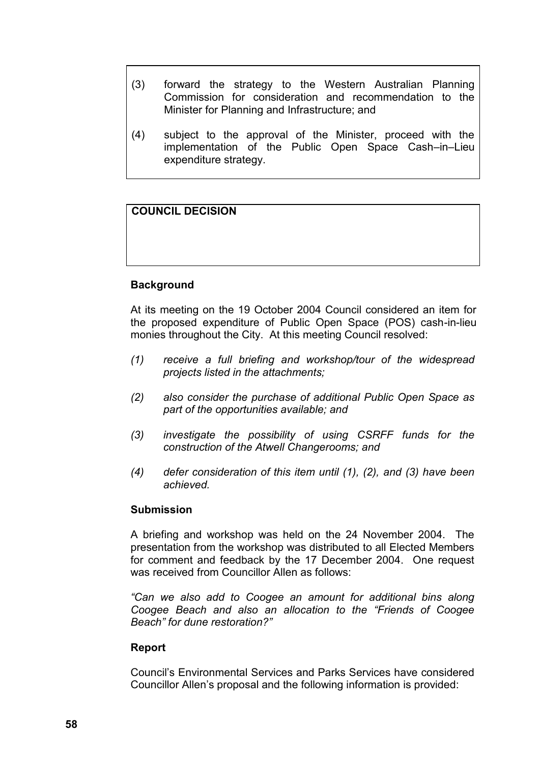(3) forward the strategy to the Western Australian Planning Commission for consideration and recommendation to the Minister for Planning and Infrastructure; and

(4) subject to the approval of the Minister, proceed with the implementation of the Public Open Space Cash–in–Lieu expenditure strategy.

**COUNCIL DECISION**

**Background**

At its meeting on the 19 October 2004 Council considered an item for the proposed expenditure of Public Open Space (POS) cash-in-lieu monies throughout the City. At this meeting Council resolved:

*(1) receive a full briefing and workshop/tour of the widespread projects listed in the attachments;*

*(2) also consider the purchase of additional Public Open Space as part of the opportunities available; and*

*(3) investigate the possibility of using CSRFF funds for the construction of the Atwell Changerooms; and*

*(4) defer consideration of this item until (1), (2), and (3) have been achieved.*

**Submission**

A briefing and workshop was held on the 24 November 2004. The presentation from the workshop was distributed to all Elected Members for comment and feedback by the 17 December 2004. One request was received from Councillor Allen as follows:

*"Can we also add to Coogee an amount for additional bins along Coogee Beach and also an allocation to the "Friends of Coogee Beach" for dune restoration?"*

**Report**

Council's Environmental Services and Parks Services have considered Councillor Allen's proposal and the following information is provided: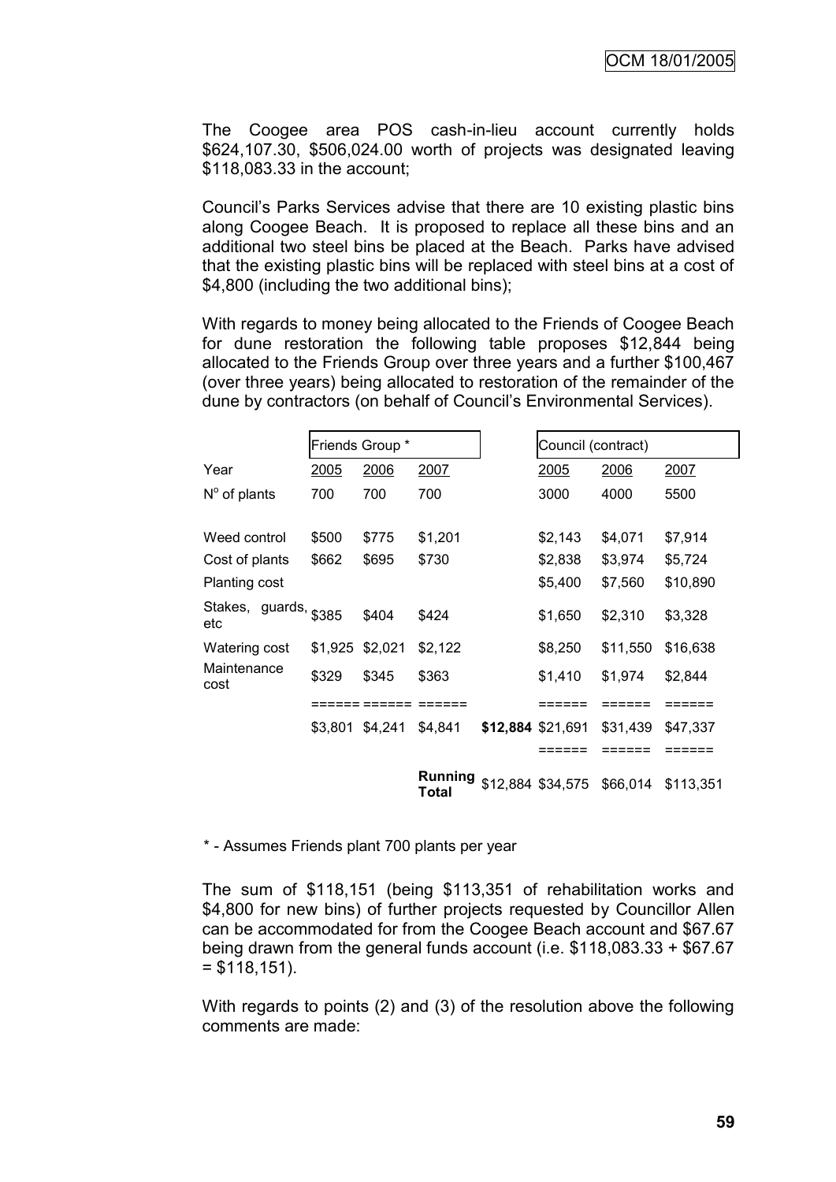The Coogee area POS cash-in-lieu account currently holds $624,107.30, $506,024.00 worth of projects was designated leaving $118,083.33 in the account;

Council's Parks Services advise that there are 10 existing plastic bins along Coogee Beach. It is proposed to replace all these bins and an additional two steel bins be placed at the Beach. Parks have advised that the existing plastic bins will be replaced with steel bins at a cost of $4,800 (including the two additional bins);

With regards to money being allocated to the Friends of Coogee Beach for dune restoration the following table proposes $12,844 being allocated to the Friends Group over three years and a further $100,467 (over three years) being allocated to restoration of the remainder of the dune by contractors (on behalf of Council's Environmental Services).

| | Friends Group * | | | | Council (contract) | | |
|---|---|---|---|---|---|---|---|
| Year | 2005 | 2006 | 2007 | | 2005 | 2006 | 2007 |
| N° of plants | 700 | 700 | 700 | | 3000 | 4000 | 5500 |
| Weed control | $500 | $775 | $1,201 | | $2,143 | $4,071 | $7,914 |
| Cost of plants | $662 | $695 | $730 | | $2,838 | $3,974 | $5,724 |
| Planting cost | | | | | $5,400 | $7,560 | $10,890 |
| Stakes, guards, etc | $385 | $404 | $424 | | $1,650 | $2,310 | $3,328 |
| Watering cost | $1,925 | $2,021 | $2,122 | | $8,250 | $11,550 | $16,638 |
| Maintenance cost | $329 | $345 | $363 | | $1,410 | $1,974 | $2,844 |
| | ====== | ====== | ====== | | ====== | ====== | ====== |
| | $3,801 | $4,241 | $4,841 | **$12,884** | $21,691 | $31,439 | $47,337 |
| | | | | | ====== | ====== | ====== |
| | | | **Running Total** | $12,884 | $34,575 | $66,014 | $113,351 |

\* - Assumes Friends plant 700 plants per year

The sum of $118,151 (being $113,351 of rehabilitation works and $4,800 for new bins) of further projects requested by Councillor Allen can be accommodated for from the Coogee Beach account and $67.67 being drawn from the general funds account (i.e. $118,083.33 + $67.67 = $118,151).

With regards to points (2) and (3) of the resolution above the following comments are made: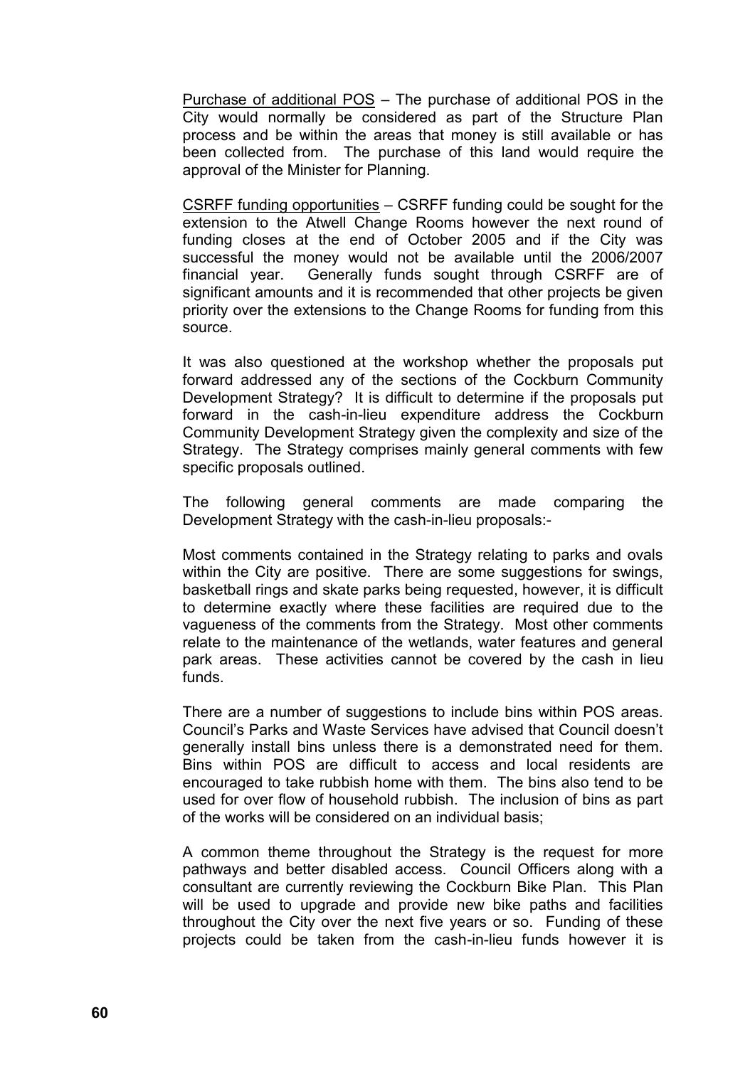<u>Purchase of additional POS</u> – The purchase of additional POS in the City would normally be considered as part of the Structure Plan process and be within the areas that money is still available or has been collected from. The purchase of this land would require the approval of the Minister for Planning.

<u>CSRFF funding opportunities</u> – CSRFF funding could be sought for the extension to the Atwell Change Rooms however the next round of funding closes at the end of October 2005 and if the City was successful the money would not be available until the 2006/2007 financial year. Generally funds sought through CSRFF are of significant amounts and it is recommended that other projects be given priority over the extensions to the Change Rooms for funding from this source.

It was also questioned at the workshop whether the proposals put forward addressed any of the sections of the Cockburn Community Development Strategy? It is difficult to determine if the proposals put forward in the cash-in-lieu expenditure address the Cockburn Community Development Strategy given the complexity and size of the Strategy. The Strategy comprises mainly general comments with few specific proposals outlined.

The following general comments are made comparing the Development Strategy with the cash-in-lieu proposals:-

Most comments contained in the Strategy relating to parks and ovals within the City are positive. There are some suggestions for swings, basketball rings and skate parks being requested, however, it is difficult to determine exactly where these facilities are required due to the vagueness of the comments from the Strategy. Most other comments relate to the maintenance of the wetlands, water features and general park areas. These activities cannot be covered by the cash in lieu funds.

There are a number of suggestions to include bins within POS areas. Council's Parks and Waste Services have advised that Council doesn't generally install bins unless there is a demonstrated need for them. Bins within POS are difficult to access and local residents are encouraged to take rubbish home with them. The bins also tend to be used for over flow of household rubbish. The inclusion of bins as part of the works will be considered on an individual basis;

A common theme throughout the Strategy is the request for more pathways and better disabled access. Council Officers along with a consultant are currently reviewing the Cockburn Bike Plan. This Plan will be used to upgrade and provide new bike paths and facilities throughout the City over the next five years or so. Funding of these projects could be taken from the cash-in-lieu funds however it is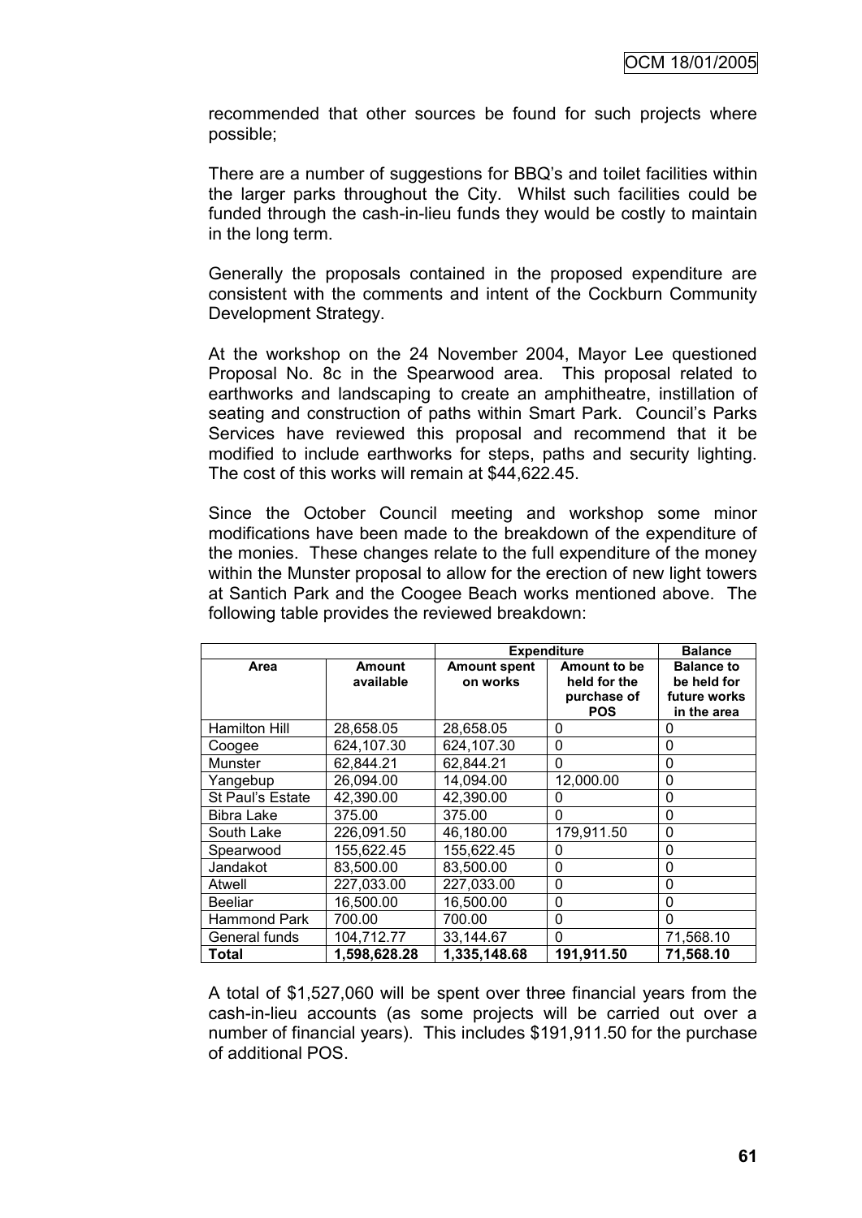recommended that other sources be found for such projects where possible;

There are a number of suggestions for BBQ's and toilet facilities within the larger parks throughout the City. Whilst such facilities could be funded through the cash-in-lieu funds they would be costly to maintain in the long term.

Generally the proposals contained in the proposed expenditure are consistent with the comments and intent of the Cockburn Community Development Strategy.

At the workshop on the 24 November 2004, Mayor Lee questioned Proposal No. 8c in the Spearwood area. This proposal related to earthworks and landscaping to create an amphitheatre, instillation of seating and construction of paths within Smart Park. Council's Parks Services have reviewed this proposal and recommend that it be modified to include earthworks for steps, paths and security lighting. The cost of this works will remain at $44,622.45.

Since the October Council meeting and workshop some minor modifications have been made to the breakdown of the expenditure of the monies. These changes relate to the full expenditure of the money within the Munster proposal to allow for the erection of new light towers at Santich Park and the Coogee Beach works mentioned above. The following table provides the reviewed breakdown:

| | | **Expenditure** | | **Balance** |
|---|---|---|---|---|
| **Area** | **Amount available** | **Amount spent on works** | **Amount to be held for the purchase of POS** | **Balance to be held for future works in the area** |
| Hamilton Hill | 28,658.05 | 28,658.05 | 0 | 0 |
| Coogee | 624,107.30 | 624,107.30 | 0 | 0 |
| Munster | 62,844.21 | 62,844.21 | 0 | 0 |
| Yangebup | 26,094.00 | 14,094.00 | 12,000.00 | 0 |
| St Paul's Estate | 42,390.00 | 42,390.00 | 0 | 0 |
| Bibra Lake | 375.00 | 375.00 | 0 | 0 |
| South Lake | 226,091.50 | 46,180.00 | 179,911.50 | 0 |
| Spearwood | 155,622.45 | 155,622.45 | 0 | 0 |
| Jandakot | 83,500.00 | 83,500.00 | 0 | 0 |
| Atwell | 227,033.00 | 227,033.00 | 0 | 0 |
| Beeliar | 16,500.00 | 16,500.00 | 0 | 0 |
| Hammond Park | 700.00 | 700.00 | 0 | 0 |
| General funds | 104,712.77 | 33,144.67 | 0 | 71,568.10 |
| **Total** | **1,598,628.28** | **1,335,148.68** | **191,911.50** | **71,568.10** |

A total of $1,527,060 will be spent over three financial years from the cash-in-lieu accounts (as some projects will be carried out over a number of financial years). This includes $191,911.50 for the purchase of additional POS.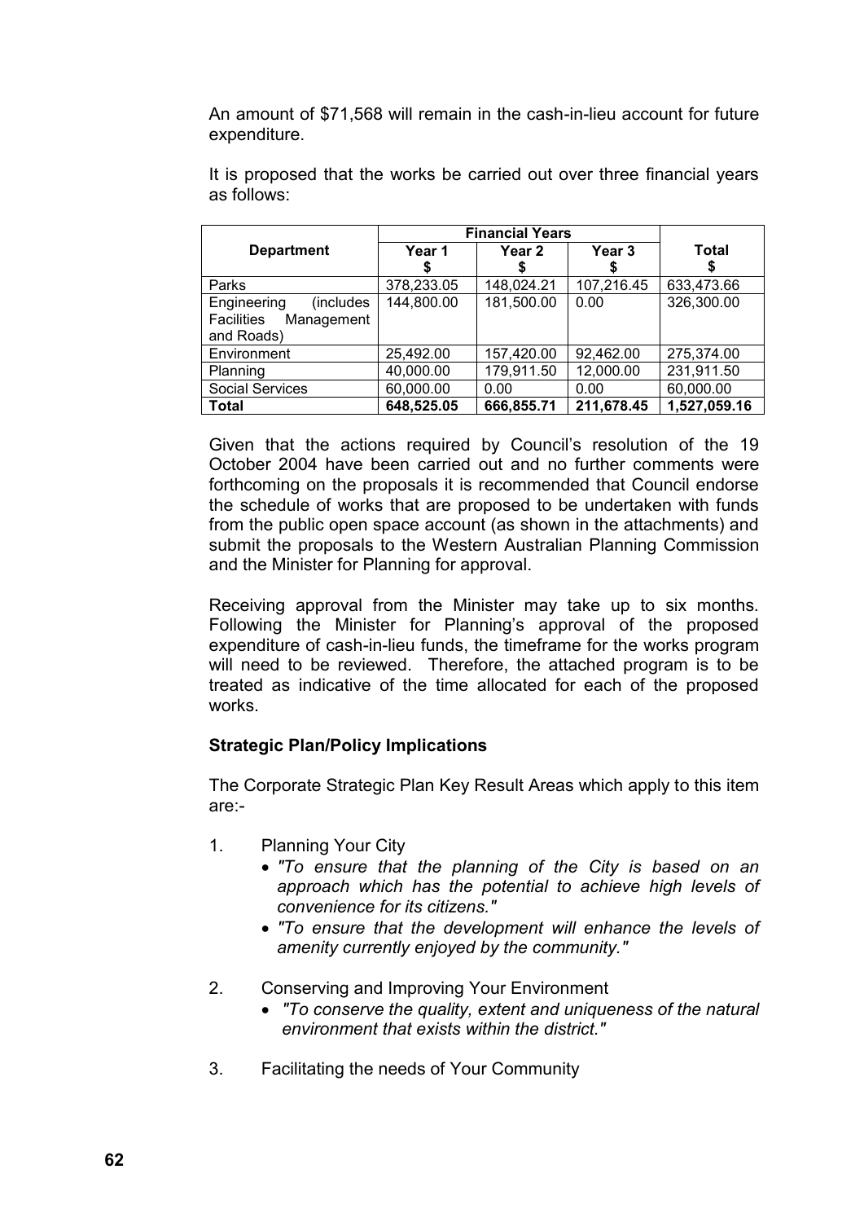An amount of $71,568 will remain in the cash-in-lieu account for future expenditure.

It is proposed that the works be carried out over three financial years as follows:

| Department | Financial Years | | | Total |
|---|---|---|---|---|
| | Year 1 $ | Year 2 $ | Year 3 $ | $ |
| Parks | 378,233.05 | 148,024.21 | 107,216.45 | 633,473.66 |
| Engineering (includes Facilities Management and Roads) | 144,800.00 | 181,500.00 | 0.00 | 326,300.00 |
| Environment | 25,492.00 | 157,420.00 | 92,462.00 | 275,374.00 |
| Planning | 40,000.00 | 179,911.50 | 12,000.00 | 231,911.50 |
| Social Services | 60,000.00 | 0.00 | 0.00 | 60,000.00 |
| **Total** | **648,525.05** | **666,855.71** | **211,678.45** | **1,527,059.16** |

Given that the actions required by Council's resolution of the 19 October 2004 have been carried out and no further comments were forthcoming on the proposals it is recommended that Council endorse the schedule of works that are proposed to be undertaken with funds from the public open space account (as shown in the attachments) and submit the proposals to the Western Australian Planning Commission and the Minister for Planning for approval.

Receiving approval from the Minister may take up to six months. Following the Minister for Planning's approval of the proposed expenditure of cash-in-lieu funds, the timeframe for the works program will need to be reviewed. Therefore, the attached program is to be treated as indicative of the time allocated for each of the proposed works.

**Strategic Plan/Policy Implications**

The Corporate Strategic Plan Key Result Areas which apply to this item are:-

1. Planning Your City
   - *"To ensure that the planning of the City is based on an approach which has the potential to achieve high levels of convenience for its citizens."*
   - *"To ensure that the development will enhance the levels of amenity currently enjoyed by the community."*

2. Conserving and Improving Your Environment
   - *"To conserve the quality, extent and uniqueness of the natural environment that exists within the district."*

3. Facilitating the needs of Your Community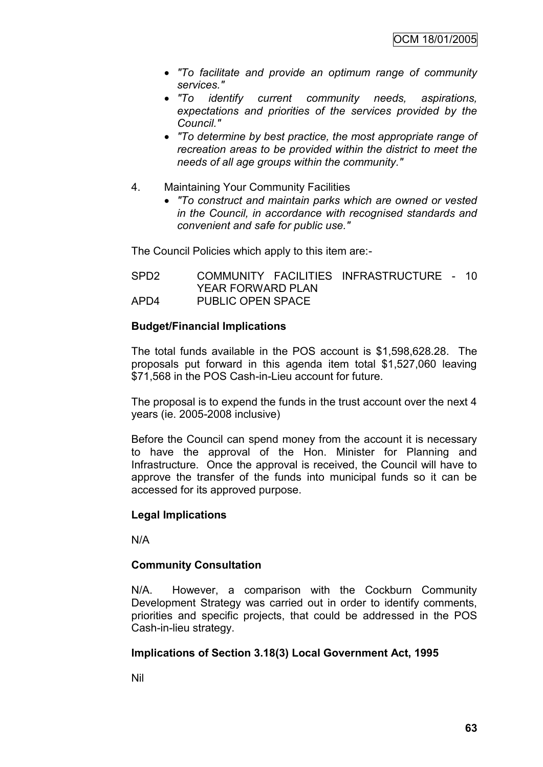- *"To facilitate and provide an optimum range of community services."*
- *"To identify current community needs, aspirations, expectations and priorities of the services provided by the Council."*
- *"To determine by best practice, the most appropriate range of recreation areas to be provided within the district to meet the needs of all age groups within the community."*

4. Maintaining Your Community Facilities
   - *"To construct and maintain parks which are owned or vested in the Council, in accordance with recognised standards and convenient and safe for public use."*

The Council Policies which apply to this item are:-

SPD2 COMMUNITY FACILITIES INFRASTRUCTURE - 10 YEAR FORWARD PLAN
APD4 PUBLIC OPEN SPACE

**Budget/Financial Implications**

The total funds available in the POS account is $1,598,628.28. The proposals put forward in this agenda item total $1,527,060 leaving $71,568 in the POS Cash-in-Lieu account for future.

The proposal is to expend the funds in the trust account over the next 4 years (ie. 2005-2008 inclusive)

Before the Council can spend money from the account it is necessary to have the approval of the Hon. Minister for Planning and Infrastructure. Once the approval is received, the Council will have to approve the transfer of the funds into municipal funds so it can be accessed for its approved purpose.

**Legal Implications**

N/A

**Community Consultation**

N/A. However, a comparison with the Cockburn Community Development Strategy was carried out in order to identify comments, priorities and specific projects, that could be addressed in the POS Cash-in-lieu strategy.

**Implications of Section 3.18(3) Local Government Act, 1995**

Nil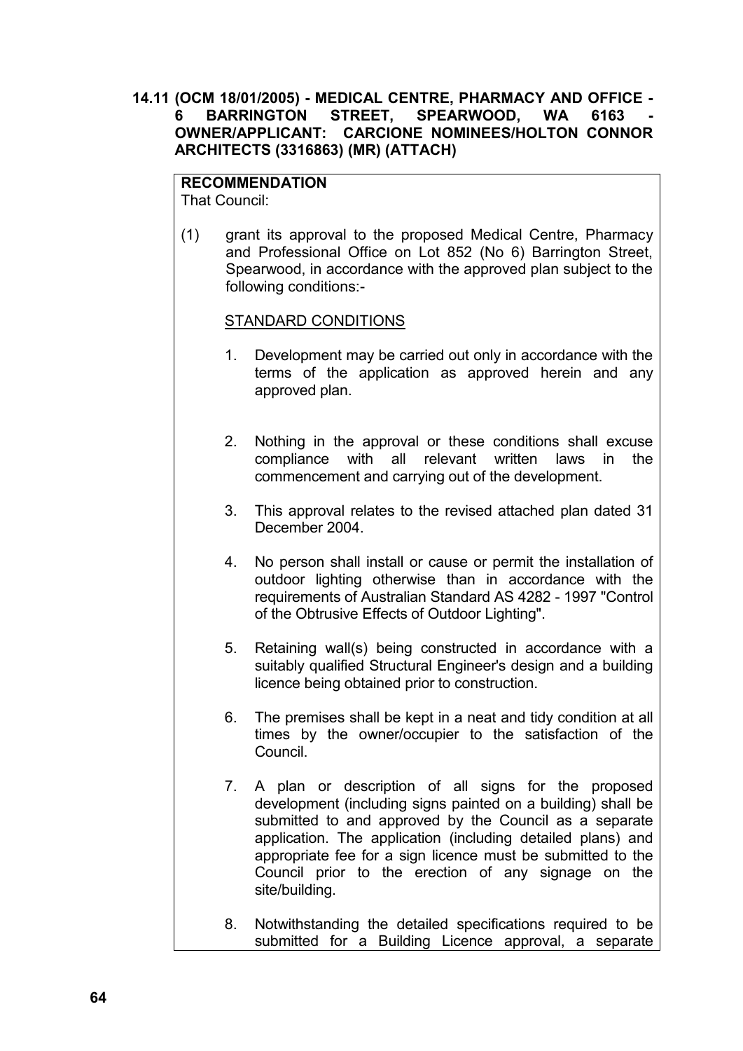**14.11 (OCM 18/01/2005) - MEDICAL CENTRE, PHARMACY AND OFFICE - 6 BARRINGTON STREET, SPEARWOOD, WA 6163 - OWNER/APPLICANT: CARCIONE NOMINEES/HOLTON CONNOR ARCHITECTS (3316863) (MR) (ATTACH)**

**RECOMMENDATION**

That Council:

(1) grant its approval to the proposed Medical Centre, Pharmacy and Professional Office on Lot 852 (No 6) Barrington Street, Spearwood, in accordance with the approved plan subject to the following conditions:-

<u>STANDARD CONDITIONS</u>

1. Development may be carried out only in accordance with the terms of the application as approved herein and any approved plan.

2. Nothing in the approval or these conditions shall excuse compliance with all relevant written laws in the commencement and carrying out of the development.

3. This approval relates to the revised attached plan dated 31 December 2004.

4. No person shall install or cause or permit the installation of outdoor lighting otherwise than in accordance with the requirements of Australian Standard AS 4282 - 1997 "Control of the Obtrusive Effects of Outdoor Lighting".

5. Retaining wall(s) being constructed in accordance with a suitably qualified Structural Engineer's design and a building licence being obtained prior to construction.

6. The premises shall be kept in a neat and tidy condition at all times by the owner/occupier to the satisfaction of the Council.

7. A plan or description of all signs for the proposed development (including signs painted on a building) shall be submitted to and approved by the Council as a separate application. The application (including detailed plans) and appropriate fee for a sign licence must be submitted to the Council prior to the erection of any signage on the site/building.

8. Notwithstanding the detailed specifications required to be submitted for a Building Licence approval, a separate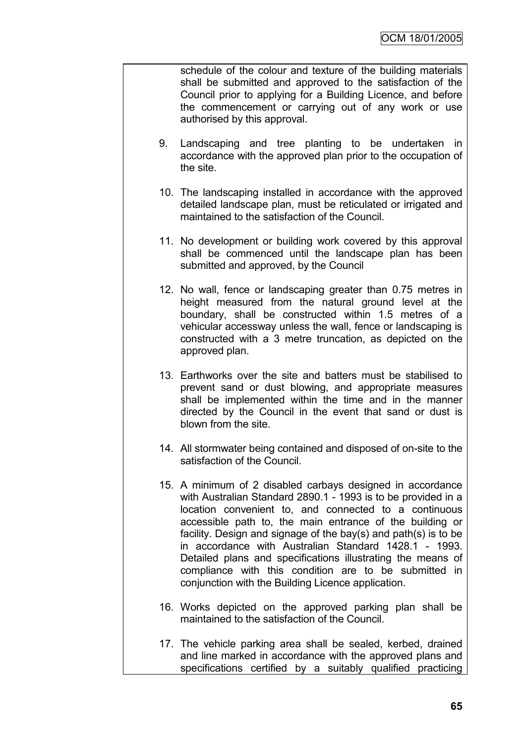schedule of the colour and texture of the building materials shall be submitted and approved to the satisfaction of the Council prior to applying for a Building Licence, and before the commencement or carrying out of any work or use authorised by this approval.

9. Landscaping and tree planting to be undertaken in accordance with the approved plan prior to the occupation of the site.

10. The landscaping installed in accordance with the approved detailed landscape plan, must be reticulated or irrigated and maintained to the satisfaction of the Council.

11. No development or building work covered by this approval shall be commenced until the landscape plan has been submitted and approved, by the Council

12. No wall, fence or landscaping greater than 0.75 metres in height measured from the natural ground level at the boundary, shall be constructed within 1.5 metres of a vehicular accessway unless the wall, fence or landscaping is constructed with a 3 metre truncation, as depicted on the approved plan.

13. Earthworks over the site and batters must be stabilised to prevent sand or dust blowing, and appropriate measures shall be implemented within the time and in the manner directed by the Council in the event that sand or dust is blown from the site.

14. All stormwater being contained and disposed of on-site to the satisfaction of the Council.

15. A minimum of 2 disabled carbays designed in accordance with Australian Standard 2890.1 - 1993 is to be provided in a location convenient to, and connected to a continuous accessible path to, the main entrance of the building or facility. Design and signage of the bay(s) and path(s) is to be in accordance with Australian Standard 1428.1 - 1993. Detailed plans and specifications illustrating the means of compliance with this condition are to be submitted in conjunction with the Building Licence application.

16. Works depicted on the approved parking plan shall be maintained to the satisfaction of the Council.

17. The vehicle parking area shall be sealed, kerbed, drained and line marked in accordance with the approved plans and specifications certified by a suitably qualified practicing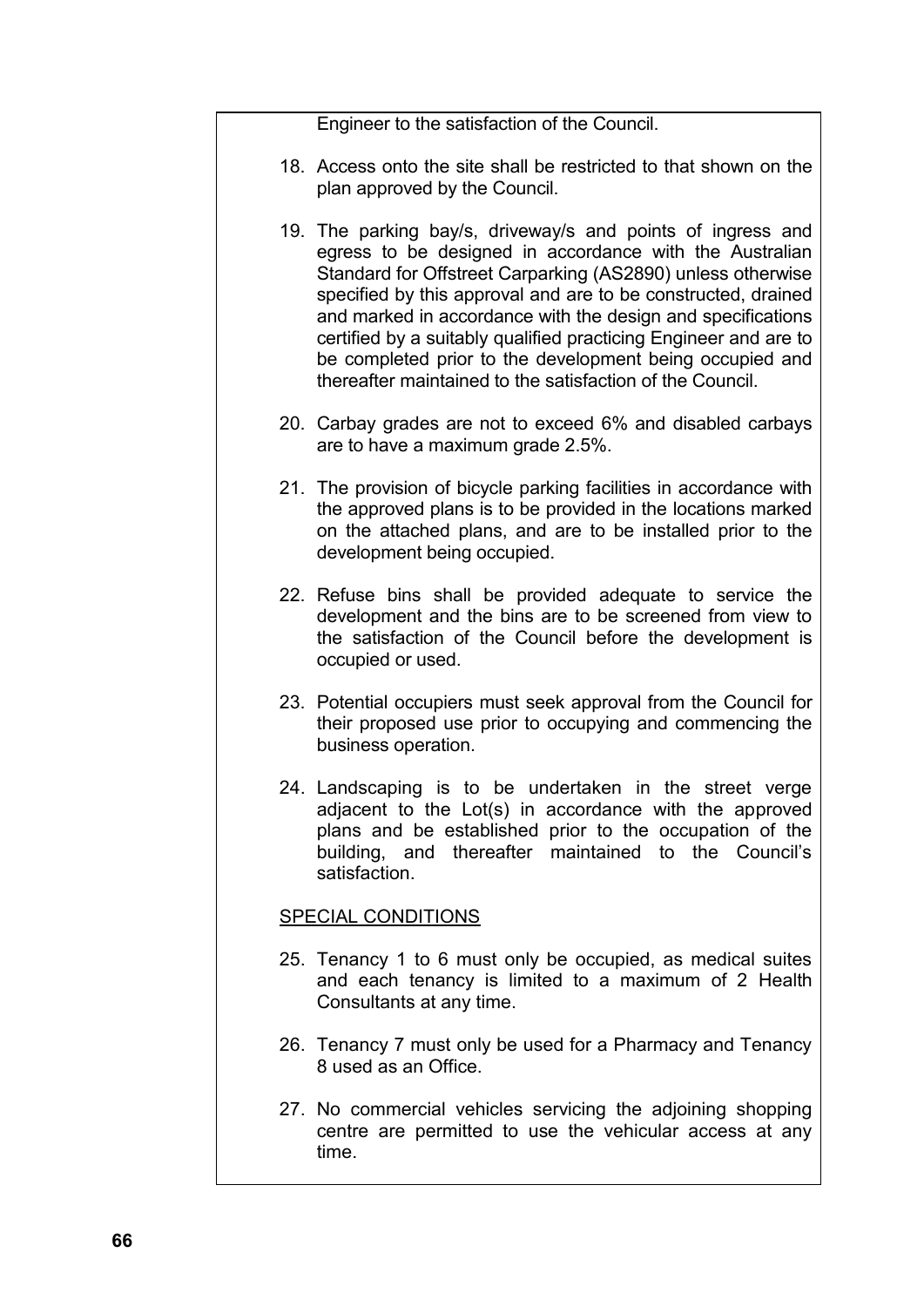Engineer to the satisfaction of the Council.

18. Access onto the site shall be restricted to that shown on the plan approved by the Council.

19. The parking bay/s, driveway/s and points of ingress and egress to be designed in accordance with the Australian Standard for Offstreet Carparking (AS2890) unless otherwise specified by this approval and are to be constructed, drained and marked in accordance with the design and specifications certified by a suitably qualified practicing Engineer and are to be completed prior to the development being occupied and thereafter maintained to the satisfaction of the Council.

20. Carbay grades are not to exceed 6% and disabled carbays are to have a maximum grade 2.5%.

21. The provision of bicycle parking facilities in accordance with the approved plans is to be provided in the locations marked on the attached plans, and are to be installed prior to the development being occupied.

22. Refuse bins shall be provided adequate to service the development and the bins are to be screened from view to the satisfaction of the Council before the development is occupied or used.

23. Potential occupiers must seek approval from the Council for their proposed use prior to occupying and commencing the business operation.

24. Landscaping is to be undertaken in the street verge adjacent to the Lot(s) in accordance with the approved plans and be established prior to the occupation of the building, and thereafter maintained to the Council's satisfaction.

<u>SPECIAL CONDITIONS</u>

25. Tenancy 1 to 6 must only be occupied, as medical suites and each tenancy is limited to a maximum of 2 Health Consultants at any time.

26. Tenancy 7 must only be used for a Pharmacy and Tenancy 8 used as an Office.

27. No commercial vehicles servicing the adjoining shopping centre are permitted to use the vehicular access at any time.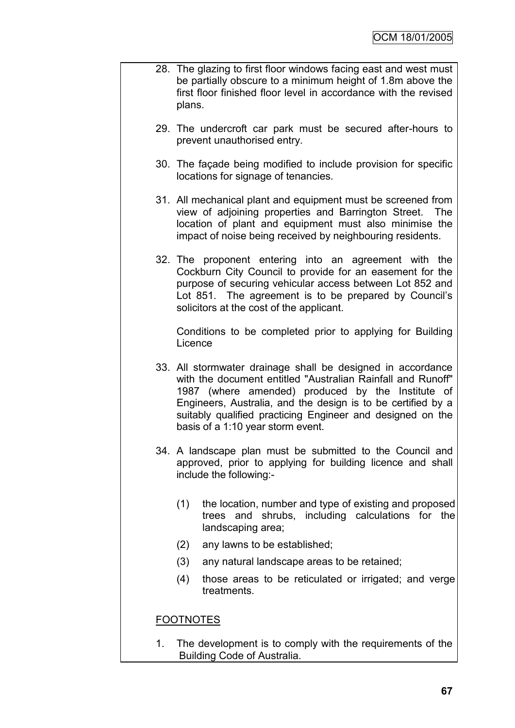28. The glazing to first floor windows facing east and west must be partially obscure to a minimum height of 1.8m above the first floor finished floor level in accordance with the revised plans.

29. The undercroft car park must be secured after-hours to prevent unauthorised entry.

30. The façade being modified to include provision for specific locations for signage of tenancies.

31. All mechanical plant and equipment must be screened from view of adjoining properties and Barrington Street. The location of plant and equipment must also minimise the impact of noise being received by neighbouring residents.

32. The proponent entering into an agreement with the Cockburn City Council to provide for an easement for the purpose of securing vehicular access between Lot 852 and Lot 851. The agreement is to be prepared by Council's solicitors at the cost of the applicant.

    Conditions to be completed prior to applying for Building Licence

33. All stormwater drainage shall be designed in accordance with the document entitled "Australian Rainfall and Runoff" 1987 (where amended) produced by the Institute of Engineers, Australia, and the design is to be certified by a suitably qualified practicing Engineer and designed on the basis of a 1:10 year storm event.

34. A landscape plan must be submitted to the Council and approved, prior to applying for building licence and shall include the following:-

    (1) the location, number and type of existing and proposed trees and shrubs, including calculations for the landscaping area;

    (2) any lawns to be established;

    (3) any natural landscape areas to be retained;

    (4) those areas to be reticulated or irrigated; and verge treatments.

<u>FOOTNOTES</u>

1. The development is to comply with the requirements of the Building Code of Australia.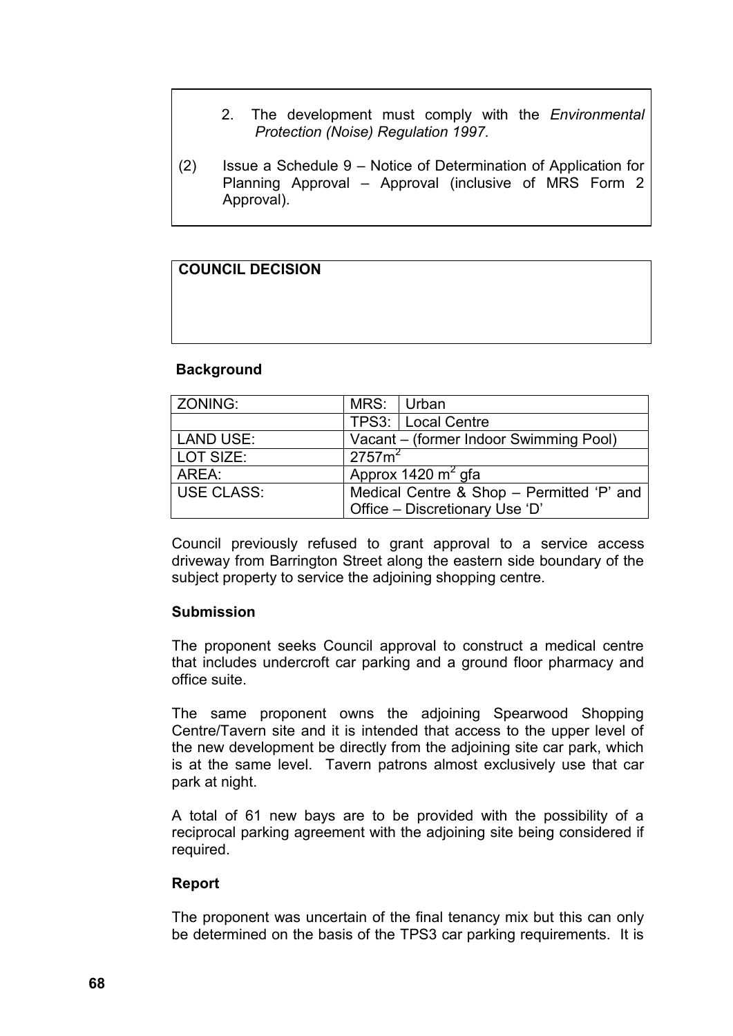2. The development must comply with the *Environmental Protection (Noise) Regulation 1997.*

(2) Issue a Schedule 9 – Notice of Determination of Application for Planning Approval – Approval (inclusive of MRS Form 2 Approval).

**COUNCIL DECISION**

**Background**

| ZONING: | MRS: | Urban |
|---|---|---|
| | TPS3: | Local Centre |
| LAND USE: | Vacant – (former Indoor Swimming Pool) | |
| LOT SIZE: | $2757m^2$ | |
| AREA: | Approx 1420 $m^2$ gfa | |
| USE CLASS: | Medical Centre & Shop – Permitted 'P' and Office – Discretionary Use 'D' | |

Council previously refused to grant approval to a service access driveway from Barrington Street along the eastern side boundary of the subject property to service the adjoining shopping centre.

**Submission**

The proponent seeks Council approval to construct a medical centre that includes undercroft car parking and a ground floor pharmacy and office suite.

The same proponent owns the adjoining Spearwood Shopping Centre/Tavern site and it is intended that access to the upper level of the new development be directly from the adjoining site car park, which is at the same level. Tavern patrons almost exclusively use that car park at night.

A total of 61 new bays are to be provided with the possibility of a reciprocal parking agreement with the adjoining site being considered if required.

**Report**

The proponent was uncertain of the final tenancy mix but this can only be determined on the basis of the TPS3 car parking requirements. It is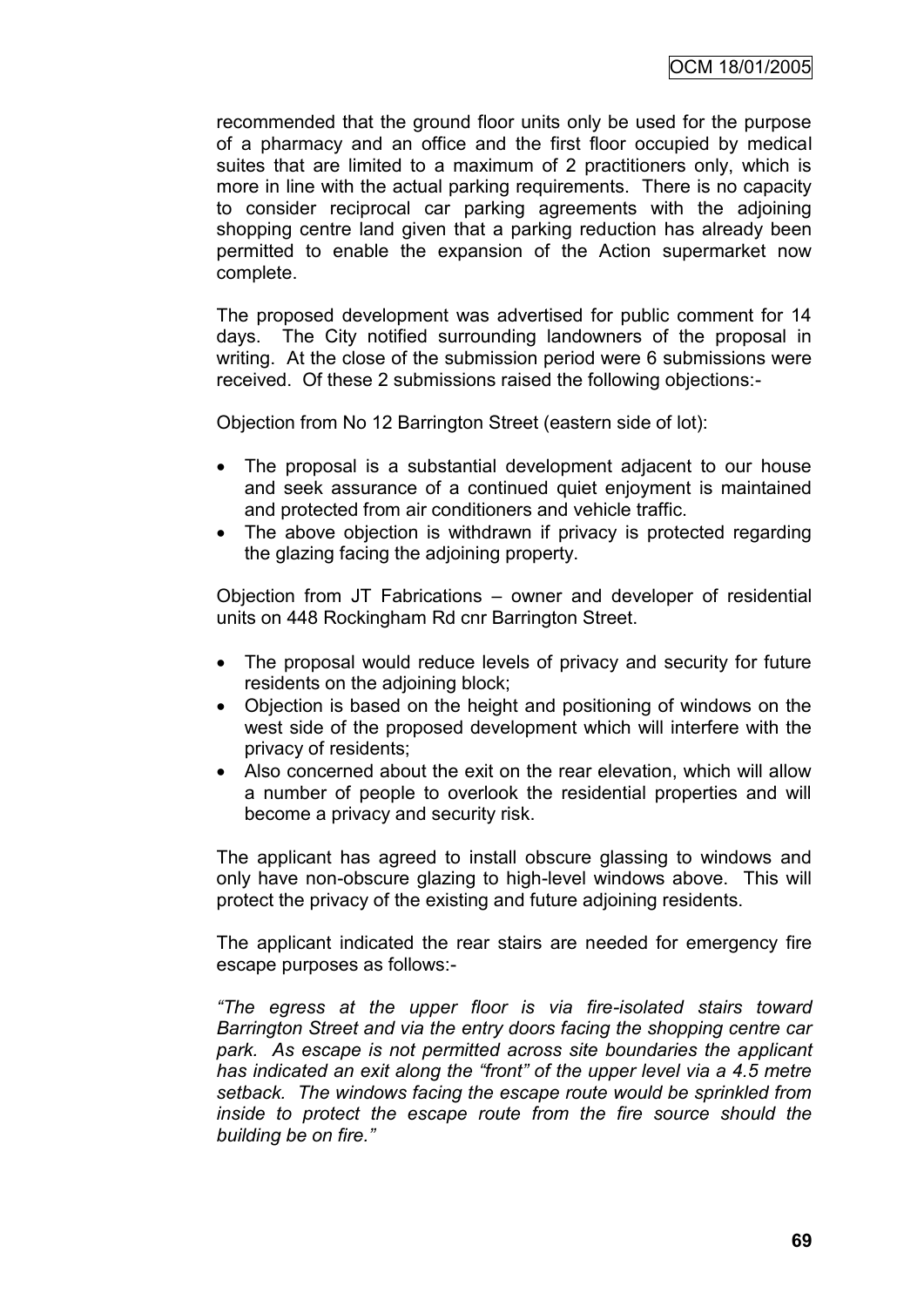recommended that the ground floor units only be used for the purpose of a pharmacy and an office and the first floor occupied by medical suites that are limited to a maximum of 2 practitioners only, which is more in line with the actual parking requirements. There is no capacity to consider reciprocal car parking agreements with the adjoining shopping centre land given that a parking reduction has already been permitted to enable the expansion of the Action supermarket now complete.

The proposed development was advertised for public comment for 14 days. The City notified surrounding landowners of the proposal in writing. At the close of the submission period were 6 submissions were received. Of these 2 submissions raised the following objections:-

Objection from No 12 Barrington Street (eastern side of lot):

- The proposal is a substantial development adjacent to our house and seek assurance of a continued quiet enjoyment is maintained and protected from air conditioners and vehicle traffic.
- The above objection is withdrawn if privacy is protected regarding the glazing facing the adjoining property.

Objection from JT Fabrications – owner and developer of residential units on 448 Rockingham Rd cnr Barrington Street.

- The proposal would reduce levels of privacy and security for future residents on the adjoining block;
- Objection is based on the height and positioning of windows on the west side of the proposed development which will interfere with the privacy of residents;
- Also concerned about the exit on the rear elevation, which will allow a number of people to overlook the residential properties and will become a privacy and security risk.

The applicant has agreed to install obscure glassing to windows and only have non-obscure glazing to high-level windows above. This will protect the privacy of the existing and future adjoining residents.

The applicant indicated the rear stairs are needed for emergency fire escape purposes as follows:-

*"The egress at the upper floor is via fire-isolated stairs toward Barrington Street and via the entry doors facing the shopping centre car park. As escape is not permitted across site boundaries the applicant has indicated an exit along the "front" of the upper level via a 4.5 metre setback. The windows facing the escape route would be sprinkled from inside to protect the escape route from the fire source should the building be on fire."*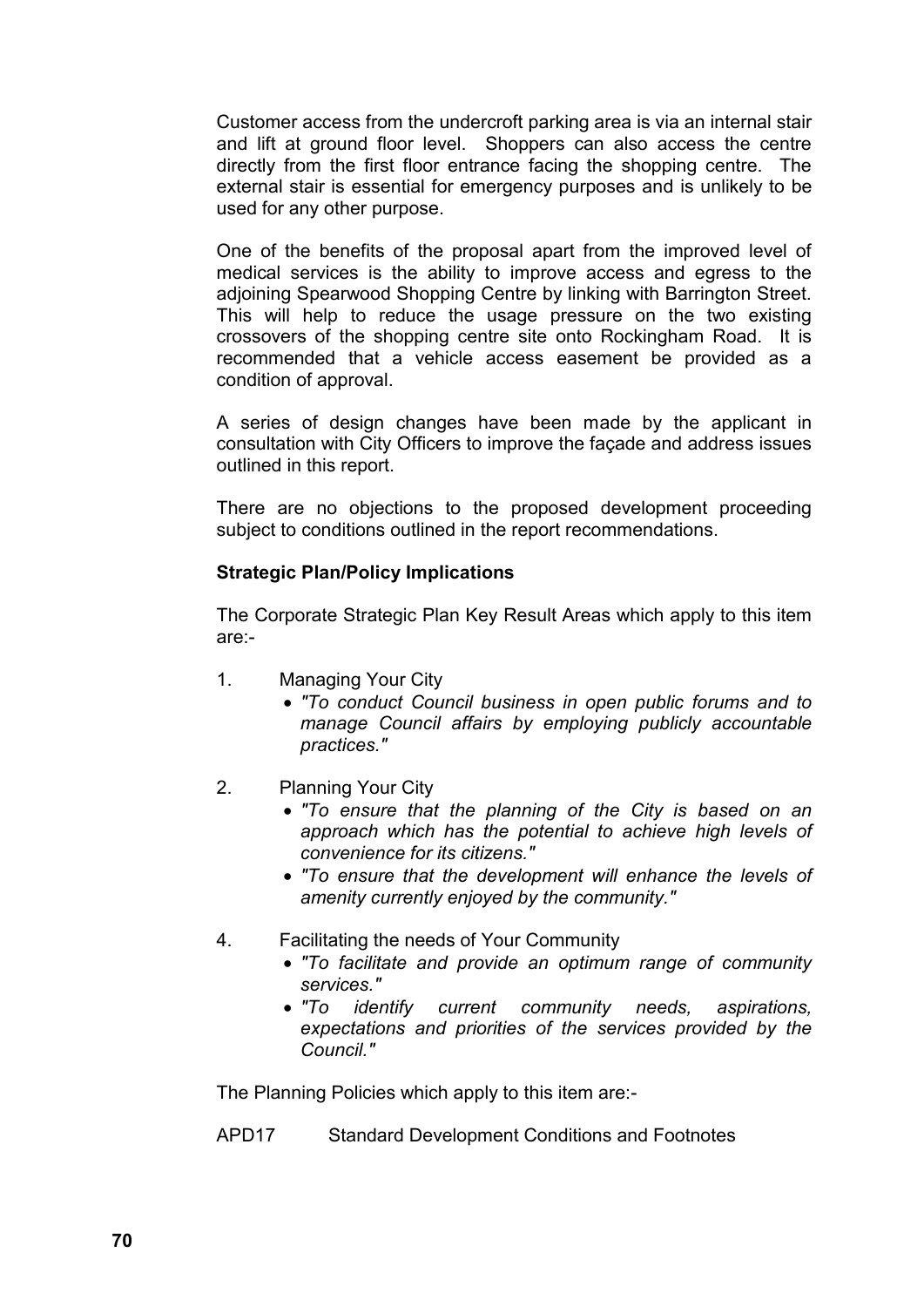Customer access from the undercroft parking area is via an internal stair and lift at ground floor level. Shoppers can also access the centre directly from the first floor entrance facing the shopping centre. The external stair is essential for emergency purposes and is unlikely to be used for any other purpose.

One of the benefits of the proposal apart from the improved level of medical services is the ability to improve access and egress to the adjoining Spearwood Shopping Centre by linking with Barrington Street. This will help to reduce the usage pressure on the two existing crossovers of the shopping centre site onto Rockingham Road. It is recommended that a vehicle access easement be provided as a condition of approval.

A series of design changes have been made by the applicant in consultation with City Officers to improve the façade and address issues outlined in this report.

There are no objections to the proposed development proceeding subject to conditions outlined in the report recommendations.

**Strategic Plan/Policy Implications**

The Corporate Strategic Plan Key Result Areas which apply to this item are:-

1. Managing Your City
   - *"To conduct Council business in open public forums and to manage Council affairs by employing publicly accountable practices."*

2. Planning Your City
   - *"To ensure that the planning of the City is based on an approach which has the potential to achieve high levels of convenience for its citizens."*
   - *"To ensure that the development will enhance the levels of amenity currently enjoyed by the community."*

4. Facilitating the needs of Your Community
   - *"To facilitate and provide an optimum range of community services."*
   - *"To identify current community needs, aspirations, expectations and priorities of the services provided by the Council."*

The Planning Policies which apply to this item are:-

APD17 Standard Development Conditions and Footnotes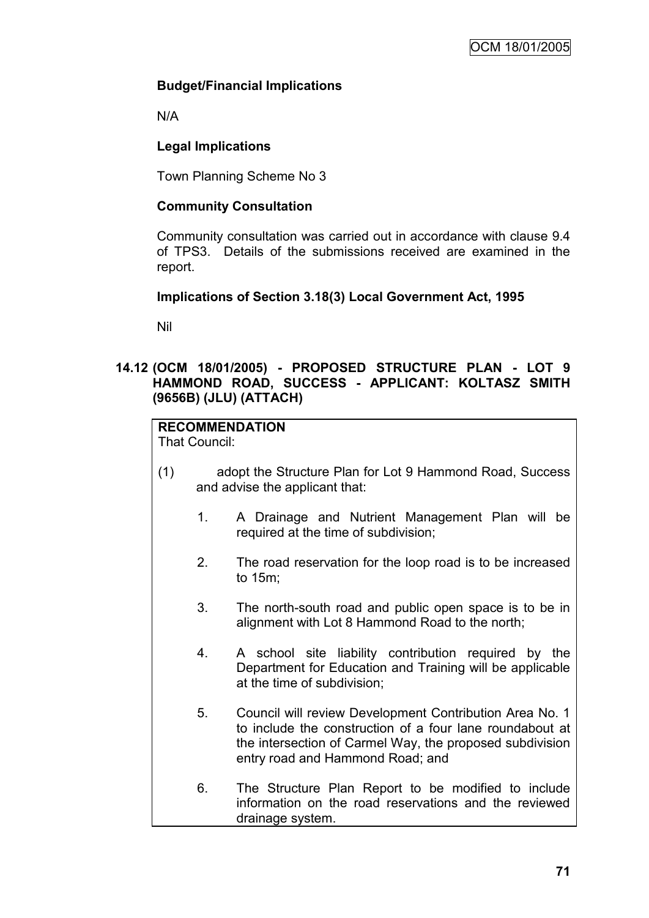**Budget/Financial Implications**

N/A

**Legal Implications**

Town Planning Scheme No 3

**Community Consultation**

Community consultation was carried out in accordance with clause 9.4 of TPS3. Details of the submissions received are examined in the report.

**Implications of Section 3.18(3) Local Government Act, 1995**

Nil

## 14.12 (OCM 18/01/2005) - PROPOSED STRUCTURE PLAN - LOT 9 HAMMOND ROAD, SUCCESS - APPLICANT: KOLTASZ SMITH (9656B) (JLU) (ATTACH)

**RECOMMENDATION**
That Council:

(1) adopt the Structure Plan for Lot 9 Hammond Road, Success and advise the applicant that:

1. A Drainage and Nutrient Management Plan will be required at the time of subdivision;

2. The road reservation for the loop road is to be increased to 15m;

3. The north-south road and public open space is to be in alignment with Lot 8 Hammond Road to the north;

4. A school site liability contribution required by the Department for Education and Training will be applicable at the time of subdivision;

5. Council will review Development Contribution Area No. 1 to include the construction of a four lane roundabout at the intersection of Carmel Way, the proposed subdivision entry road and Hammond Road; and

6. The Structure Plan Report to be modified to include information on the road reservations and the reviewed drainage system.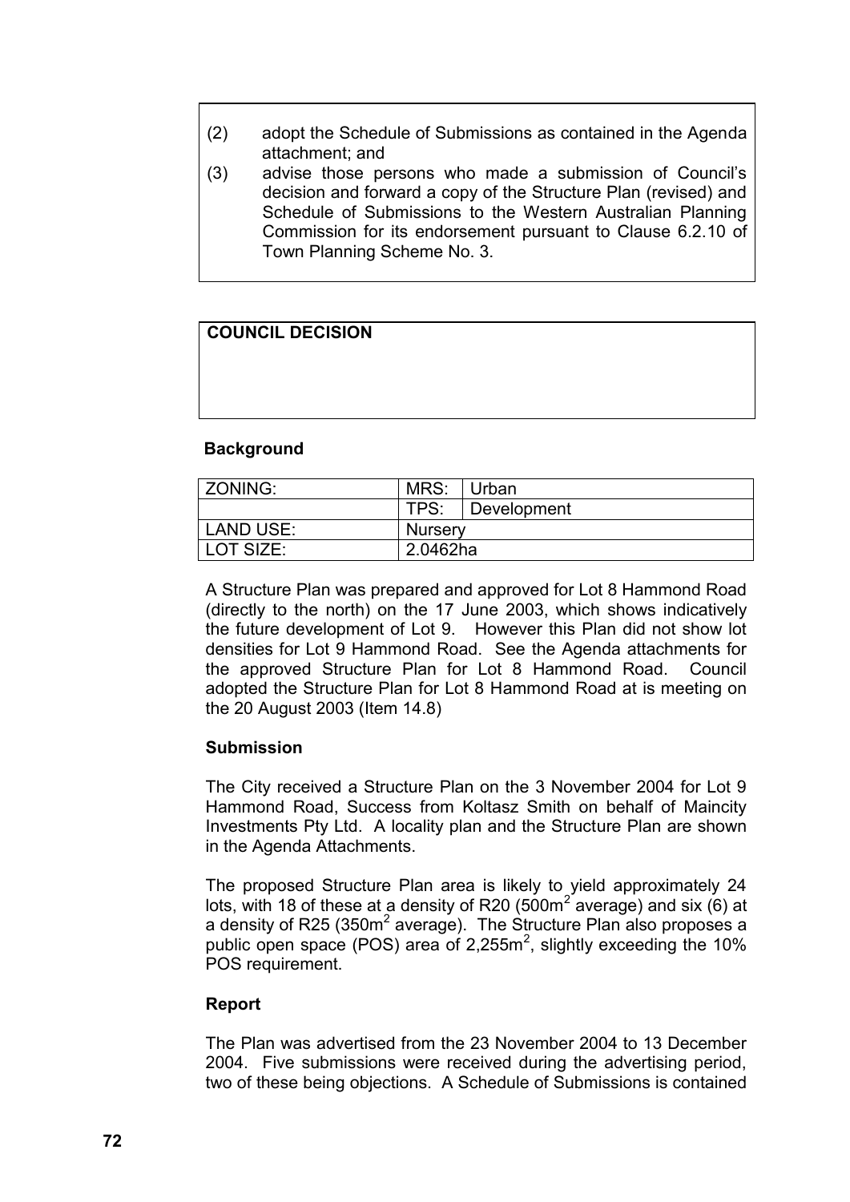(2) adopt the Schedule of Submissions as contained in the Agenda attachment; and

(3) advise those persons who made a submission of Council's decision and forward a copy of the Structure Plan (revised) and Schedule of Submissions to the Western Australian Planning Commission for its endorsement pursuant to Clause 6.2.10 of Town Planning Scheme No. 3.

**COUNCIL DECISION**

**Background**

| ZONING: | MRS: | Urban |
|---|---|---|
| | TPS: | Development |
| LAND USE: | Nursery | |
| LOT SIZE: | 2.0462ha | |

A Structure Plan was prepared and approved for Lot 8 Hammond Road (directly to the north) on the 17 June 2003, which shows indicatively the future development of Lot 9. However this Plan did not show lot densities for Lot 9 Hammond Road. See the Agenda attachments for the approved Structure Plan for Lot 8 Hammond Road. Council adopted the Structure Plan for Lot 8 Hammond Road at is meeting on the 20 August 2003 (Item 14.8)

**Submission**

The City received a Structure Plan on the 3 November 2004 for Lot 9 Hammond Road, Success from Koltasz Smith on behalf of Maincity Investments Pty Ltd. A locality plan and the Structure Plan are shown in the Agenda Attachments.

The proposed Structure Plan area is likely to yield approximately 24 lots, with 18 of these at a density of R20 (500m$^2$ average) and six (6) at a density of R25 (350m$^2$ average). The Structure Plan also proposes a public open space (POS) area of 2,255m$^2$, slightly exceeding the 10% POS requirement.

**Report**

The Plan was advertised from the 23 November 2004 to 13 December 2004. Five submissions were received during the advertising period, two of these being objections. A Schedule of Submissions is contained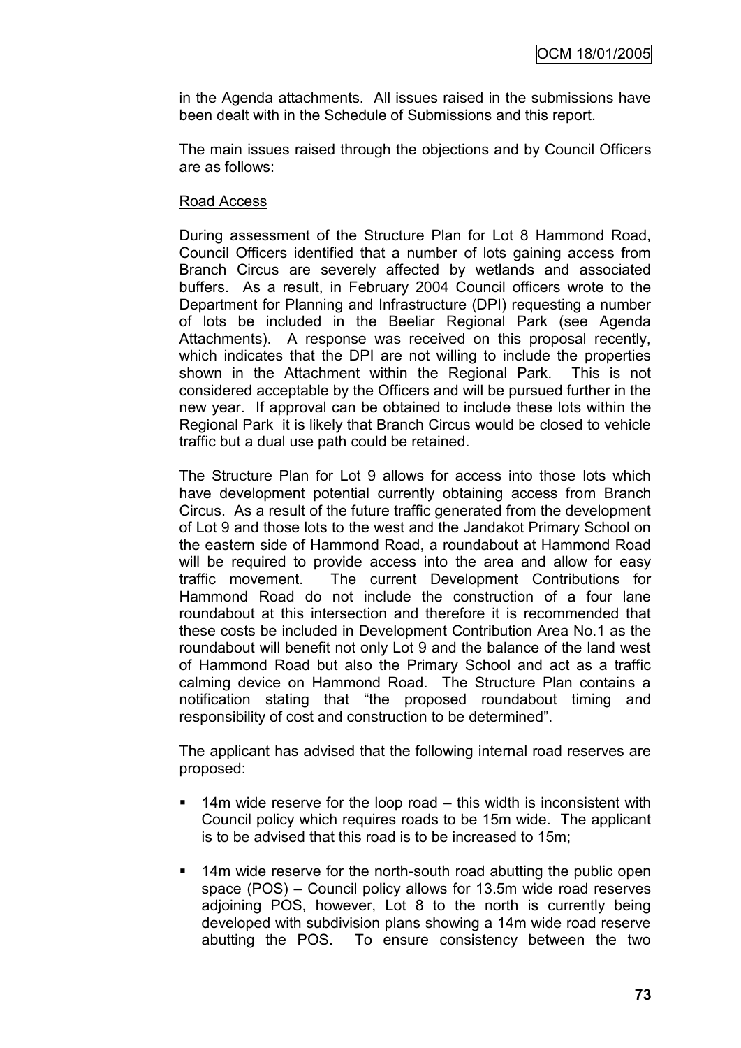in the Agenda attachments. All issues raised in the submissions have been dealt with in the Schedule of Submissions and this report.

The main issues raised through the objections and by Council Officers are as follows:

Road Access

During assessment of the Structure Plan for Lot 8 Hammond Road, Council Officers identified that a number of lots gaining access from Branch Circus are severely affected by wetlands and associated buffers. As a result, in February 2004 Council officers wrote to the Department for Planning and Infrastructure (DPI) requesting a number of lots be included in the Beeliar Regional Park (see Agenda Attachments). A response was received on this proposal recently, which indicates that the DPI are not willing to include the properties shown in the Attachment within the Regional Park. This is not considered acceptable by the Officers and will be pursued further in the new year. If approval can be obtained to include these lots within the Regional Park it is likely that Branch Circus would be closed to vehicle traffic but a dual use path could be retained.

The Structure Plan for Lot 9 allows for access into those lots which have development potential currently obtaining access from Branch Circus. As a result of the future traffic generated from the development of Lot 9 and those lots to the west and the Jandakot Primary School on the eastern side of Hammond Road, a roundabout at Hammond Road will be required to provide access into the area and allow for easy traffic movement. The current Development Contributions for Hammond Road do not include the construction of a four lane roundabout at this intersection and therefore it is recommended that these costs be included in Development Contribution Area No.1 as the roundabout will benefit not only Lot 9 and the balance of the land west of Hammond Road but also the Primary School and act as a traffic calming device on Hammond Road. The Structure Plan contains a notification stating that "the proposed roundabout timing and responsibility of cost and construction to be determined".

The applicant has advised that the following internal road reserves are proposed:

- 14m wide reserve for the loop road – this width is inconsistent with Council policy which requires roads to be 15m wide. The applicant is to be advised that this road is to be increased to 15m;
- 14m wide reserve for the north-south road abutting the public open space (POS) – Council policy allows for 13.5m wide road reserves adjoining POS, however, Lot 8 to the north is currently being developed with subdivision plans showing a 14m wide road reserve abutting the POS. To ensure consistency between the two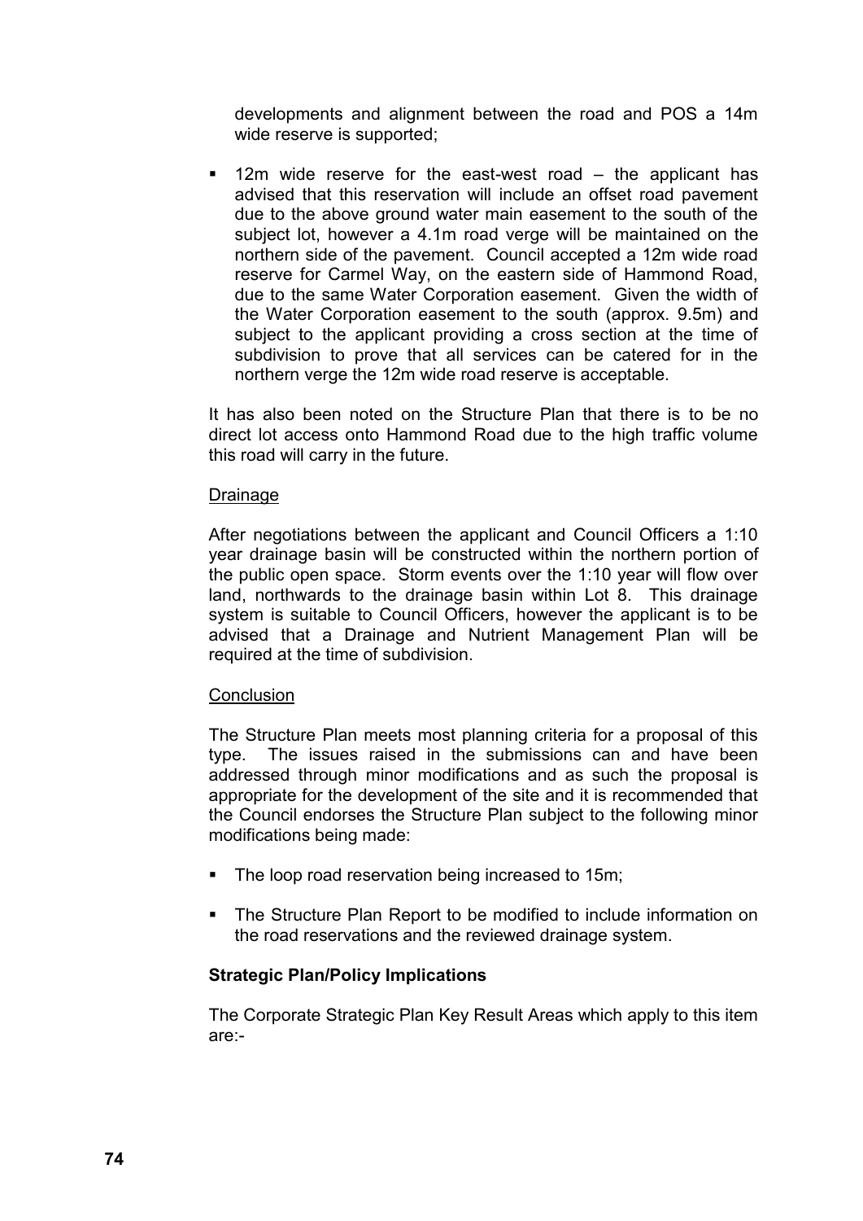developments and alignment between the road and POS a 14m wide reserve is supported;

- 12m wide reserve for the east-west road – the applicant has advised that this reservation will include an offset road pavement due to the above ground water main easement to the south of the subject lot, however a 4.1m road verge will be maintained on the northern side of the pavement. Council accepted a 12m wide road reserve for Carmel Way, on the eastern side of Hammond Road, due to the same Water Corporation easement. Given the width of the Water Corporation easement to the south (approx. 9.5m) and subject to the applicant providing a cross section at the time of subdivision to prove that all services can be catered for in the northern verge the 12m wide road reserve is acceptable.

It has also been noted on the Structure Plan that there is to be no direct lot access onto Hammond Road due to the high traffic volume this road will carry in the future.

Drainage

After negotiations between the applicant and Council Officers a 1:10 year drainage basin will be constructed within the northern portion of the public open space. Storm events over the 1:10 year will flow over land, northwards to the drainage basin within Lot 8. This drainage system is suitable to Council Officers, however the applicant is to be advised that a Drainage and Nutrient Management Plan will be required at the time of subdivision.

Conclusion

The Structure Plan meets most planning criteria for a proposal of this type. The issues raised in the submissions can and have been addressed through minor modifications and as such the proposal is appropriate for the development of the site and it is recommended that the Council endorses the Structure Plan subject to the following minor modifications being made:

- The loop road reservation being increased to 15m;
- The Structure Plan Report to be modified to include information on the road reservations and the reviewed drainage system.

**Strategic Plan/Policy Implications**

The Corporate Strategic Plan Key Result Areas which apply to this item are:-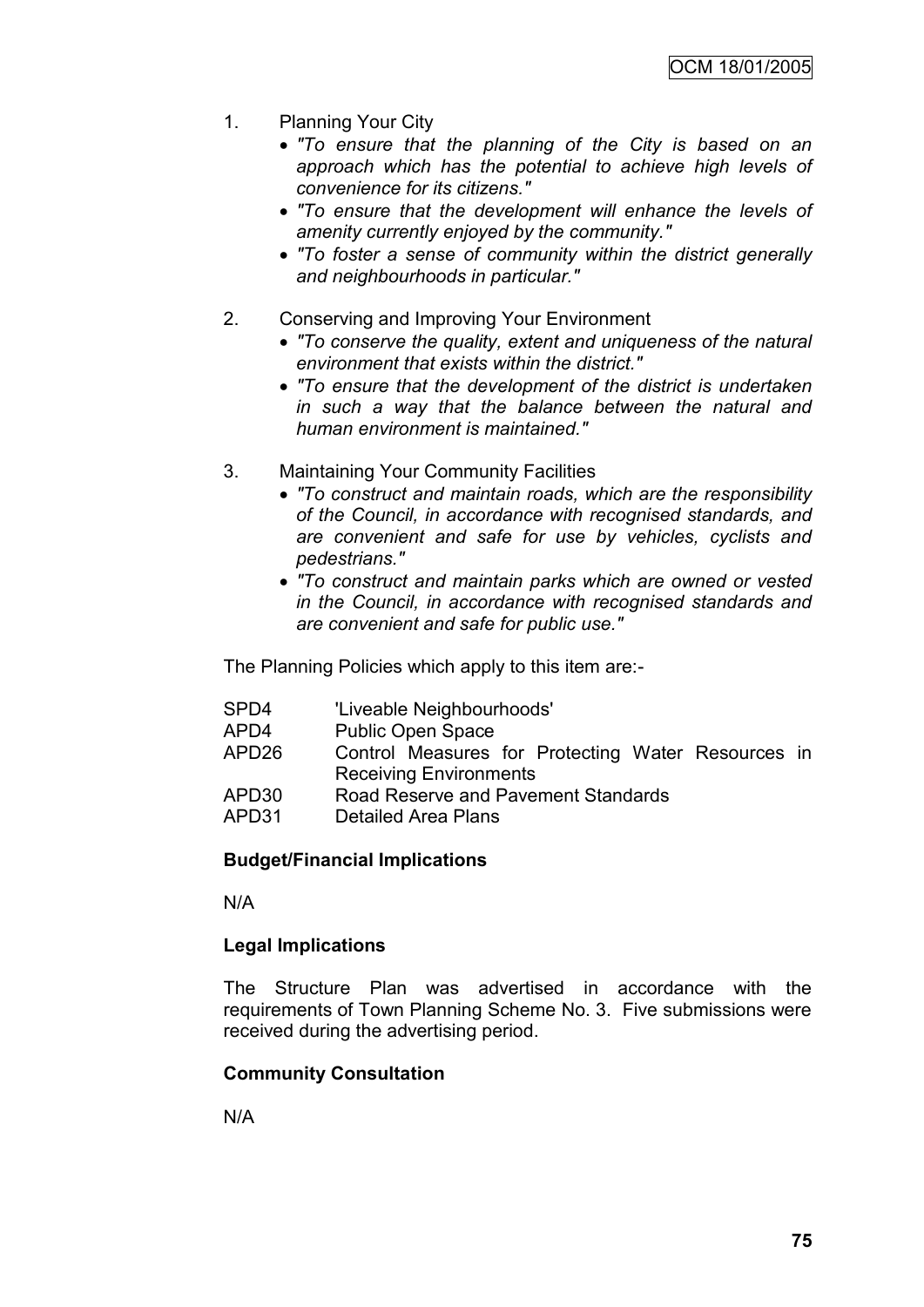1. Planning Your City
   - *"To ensure that the planning of the City is based on an approach which has the potential to achieve high levels of convenience for its citizens."*
   - *"To ensure that the development will enhance the levels of amenity currently enjoyed by the community."*
   - *"To foster a sense of community within the district generally and neighbourhoods in particular."*

2. Conserving and Improving Your Environment
   - *"To conserve the quality, extent and uniqueness of the natural environment that exists within the district."*
   - *"To ensure that the development of the district is undertaken in such a way that the balance between the natural and human environment is maintained."*

3. Maintaining Your Community Facilities
   - *"To construct and maintain roads, which are the responsibility of the Council, in accordance with recognised standards, and are convenient and safe for use by vehicles, cyclists and pedestrians."*
   - *"To construct and maintain parks which are owned or vested in the Council, in accordance with recognised standards and are convenient and safe for public use."*

The Planning Policies which apply to this item are:-

| | |
|---|---|
| SPD4 | 'Liveable Neighbourhoods' |
| APD4 | Public Open Space |
| APD26 | Control Measures for Protecting Water Resources in Receiving Environments |
| APD30 | Road Reserve and Pavement Standards |
| APD31 | Detailed Area Plans |

**Budget/Financial Implications**

N/A

**Legal Implications**

The Structure Plan was advertised in accordance with the requirements of Town Planning Scheme No. 3. Five submissions were received during the advertising period.

**Community Consultation**

N/A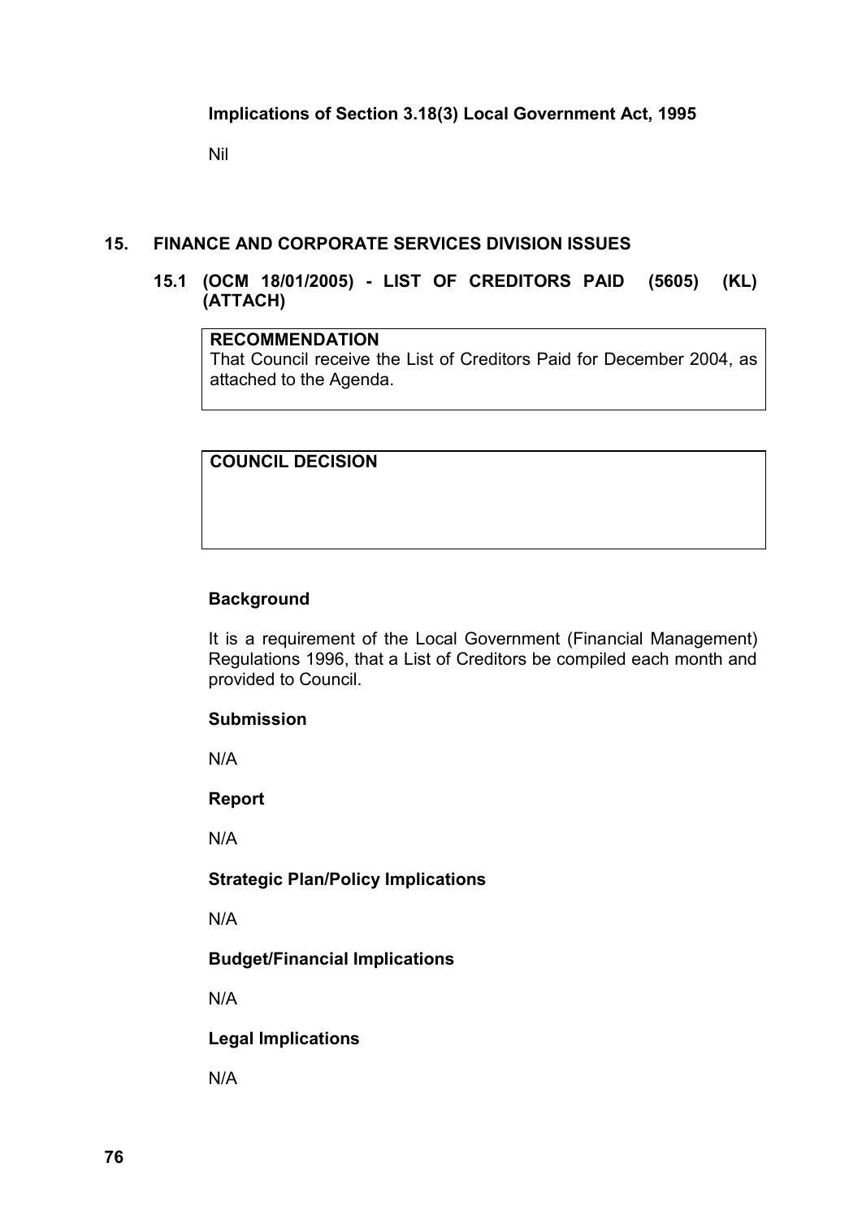**Implications of Section 3.18(3) Local Government Act, 1995**

Nil

## 15. FINANCE AND CORPORATE SERVICES DIVISION ISSUES

### 15.1 (OCM 18/01/2005) - LIST OF CREDITORS PAID (5605) (KL) (ATTACH)

| RECOMMENDATION |
|---|
| That Council receive the List of Creditors Paid for December 2004, as attached to the Agenda. |

| COUNCIL DECISION |
|---|
| |

**Background**

It is a requirement of the Local Government (Financial Management) Regulations 1996, that a List of Creditors be compiled each month and provided to Council.

**Submission**

N/A

**Report**

N/A

**Strategic Plan/Policy Implications**

N/A

**Budget/Financial Implications**

N/A

**Legal Implications**

N/A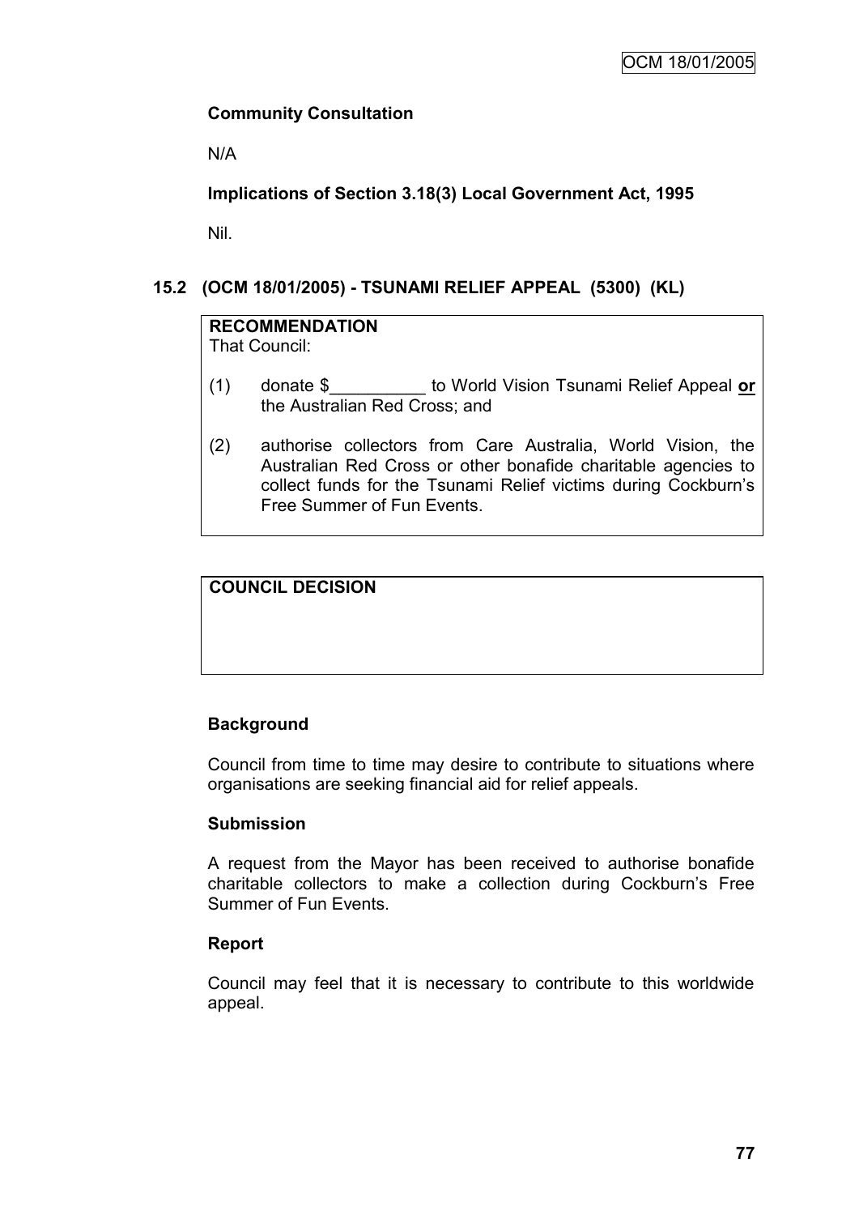**Community Consultation**

N/A

**Implications of Section 3.18(3) Local Government Act, 1995**

Nil.

## 15.2 (OCM 18/01/2005) - TSUNAMI RELIEF APPEAL (5300) (KL)

**RECOMMENDATION**
That Council:

(1) donate $__________ to World Vision Tsunami Relief Appeal **or** the Australian Red Cross; and

(2) authorise collectors from Care Australia, World Vision, the Australian Red Cross or other bonafide charitable agencies to collect funds for the Tsunami Relief victims during Cockburn's Free Summer of Fun Events.

**COUNCIL DECISION**

**Background**

Council from time to time may desire to contribute to situations where organisations are seeking financial aid for relief appeals.

**Submission**

A request from the Mayor has been received to authorise bonafide charitable collectors to make a collection during Cockburn's Free Summer of Fun Events.

**Report**

Council may feel that it is necessary to contribute to this worldwide appeal.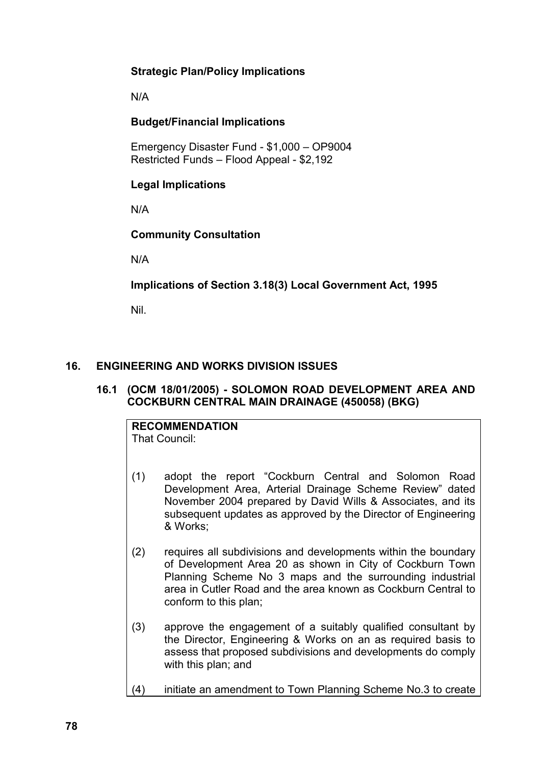**Strategic Plan/Policy Implications**

N/A

**Budget/Financial Implications**

Emergency Disaster Fund - $1,000 – OP9004
Restricted Funds – Flood Appeal - $2,192

**Legal Implications**

N/A

**Community Consultation**

N/A

**Implications of Section 3.18(3) Local Government Act, 1995**

Nil.

## 16. ENGINEERING AND WORKS DIVISION ISSUES

### 16.1 (OCM 18/01/2005) - SOLOMON ROAD DEVELOPMENT AREA AND COCKBURN CENTRAL MAIN DRAINAGE (450058) (BKG)

**RECOMMENDATION**
That Council:

(1) adopt the report "Cockburn Central and Solomon Road Development Area, Arterial Drainage Scheme Review" dated November 2004 prepared by David Wills & Associates, and its subsequent updates as approved by the Director of Engineering & Works;

(2) requires all subdivisions and developments within the boundary of Development Area 20 as shown in City of Cockburn Town Planning Scheme No 3 maps and the surrounding industrial area in Cutler Road and the area known as Cockburn Central to conform to this plan;

(3) approve the engagement of a suitably qualified consultant by the Director, Engineering & Works on an as required basis to assess that proposed subdivisions and developments do comply with this plan; and

(4) initiate an amendment to Town Planning Scheme No.3 to create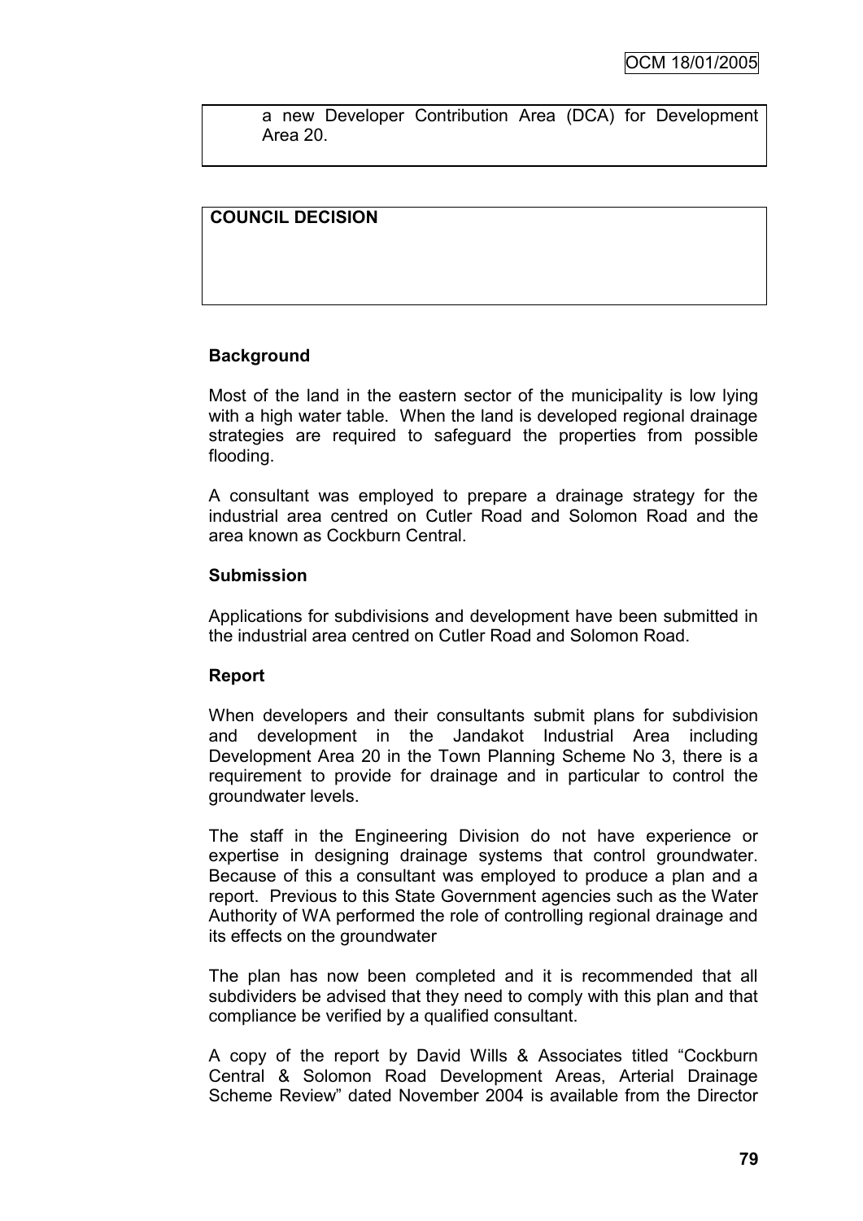a new Developer Contribution Area (DCA) for Development Area 20.

**COUNCIL DECISION**

**Background**

Most of the land in the eastern sector of the municipality is low lying with a high water table. When the land is developed regional drainage strategies are required to safeguard the properties from possible flooding.

A consultant was employed to prepare a drainage strategy for the industrial area centred on Cutler Road and Solomon Road and the area known as Cockburn Central.

**Submission**

Applications for subdivisions and development have been submitted in the industrial area centred on Cutler Road and Solomon Road.

**Report**

When developers and their consultants submit plans for subdivision and development in the Jandakot Industrial Area including Development Area 20 in the Town Planning Scheme No 3, there is a requirement to provide for drainage and in particular to control the groundwater levels.

The staff in the Engineering Division do not have experience or expertise in designing drainage systems that control groundwater. Because of this a consultant was employed to produce a plan and a report. Previous to this State Government agencies such as the Water Authority of WA performed the role of controlling regional drainage and its effects on the groundwater

The plan has now been completed and it is recommended that all subdividers be advised that they need to comply with this plan and that compliance be verified by a qualified consultant.

A copy of the report by David Wills & Associates titled "Cockburn Central & Solomon Road Development Areas, Arterial Drainage Scheme Review" dated November 2004 is available from the Director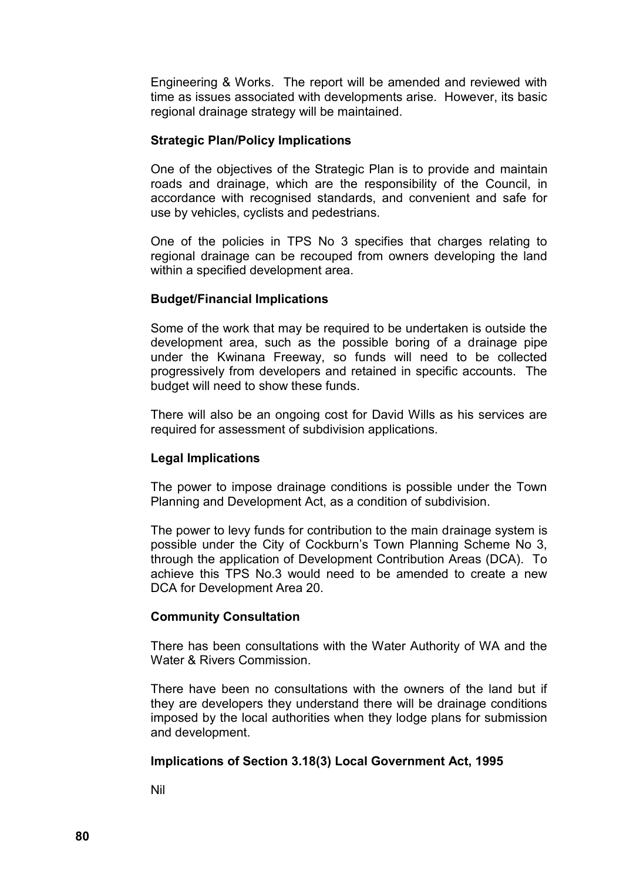Engineering & Works. The report will be amended and reviewed with time as issues associated with developments arise. However, its basic regional drainage strategy will be maintained.

**Strategic Plan/Policy Implications**

One of the objectives of the Strategic Plan is to provide and maintain roads and drainage, which are the responsibility of the Council, in accordance with recognised standards, and convenient and safe for use by vehicles, cyclists and pedestrians.

One of the policies in TPS No 3 specifies that charges relating to regional drainage can be recouped from owners developing the land within a specified development area.

**Budget/Financial Implications**

Some of the work that may be required to be undertaken is outside the development area, such as the possible boring of a drainage pipe under the Kwinana Freeway, so funds will need to be collected progressively from developers and retained in specific accounts. The budget will need to show these funds.

There will also be an ongoing cost for David Wills as his services are required for assessment of subdivision applications.

**Legal Implications**

The power to impose drainage conditions is possible under the Town Planning and Development Act, as a condition of subdivision.

The power to levy funds for contribution to the main drainage system is possible under the City of Cockburn's Town Planning Scheme No 3, through the application of Development Contribution Areas (DCA). To achieve this TPS No.3 would need to be amended to create a new DCA for Development Area 20.

**Community Consultation**

There has been consultations with the Water Authority of WA and the Water & Rivers Commission.

There have been no consultations with the owners of the land but if they are developers they understand there will be drainage conditions imposed by the local authorities when they lodge plans for submission and development.

**Implications of Section 3.18(3) Local Government Act, 1995**

Nil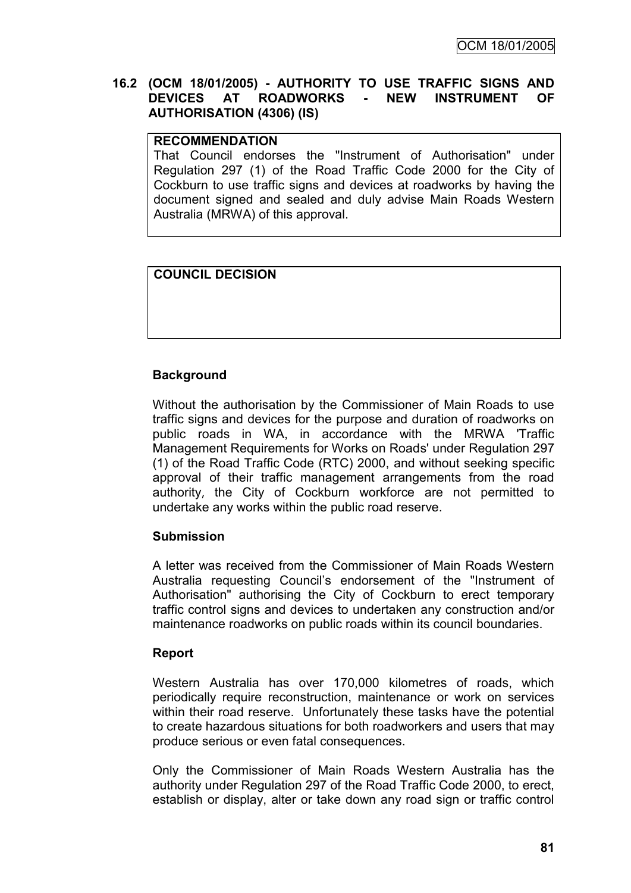**16.2 (OCM 18/01/2005) - AUTHORITY TO USE TRAFFIC SIGNS AND DEVICES AT ROADWORKS - NEW INSTRUMENT OF AUTHORISATION (4306) (IS)**

| **RECOMMENDATION** |
|---|
| That Council endorses the "Instrument of Authorisation" under Regulation 297 (1) of the Road Traffic Code 2000 for the City of Cockburn to use traffic signs and devices at roadworks by having the document signed and sealed and duly advise Main Roads Western Australia (MRWA) of this approval. |

| **COUNCIL DECISION** |
|---|
| |

**Background**

Without the authorisation by the Commissioner of Main Roads to use traffic signs and devices for the purpose and duration of roadworks on public roads in WA, in accordance with the MRWA 'Traffic Management Requirements for Works on Roads' under Regulation 297 (1) of the Road Traffic Code (RTC) 2000, and without seeking specific approval of their traffic management arrangements from the road authority, the City of Cockburn workforce are not permitted to undertake any works within the public road reserve.

**Submission**

A letter was received from the Commissioner of Main Roads Western Australia requesting Council's endorsement of the "Instrument of Authorisation" authorising the City of Cockburn to erect temporary traffic control signs and devices to undertaken any construction and/or maintenance roadworks on public roads within its council boundaries.

**Report**

Western Australia has over 170,000 kilometres of roads, which periodically require reconstruction, maintenance or work on services within their road reserve. Unfortunately these tasks have the potential to create hazardous situations for both roadworkers and users that may produce serious or even fatal consequences.

Only the Commissioner of Main Roads Western Australia has the authority under Regulation 297 of the Road Traffic Code 2000, to erect, establish or display, alter or take down any road sign or traffic control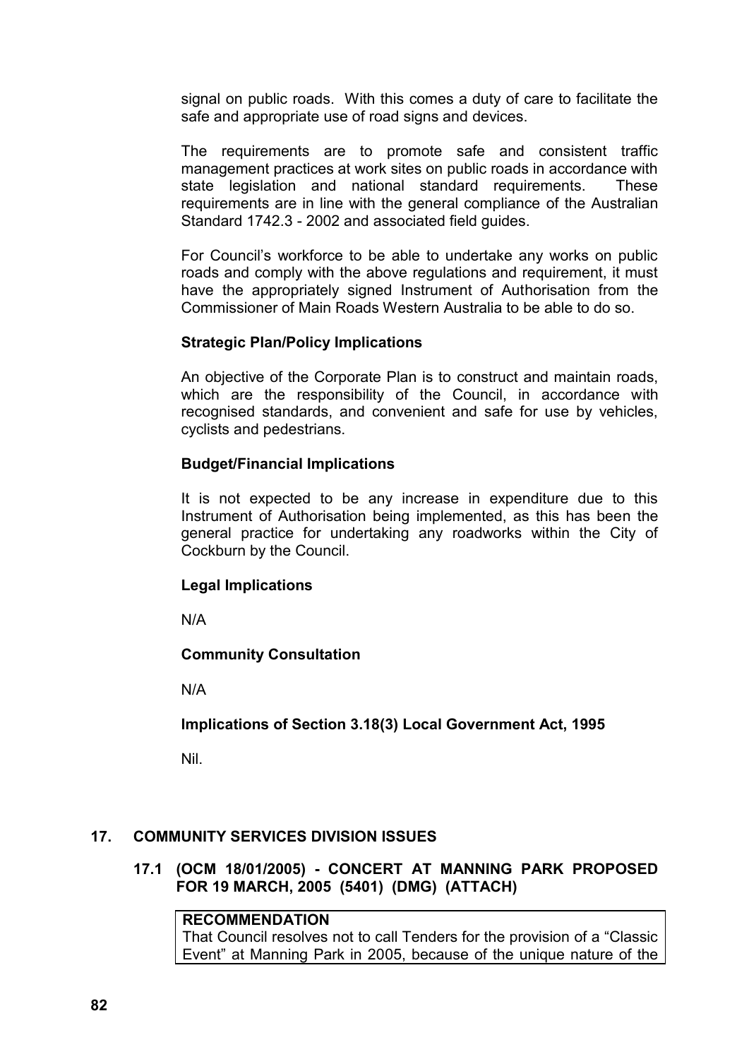signal on public roads. With this comes a duty of care to facilitate the safe and appropriate use of road signs and devices.

The requirements are to promote safe and consistent traffic management practices at work sites on public roads in accordance with state legislation and national standard requirements. These requirements are in line with the general compliance of the Australian Standard 1742.3 - 2002 and associated field guides.

For Council's workforce to be able to undertake any works on public roads and comply with the above regulations and requirement, it must have the appropriately signed Instrument of Authorisation from the Commissioner of Main Roads Western Australia to be able to do so.

**Strategic Plan/Policy Implications**

An objective of the Corporate Plan is to construct and maintain roads, which are the responsibility of the Council, in accordance with recognised standards, and convenient and safe for use by vehicles, cyclists and pedestrians.

**Budget/Financial Implications**

It is not expected to be any increase in expenditure due to this Instrument of Authorisation being implemented, as this has been the general practice for undertaking any roadworks within the City of Cockburn by the Council.

**Legal Implications**

N/A

**Community Consultation**

N/A

**Implications of Section 3.18(3) Local Government Act, 1995**

Nil.

## 17. COMMUNITY SERVICES DIVISION ISSUES

### 17.1 (OCM 18/01/2005) - CONCERT AT MANNING PARK PROPOSED FOR 19 MARCH, 2005 (5401) (DMG) (ATTACH)

**RECOMMENDATION**
That Council resolves not to call Tenders for the provision of a "Classic Event" at Manning Park in 2005, because of the unique nature of the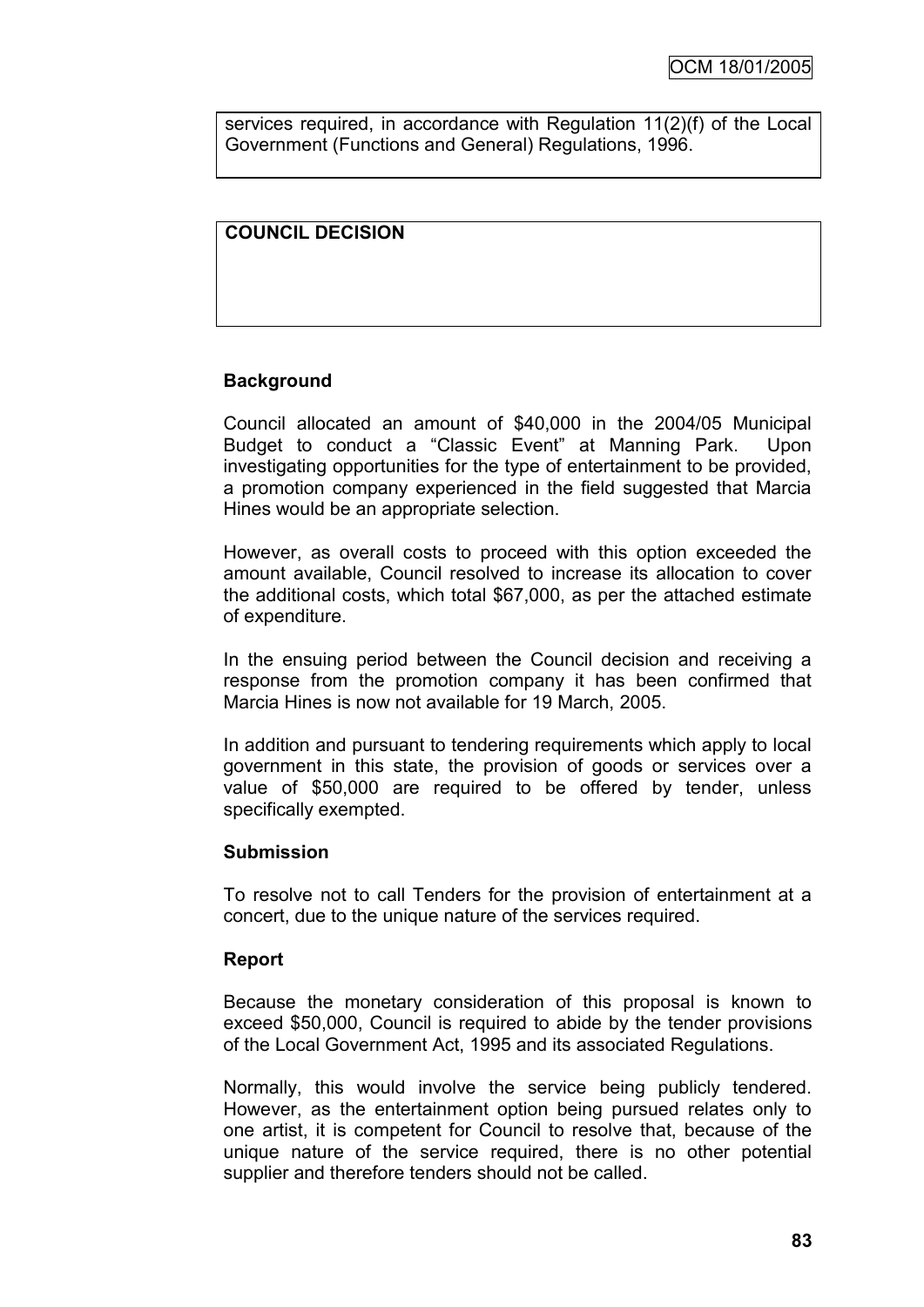services required, in accordance with Regulation 11(2)(f) of the Local Government (Functions and General) Regulations, 1996.

**COUNCIL DECISION**

### Background

Council allocated an amount of $40,000 in the 2004/05 Municipal Budget to conduct a "Classic Event" at Manning Park. Upon investigating opportunities for the type of entertainment to be provided, a promotion company experienced in the field suggested that Marcia Hines would be an appropriate selection.

However, as overall costs to proceed with this option exceeded the amount available, Council resolved to increase its allocation to cover the additional costs, which total $67,000, as per the attached estimate of expenditure.

In the ensuing period between the Council decision and receiving a response from the promotion company it has been confirmed that Marcia Hines is now not available for 19 March, 2005.

In addition and pursuant to tendering requirements which apply to local government in this state, the provision of goods or services over a value of $50,000 are required to be offered by tender, unless specifically exempted.

### Submission

To resolve not to call Tenders for the provision of entertainment at a concert, due to the unique nature of the services required.

### Report

Because the monetary consideration of this proposal is known to exceed $50,000, Council is required to abide by the tender provisions of the Local Government Act, 1995 and its associated Regulations.

Normally, this would involve the service being publicly tendered. However, as the entertainment option being pursued relates only to one artist, it is competent for Council to resolve that, because of the unique nature of the service required, there is no other potential supplier and therefore tenders should not be called.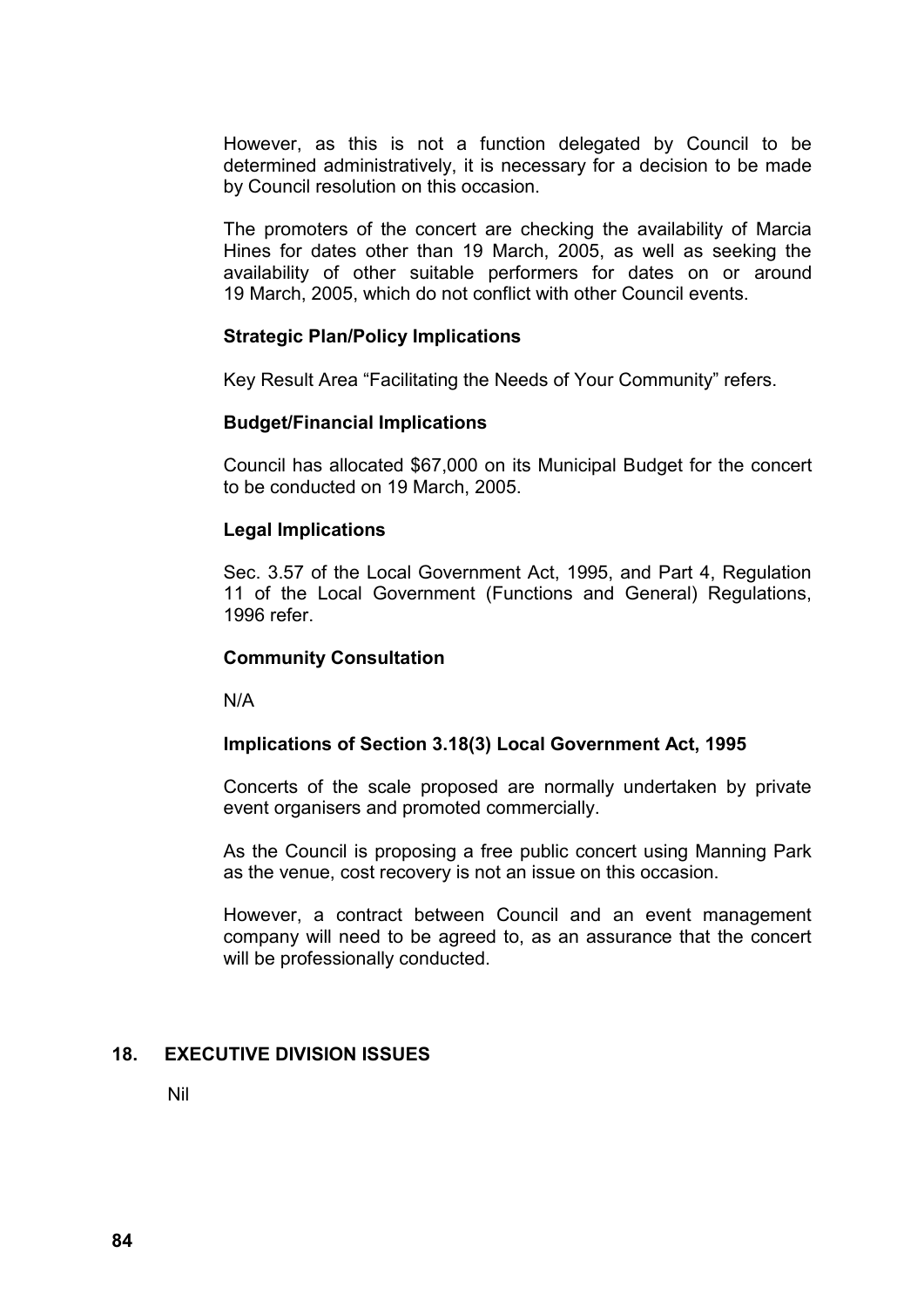However, as this is not a function delegated by Council to be determined administratively, it is necessary for a decision to be made by Council resolution on this occasion.

The promoters of the concert are checking the availability of Marcia Hines for dates other than 19 March, 2005, as well as seeking the availability of other suitable performers for dates on or around 19 March, 2005, which do not conflict with other Council events.

**Strategic Plan/Policy Implications**

Key Result Area "Facilitating the Needs of Your Community" refers.

**Budget/Financial Implications**

Council has allocated $67,000 on its Municipal Budget for the concert to be conducted on 19 March, 2005.

**Legal Implications**

Sec. 3.57 of the Local Government Act, 1995, and Part 4, Regulation 11 of the Local Government (Functions and General) Regulations, 1996 refer.

**Community Consultation**

N/A

**Implications of Section 3.18(3) Local Government Act, 1995**

Concerts of the scale proposed are normally undertaken by private event organisers and promoted commercially.

As the Council is proposing a free public concert using Manning Park as the venue, cost recovery is not an issue on this occasion.

However, a contract between Council and an event management company will need to be agreed to, as an assurance that the concert will be professionally conducted.

## 18. EXECUTIVE DIVISION ISSUES

Nil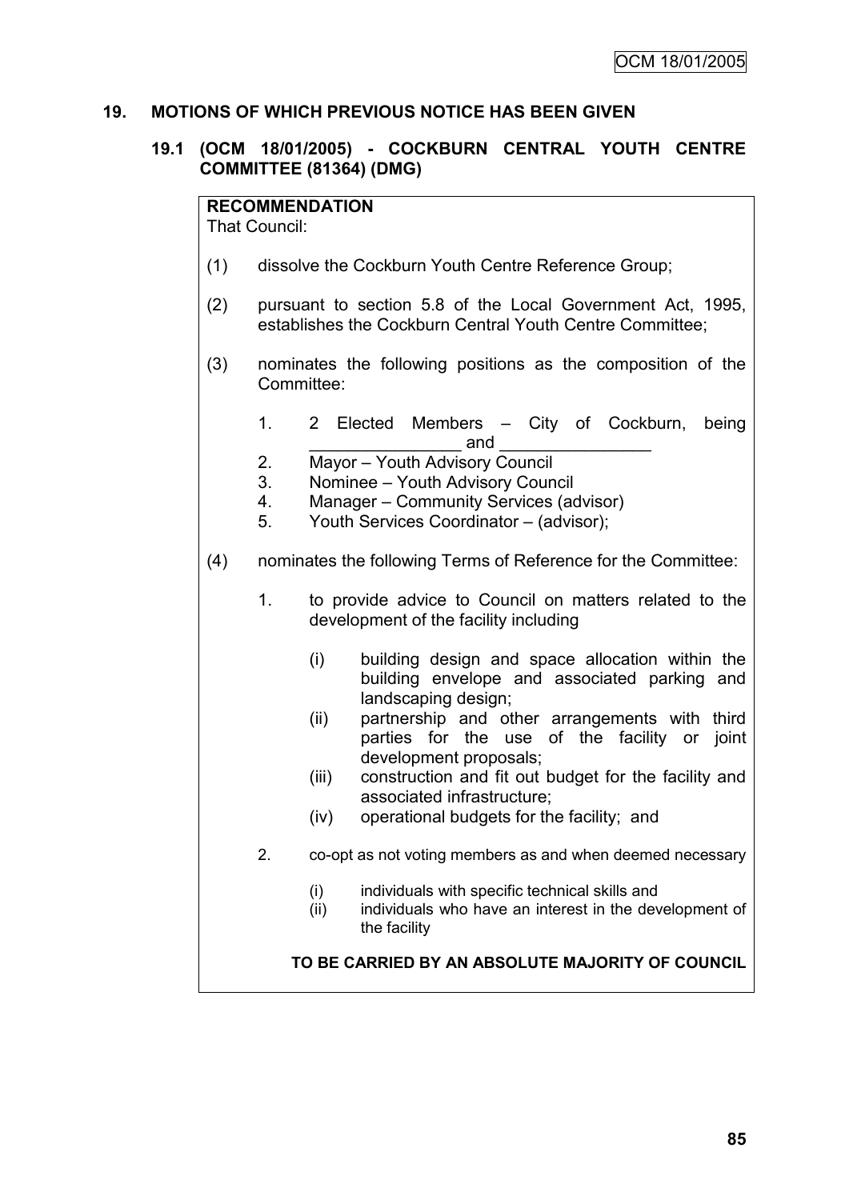## 19. MOTIONS OF WHICH PREVIOUS NOTICE HAS BEEN GIVEN

### 19.1 (OCM 18/01/2005) - COCKBURN CENTRAL YOUTH CENTRE COMMITTEE (81364) (DMG)

**RECOMMENDATION**
That Council:

(1) dissolve the Cockburn Youth Centre Reference Group;

(2) pursuant to section 5.8 of the Local Government Act, 1995, establishes the Cockburn Central Youth Centre Committee;

(3) nominates the following positions as the composition of the Committee:

1. 2 Elected Members – City of Cockburn, being ________________ and ________________
2. Mayor – Youth Advisory Council
3. Nominee – Youth Advisory Council
4. Manager – Community Services (advisor)
5. Youth Services Coordinator – (advisor);

(4) nominates the following Terms of Reference for the Committee:

1. to provide advice to Council on matters related to the development of the facility including

   (i) building design and space allocation within the building envelope and associated parking and landscaping design;
   (ii) partnership and other arrangements with third parties for the use of the facility or joint development proposals;
   (iii) construction and fit out budget for the facility and associated infrastructure;
   (iv) operational budgets for the facility; and

2. co-opt as not voting members as and when deemed necessary

   (i) individuals with specific technical skills and
   (ii) individuals who have an interest in the development of the facility

**TO BE CARRIED BY AN ABSOLUTE MAJORITY OF COUNCIL**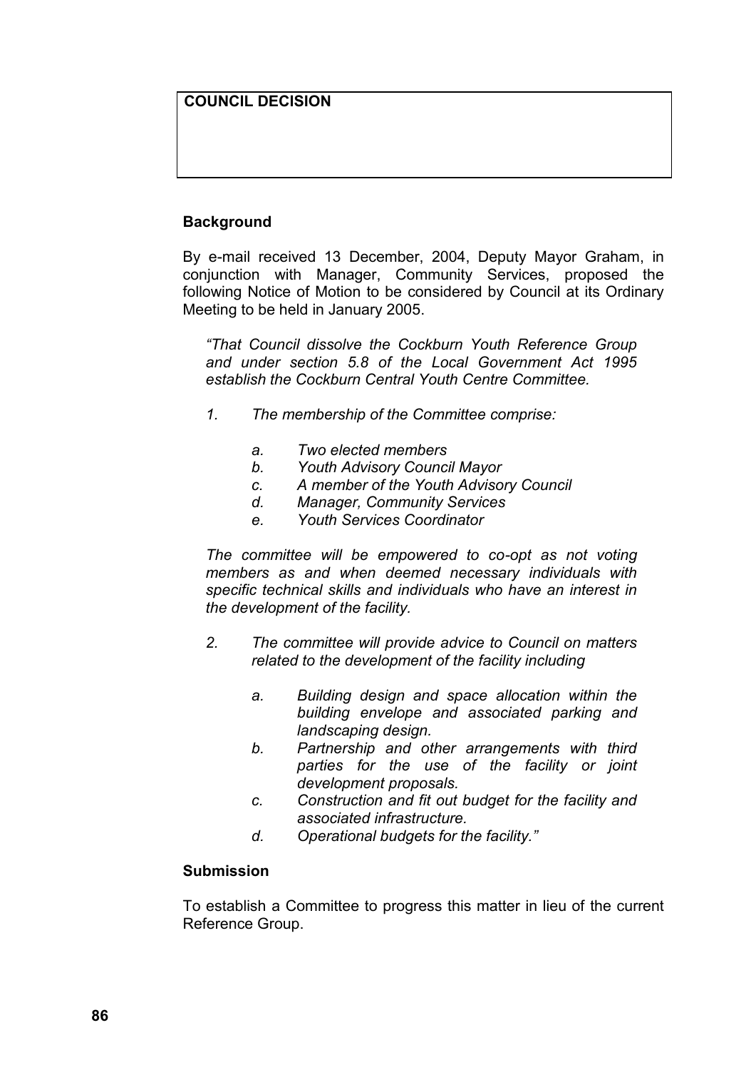| **COUNCIL DECISION** |
| --- |
| |

**Background**

By e-mail received 13 December, 2004, Deputy Mayor Graham, in conjunction with Manager, Community Services, proposed the following Notice of Motion to be considered by Council at its Ordinary Meeting to be held in January 2005.

*"That Council dissolve the Cockburn Youth Reference Group and under section 5.8 of the Local Government Act 1995 establish the Cockburn Central Youth Centre Committee.*

*1. The membership of the Committee comprise:*

*a. Two elected members*
*b. Youth Advisory Council Mayor*
*c. A member of the Youth Advisory Council*
*d. Manager, Community Services*
*e. Youth Services Coordinator*

*The committee will be empowered to co-opt as not voting members as and when deemed necessary individuals with specific technical skills and individuals who have an interest in the development of the facility.*

*2. The committee will provide advice to Council on matters related to the development of the facility including*

*a. Building design and space allocation within the building envelope and associated parking and landscaping design.*
*b. Partnership and other arrangements with third parties for the use of the facility or joint development proposals.*
*c. Construction and fit out budget for the facility and associated infrastructure.*
*d. Operational budgets for the facility."*

**Submission**

To establish a Committee to progress this matter in lieu of the current Reference Group.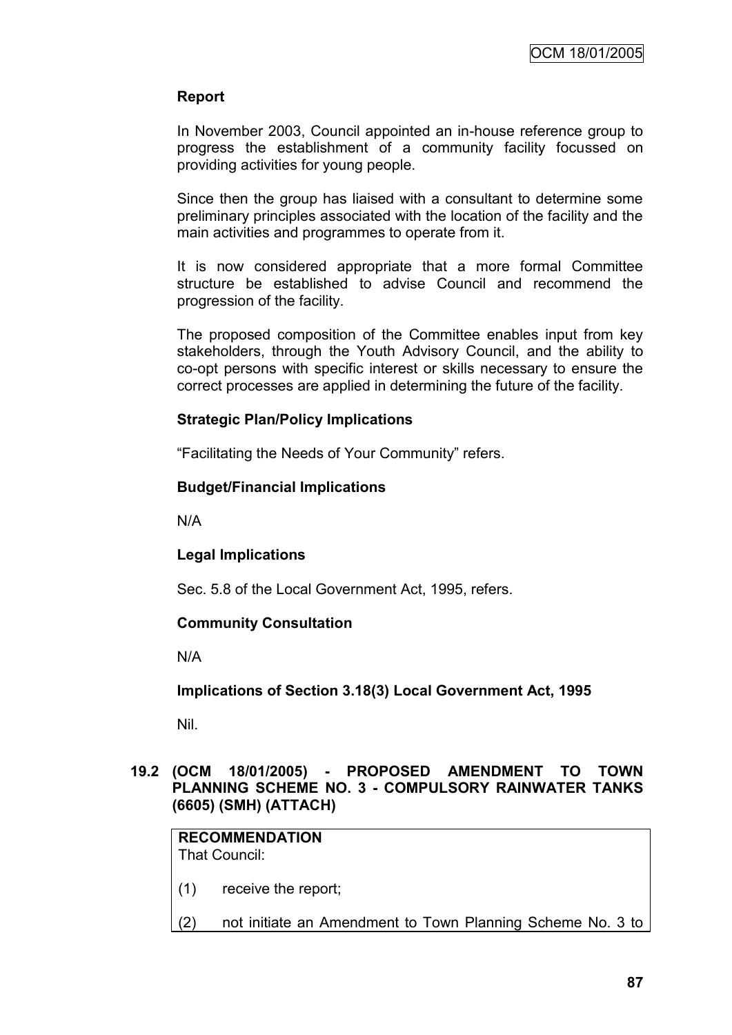## Report

In November 2003, Council appointed an in-house reference group to progress the establishment of a community facility focussed on providing activities for young people.

Since then the group has liaised with a consultant to determine some preliminary principles associated with the location of the facility and the main activities and programmes to operate from it.

It is now considered appropriate that a more formal Committee structure be established to advise Council and recommend the progression of the facility.

The proposed composition of the Committee enables input from key stakeholders, through the Youth Advisory Council, and the ability to co-opt persons with specific interest or skills necessary to ensure the correct processes are applied in determining the future of the facility.

## Strategic Plan/Policy Implications

"Facilitating the Needs of Your Community" refers.

## Budget/Financial Implications

N/A

## Legal Implications

Sec. 5.8 of the Local Government Act, 1995, refers.

## Community Consultation

N/A

## Implications of Section 3.18(3) Local Government Act, 1995

Nil.

# 19.2 (OCM 18/01/2005) - PROPOSED AMENDMENT TO TOWN PLANNING SCHEME NO. 3 - COMPULSORY RAINWATER TANKS (6605) (SMH) (ATTACH)

**RECOMMENDATION**
That Council:

(1) receive the report;

(2) not initiate an Amendment to Town Planning Scheme No. 3 to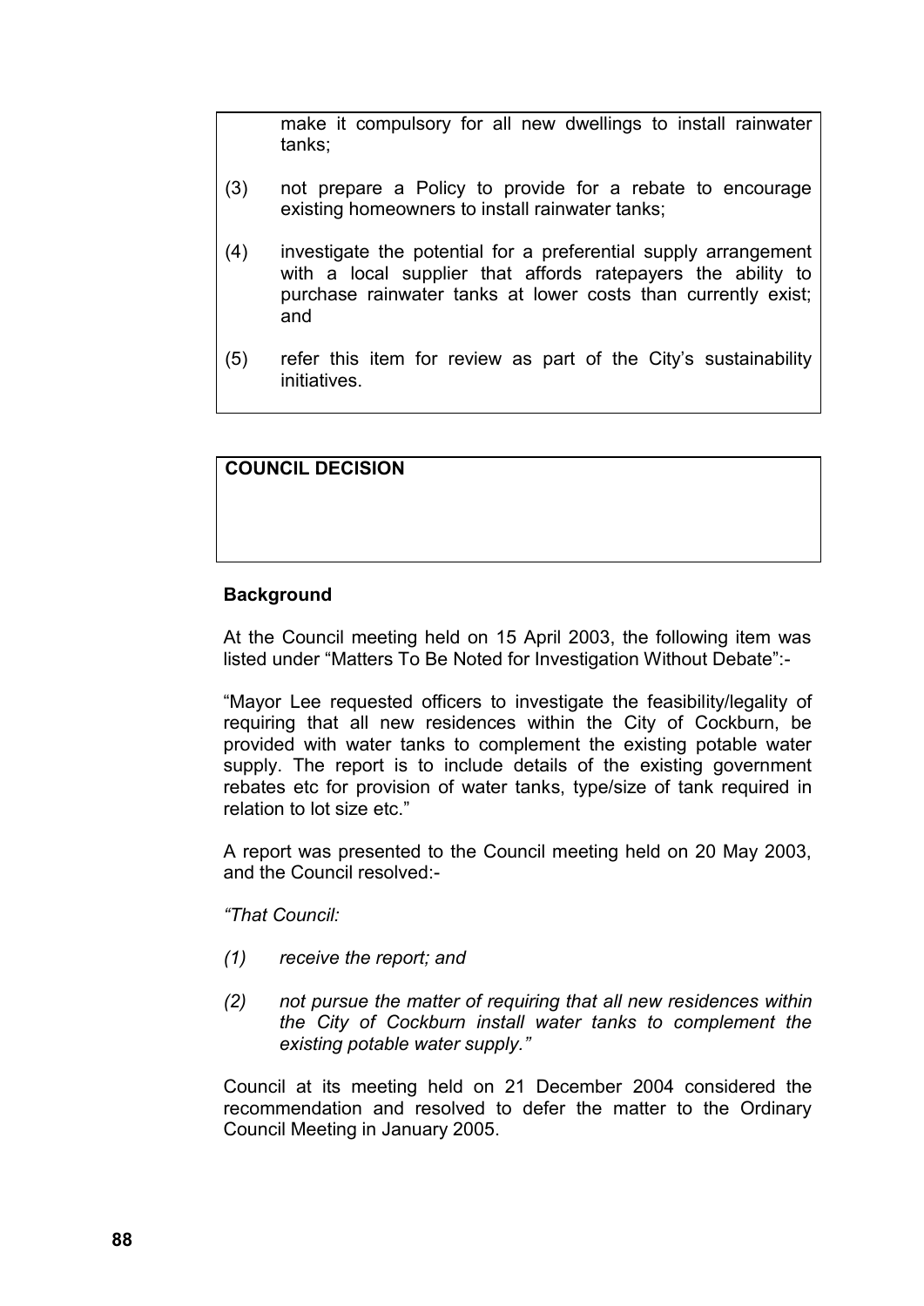make it compulsory for all new dwellings to install rainwater tanks;

(3) not prepare a Policy to provide for a rebate to encourage existing homeowners to install rainwater tanks;

(4) investigate the potential for a preferential supply arrangement with a local supplier that affords ratepayers the ability to purchase rainwater tanks at lower costs than currently exist; and

(5) refer this item for review as part of the City's sustainability initiatives.

**COUNCIL DECISION**

**Background**

At the Council meeting held on 15 April 2003, the following item was listed under "Matters To Be Noted for Investigation Without Debate":-

"Mayor Lee requested officers to investigate the feasibility/legality of requiring that all new residences within the City of Cockburn, be provided with water tanks to complement the existing potable water supply. The report is to include details of the existing government rebates etc for provision of water tanks, type/size of tank required in relation to lot size etc."

A report was presented to the Council meeting held on 20 May 2003, and the Council resolved:-

*"That Council:*

*(1) receive the report; and*

*(2) not pursue the matter of requiring that all new residences within the City of Cockburn install water tanks to complement the existing potable water supply."*

Council at its meeting held on 21 December 2004 considered the recommendation and resolved to defer the matter to the Ordinary Council Meeting in January 2005.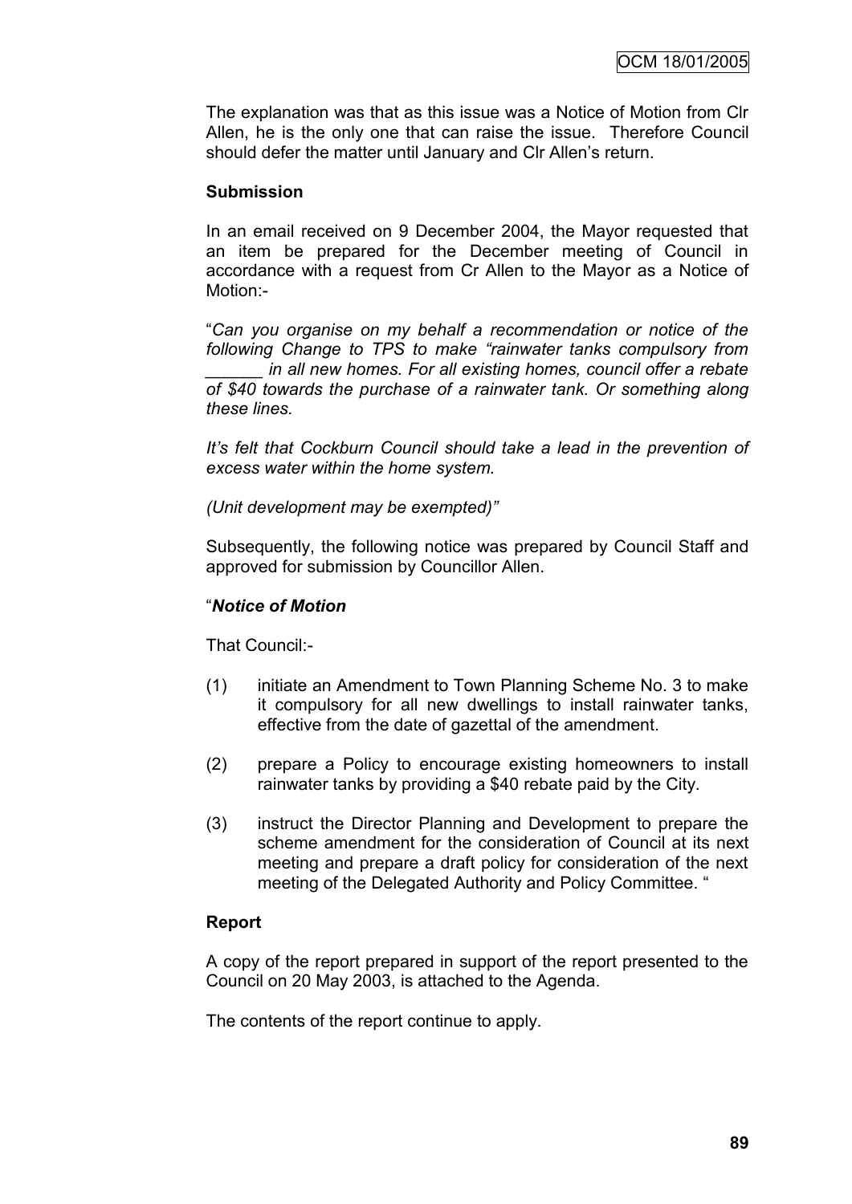The explanation was that as this issue was a Notice of Motion from Clr Allen, he is the only one that can raise the issue. Therefore Council should defer the matter until January and Clr Allen's return.

**Submission**

In an email received on 9 December 2004, the Mayor requested that an item be prepared for the December meeting of Council in accordance with a request from Cr Allen to the Mayor as a Notice of Motion:-

"*Can you organise on my behalf a recommendation or notice of the following Change to TPS to make "rainwater tanks compulsory from ______ in all new homes. For all existing homes, council offer a rebate of $40 towards the purchase of a rainwater tank. Or something along these lines.*

*It's felt that Cockburn Council should take a lead in the prevention of excess water within the home system.*

*(Unit development may be exempted)"*

Subsequently, the following notice was prepared by Council Staff and approved for submission by Councillor Allen.

"***Notice of Motion***

That Council:-

(1) initiate an Amendment to Town Planning Scheme No. 3 to make it compulsory for all new dwellings to install rainwater tanks, effective from the date of gazettal of the amendment.

(2) prepare a Policy to encourage existing homeowners to install rainwater tanks by providing a $40 rebate paid by the City.

(3) instruct the Director Planning and Development to prepare the scheme amendment for the consideration of Council at its next meeting and prepare a draft policy for consideration of the next meeting of the Delegated Authority and Policy Committee. "

**Report**

A copy of the report prepared in support of the report presented to the Council on 20 May 2003, is attached to the Agenda.

The contents of the report continue to apply.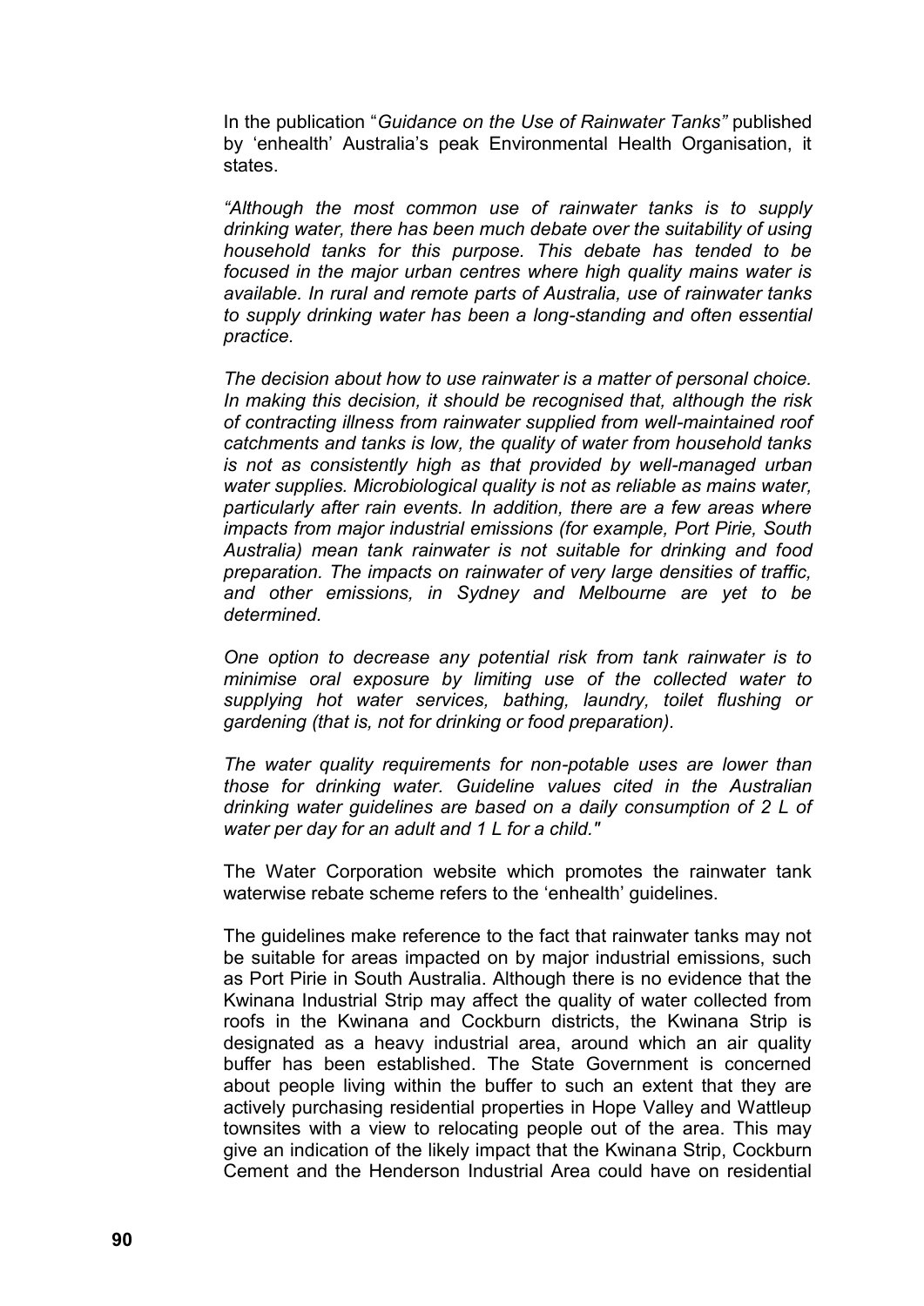In the publication "*Guidance on the Use of Rainwater Tanks"* published by 'enhealth' Australia's peak Environmental Health Organisation, it states.

*"Although the most common use of rainwater tanks is to supply drinking water, there has been much debate over the suitability of using household tanks for this purpose. This debate has tended to be focused in the major urban centres where high quality mains water is available. In rural and remote parts of Australia, use of rainwater tanks to supply drinking water has been a long-standing and often essential practice.*

*The decision about how to use rainwater is a matter of personal choice. In making this decision, it should be recognised that, although the risk of contracting illness from rainwater supplied from well-maintained roof catchments and tanks is low, the quality of water from household tanks is not as consistently high as that provided by well-managed urban water supplies. Microbiological quality is not as reliable as mains water, particularly after rain events. In addition, there are a few areas where impacts from major industrial emissions (for example, Port Pirie, South Australia) mean tank rainwater is not suitable for drinking and food preparation. The impacts on rainwater of very large densities of traffic, and other emissions, in Sydney and Melbourne are yet to be determined.*

*One option to decrease any potential risk from tank rainwater is to minimise oral exposure by limiting use of the collected water to supplying hot water services, bathing, laundry, toilet flushing or gardening (that is, not for drinking or food preparation).*

*The water quality requirements for non-potable uses are lower than those for drinking water. Guideline values cited in the Australian drinking water guidelines are based on a daily consumption of 2 L of water per day for an adult and 1 L for a child."*

The Water Corporation website which promotes the rainwater tank waterwise rebate scheme refers to the 'enhealth' guidelines.

The guidelines make reference to the fact that rainwater tanks may not be suitable for areas impacted on by major industrial emissions, such as Port Pirie in South Australia. Although there is no evidence that the Kwinana Industrial Strip may affect the quality of water collected from roofs in the Kwinana and Cockburn districts, the Kwinana Strip is designated as a heavy industrial area, around which an air quality buffer has been established. The State Government is concerned about people living within the buffer to such an extent that they are actively purchasing residential properties in Hope Valley and Wattleup townsites with a view to relocating people out of the area. This may give an indication of the likely impact that the Kwinana Strip, Cockburn Cement and the Henderson Industrial Area could have on residential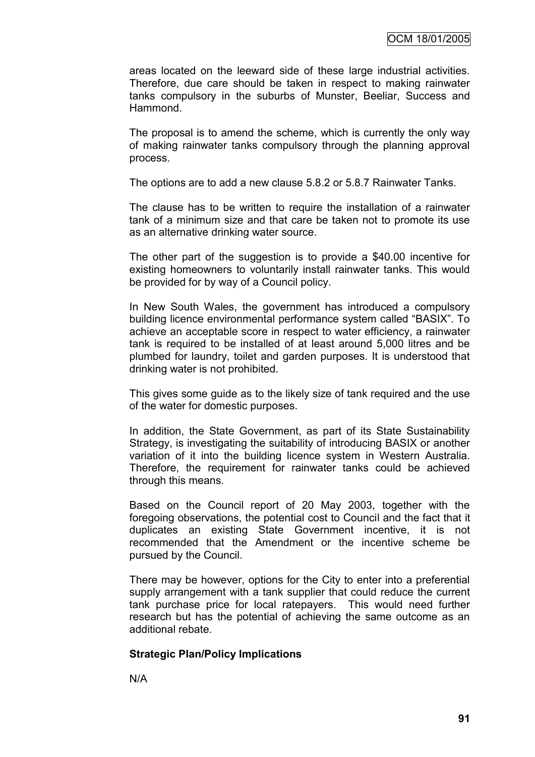areas located on the leeward side of these large industrial activities. Therefore, due care should be taken in respect to making rainwater tanks compulsory in the suburbs of Munster, Beeliar, Success and Hammond.

The proposal is to amend the scheme, which is currently the only way of making rainwater tanks compulsory through the planning approval process.

The options are to add a new clause 5.8.2 or 5.8.7 Rainwater Tanks.

The clause has to be written to require the installation of a rainwater tank of a minimum size and that care be taken not to promote its use as an alternative drinking water source.

The other part of the suggestion is to provide a $40.00 incentive for existing homeowners to voluntarily install rainwater tanks. This would be provided for by way of a Council policy.

In New South Wales, the government has introduced a compulsory building licence environmental performance system called "BASIX". To achieve an acceptable score in respect to water efficiency, a rainwater tank is required to be installed of at least around 5,000 litres and be plumbed for laundry, toilet and garden purposes. It is understood that drinking water is not prohibited.

This gives some guide as to the likely size of tank required and the use of the water for domestic purposes.

In addition, the State Government, as part of its State Sustainability Strategy, is investigating the suitability of introducing BASIX or another variation of it into the building licence system in Western Australia. Therefore, the requirement for rainwater tanks could be achieved through this means.

Based on the Council report of 20 May 2003, together with the foregoing observations, the potential cost to Council and the fact that it duplicates an existing State Government incentive, it is not recommended that the Amendment or the incentive scheme be pursued by the Council.

There may be however, options for the City to enter into a preferential supply arrangement with a tank supplier that could reduce the current tank purchase price for local ratepayers. This would need further research but has the potential of achieving the same outcome as an additional rebate.

**Strategic Plan/Policy Implications**

N/A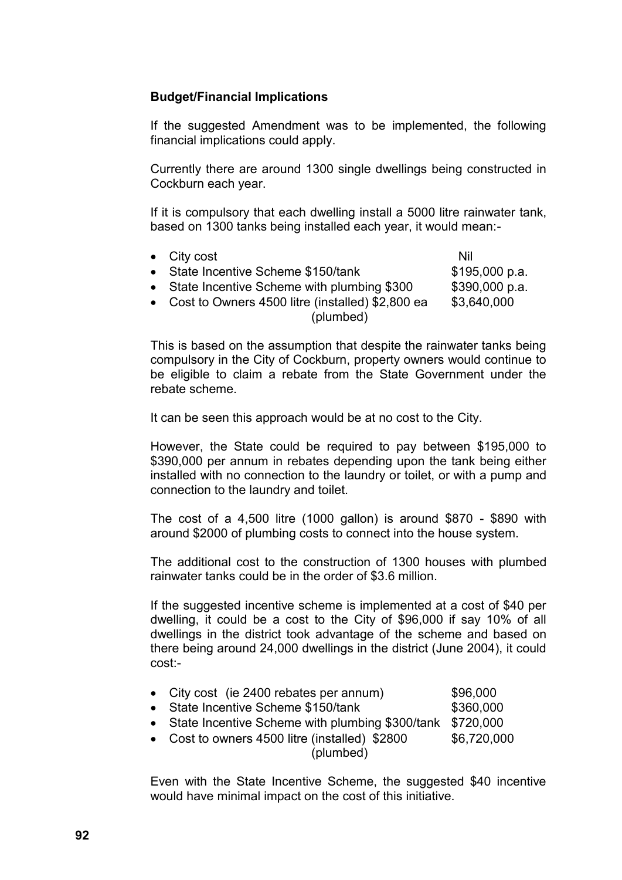**Budget/Financial Implications**

If the suggested Amendment was to be implemented, the following financial implications could apply.

Currently there are around 1300 single dwellings being constructed in Cockburn each year.

If it is compulsory that each dwelling install a 5000 litre rainwater tank, based on 1300 tanks being installed each year, it would mean:-

- City cost — Nil
- State Incentive Scheme $150/tank — $195,000 p.a.
- State Incentive Scheme with plumbing $300 — $390,000 p.a.
- Cost to Owners 4500 litre (installed) $2,800 ea (plumbed) — $3,640,000

This is based on the assumption that despite the rainwater tanks being compulsory in the City of Cockburn, property owners would continue to be eligible to claim a rebate from the State Government under the rebate scheme.

It can be seen this approach would be at no cost to the City.

However, the State could be required to pay between $195,000 to $390,000 per annum in rebates depending upon the tank being either installed with no connection to the laundry or toilet, or with a pump and connection to the laundry and toilet.

The cost of a 4,500 litre (1000 gallon) is around $870 - $890 with around $2000 of plumbing costs to connect into the house system.

The additional cost to the construction of 1300 houses with plumbed rainwater tanks could be in the order of $3.6 million.

If the suggested incentive scheme is implemented at a cost of $40 per dwelling, it could be a cost to the City of $96,000 if say 10% of all dwellings in the district took advantage of the scheme and based on there being around 24,000 dwellings in the district (June 2004), it could cost:-

- City cost (ie 2400 rebates per annum) — $96,000
- State Incentive Scheme $150/tank — $360,000
- State Incentive Scheme with plumbing $300/tank — $720,000
- Cost to owners 4500 litre (installed) $2800 (plumbed) — $6,720,000

Even with the State Incentive Scheme, the suggested $40 incentive would have minimal impact on the cost of this initiative.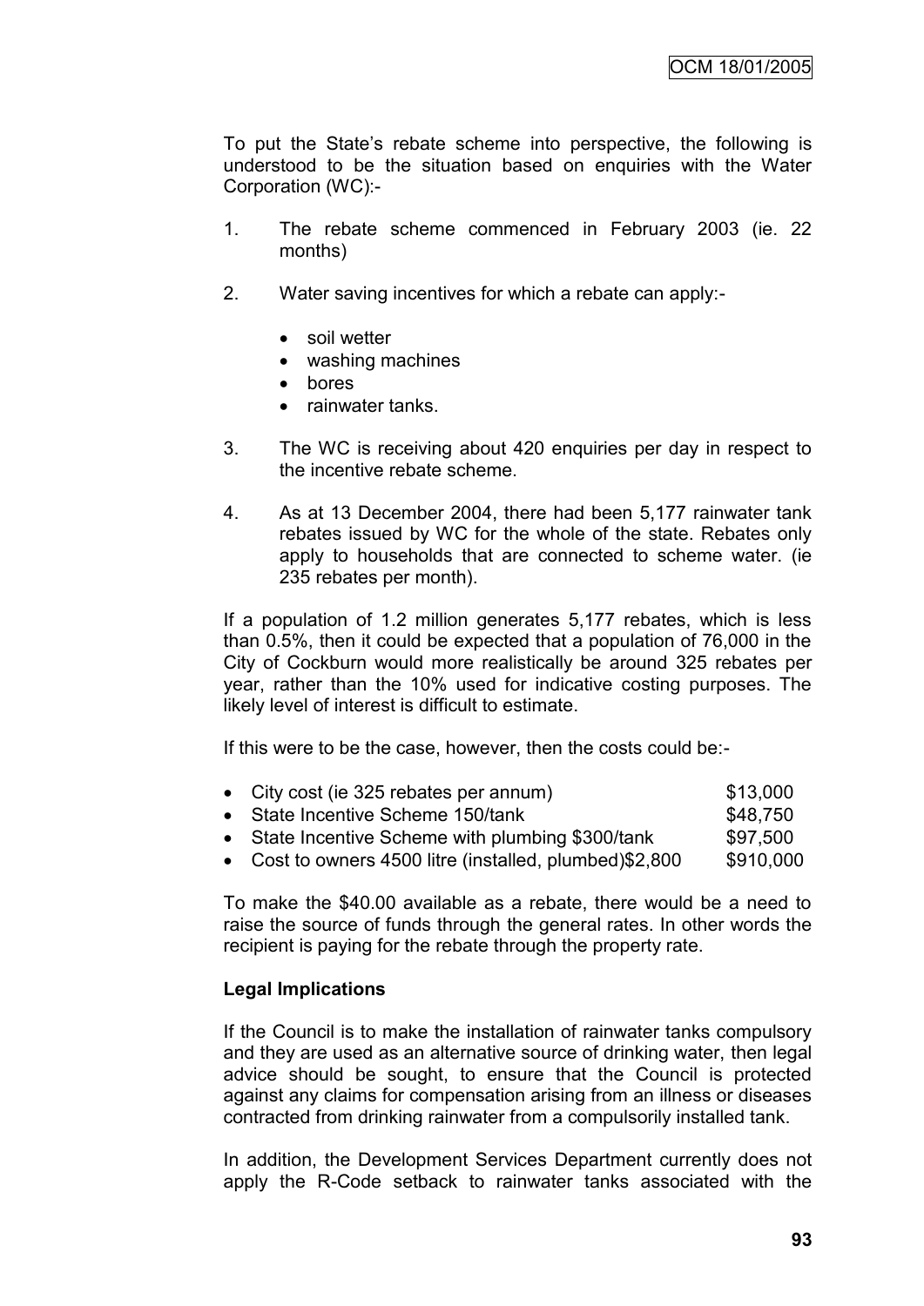To put the State's rebate scheme into perspective, the following is understood to be the situation based on enquiries with the Water Corporation (WC):-

1. The rebate scheme commenced in February 2003 (ie. 22 months)

2. Water saving incentives for which a rebate can apply:-

   - soil wetter
   - washing machines
   - bores
   - rainwater tanks.

3. The WC is receiving about 420 enquiries per day in respect to the incentive rebate scheme.

4. As at 13 December 2004, there had been 5,177 rainwater tank rebates issued by WC for the whole of the state. Rebates only apply to households that are connected to scheme water. (ie 235 rebates per month).

If a population of 1.2 million generates 5,177 rebates, which is less than 0.5%, then it could be expected that a population of 76,000 in the City of Cockburn would more realistically be around 325 rebates per year, rather than the 10% used for indicative costing purposes. The likely level of interest is difficult to estimate.

If this were to be the case, however, then the costs could be:-

| | |
|---|---|
| • City cost (ie 325 rebates per annum) | \$13,000 |
| • State Incentive Scheme 150/tank | \$48,750 |
| • State Incentive Scheme with plumbing \$300/tank | \$97,500 |
| • Cost to owners 4500 litre (installed, plumbed)\$2,800 | \$910,000 |

To make the \$40.00 available as a rebate, there would be a need to raise the source of funds through the general rates. In other words the recipient is paying for the rebate through the property rate.

**Legal Implications**

If the Council is to make the installation of rainwater tanks compulsory and they are used as an alternative source of drinking water, then legal advice should be sought, to ensure that the Council is protected against any claims for compensation arising from an illness or diseases contracted from drinking rainwater from a compulsorily installed tank.

In addition, the Development Services Department currently does not apply the R-Code setback to rainwater tanks associated with the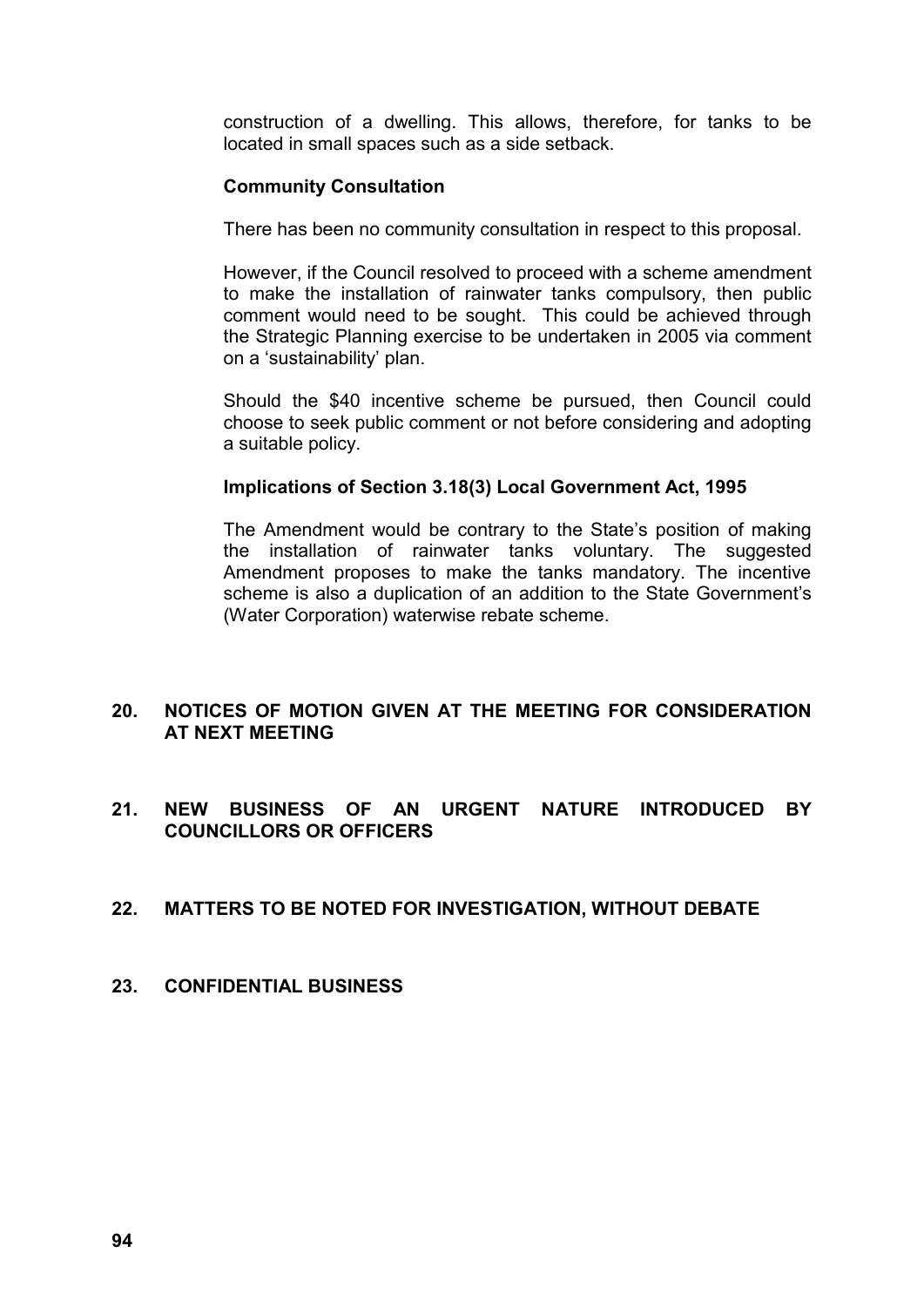construction of a dwelling. This allows, therefore, for tanks to be located in small spaces such as a side setback.

**Community Consultation**

There has been no community consultation in respect to this proposal.

However, if the Council resolved to proceed with a scheme amendment to make the installation of rainwater tanks compulsory, then public comment would need to be sought. This could be achieved through the Strategic Planning exercise to be undertaken in 2005 via comment on a 'sustainability' plan.

Should the $40 incentive scheme be pursued, then Council could choose to seek public comment or not before considering and adopting a suitable policy.

**Implications of Section 3.18(3) Local Government Act, 1995**

The Amendment would be contrary to the State's position of making the installation of rainwater tanks voluntary. The suggested Amendment proposes to make the tanks mandatory. The incentive scheme is also a duplication of an addition to the State Government's (Water Corporation) waterwise rebate scheme.

## 20. NOTICES OF MOTION GIVEN AT THE MEETING FOR CONSIDERATION AT NEXT MEETING

## 21. NEW BUSINESS OF AN URGENT NATURE INTRODUCED BY COUNCILLORS OR OFFICERS

## 22. MATTERS TO BE NOTED FOR INVESTIGATION, WITHOUT DEBATE

## 23. CONFIDENTIAL BUSINESS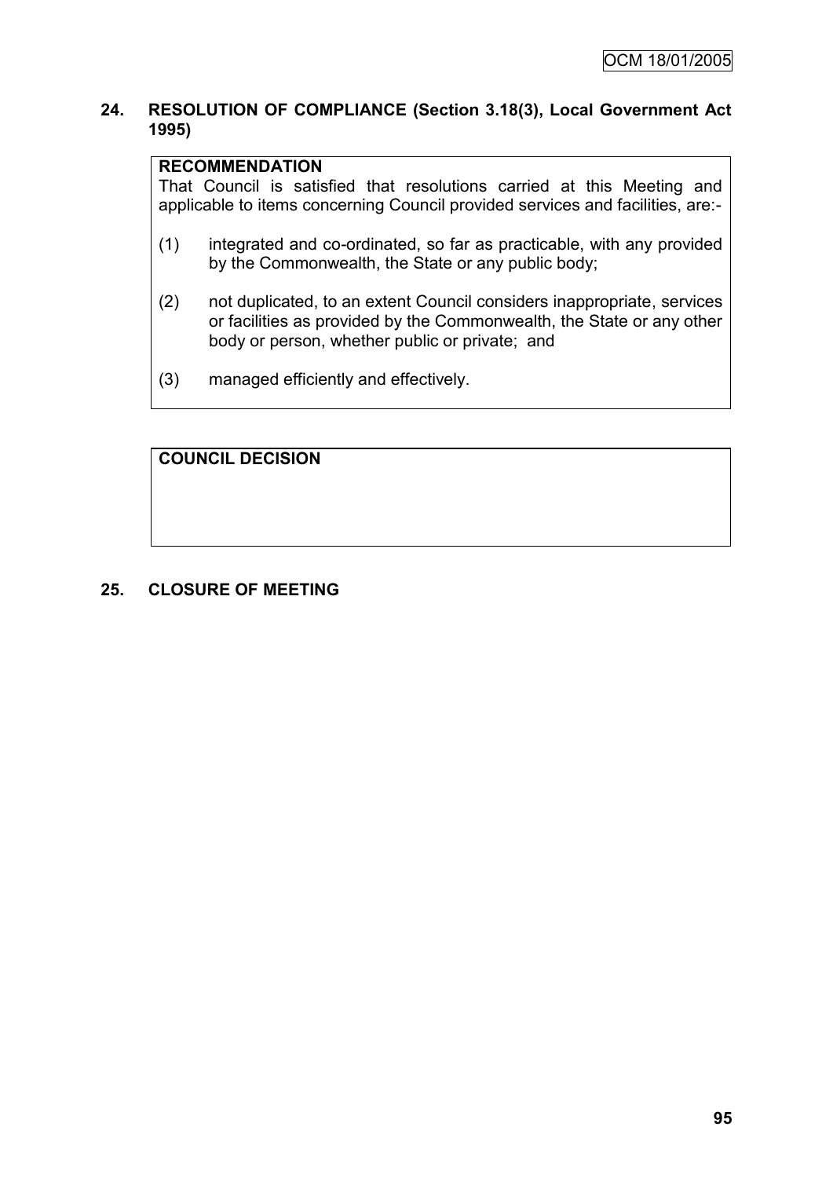## 24. RESOLUTION OF COMPLIANCE (Section 3.18(3), Local Government Act 1995)

**RECOMMENDATION**

That Council is satisfied that resolutions carried at this Meeting and applicable to items concerning Council provided services and facilities, are:-

(1) integrated and co-ordinated, so far as practicable, with any provided by the Commonwealth, the State or any public body;

(2) not duplicated, to an extent Council considers inappropriate, services or facilities as provided by the Commonwealth, the State or any other body or person, whether public or private; and

(3) managed efficiently and effectively.

**COUNCIL DECISION**

## 25. CLOSURE OF MEETING